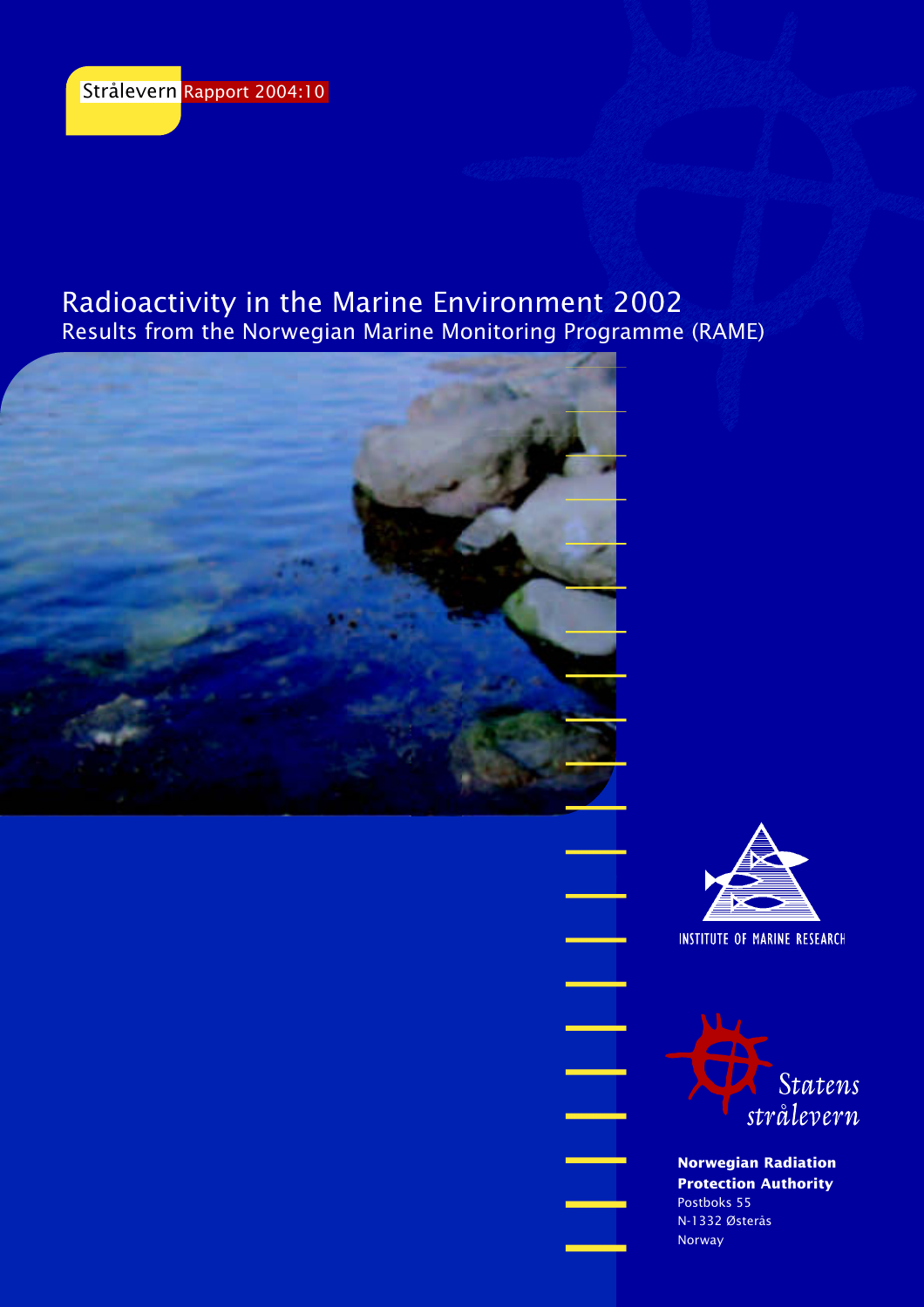Strålevern Rapport 2004:10

# Radioactivity in the Marine Environment 2002

## Results from the Norwegian Marine Monitoring Programme (RAME)

INSTITUTE OF MARINE RESEARCH

Statens strålevern

**Norwegian Radiation Protection Authority**
Postboks 55
N-1332 Østerås
Norway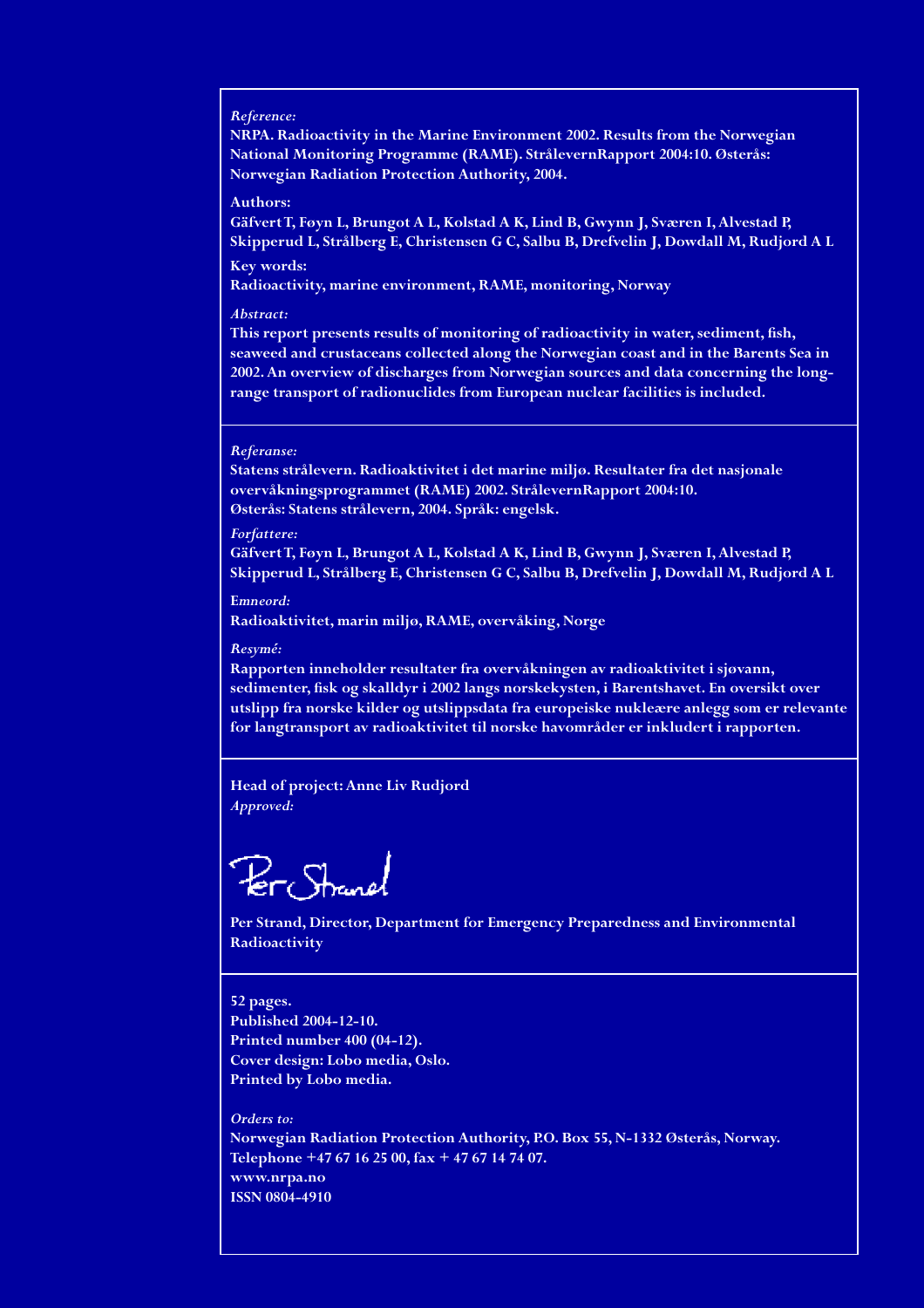*Reference:*

**NRPA. Radioactivity in the Marine Environment 2002. Results from the Norwegian National Monitoring Programme (RAME). StrålevernRapport 2004:10. Østerås: Norwegian Radiation Protection Authority, 2004.**

**Authors:**

**Gäfvert T, Føyn L, Brungot A L, Kolstad A K, Lind B, Gwynn J, Sværen I, Alvestad P, Skipperud L, Strålberg E, Christensen G C, Salbu B, Drefvelin J, Dowdall M, Rudjord A L**

**Key words:**

**Radioactivity, marine environment, RAME, monitoring, Norway**

*Abstract:*

**This report presents results of monitoring of radioactivity in water, sediment, fish, seaweed and crustaceans collected along the Norwegian coast and in the Barents Sea in 2002. An overview of discharges from Norwegian sources and data concerning the long-range transport of radionuclides from European nuclear facilities is included.**

---

*Referanse:*

**Statens strålevern. Radioaktivitet i det marine miljø. Resultater fra det nasjonale overvåkningsprogrammet (RAME) 2002. StrålevernRapport 2004:10. Østerås: Statens strålevern, 2004. Språk: engelsk.**

*Forfattere:*

**Gäfvert T, Føyn L, Brungot A L, Kolstad A K, Lind B, Gwynn J, Sværen I, Alvestad P, Skipperud L, Strålberg E, Christensen G C, Salbu B, Drefvelin J, Dowdall M, Rudjord A L**

*Emneord:*

**Radioaktivitet, marin miljø, RAME, overvåking, Norge**

*Resymé:*

**Rapporten inneholder resultater fra overvåkningen av radioaktivitet i sjøvann, sedimenter, fisk og skalldyr i 2002 langs norskekysten, i Barentshavet. En oversikt over utslipp fra norske kilder og utslippsdata fra europeiske nukleære anlegg som er relevante for langtransport av radioaktivitet til norske havområder er inkludert i rapporten.**

---

**Head of project: Anne Liv Rudjord**

*Approved:*

Per Strand

**Per Strand, Director, Department for Emergency Preparedness and Environmental Radioactivity**

---

**52 pages.**
**Published 2004-12-10.**
**Printed number 400 (04-12).**
**Cover design: Lobo media, Oslo.**
**Printed by Lobo media.**

*Orders to:*

**Norwegian Radiation Protection Authority, P.O. Box 55, N-1332 Østerås, Norway.**
**Telephone +47 67 16 25 00, fax + 47 67 14 74 07.**
**www.nrpa.no**
**ISSN 0804-4910**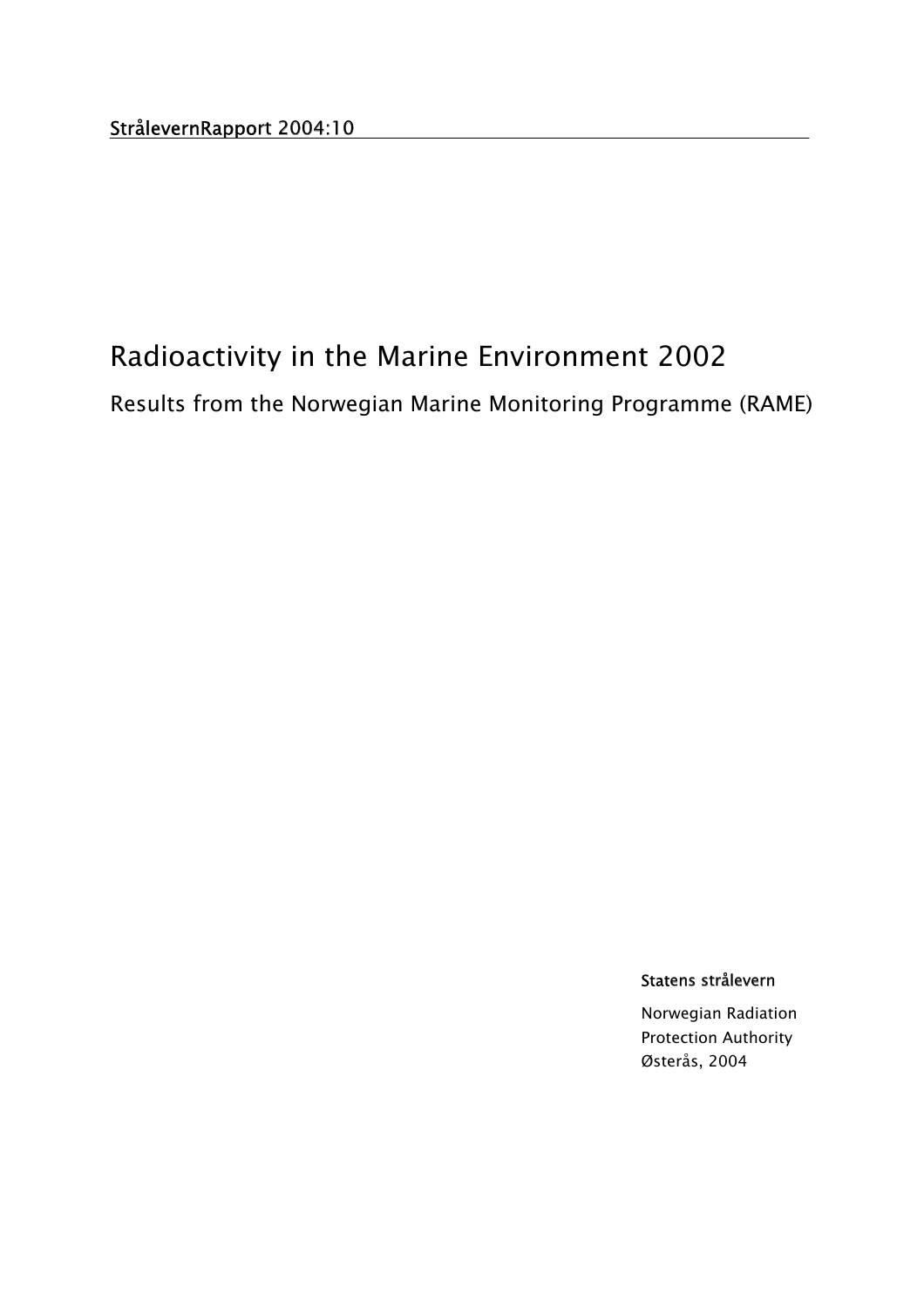StrålevernRapport 2004:10

# Radioactivity in the Marine Environment 2002

## Results from the Norwegian Marine Monitoring Programme (RAME)

**Statens strålevern**

Norwegian Radiation Protection Authority
Østerås, 2004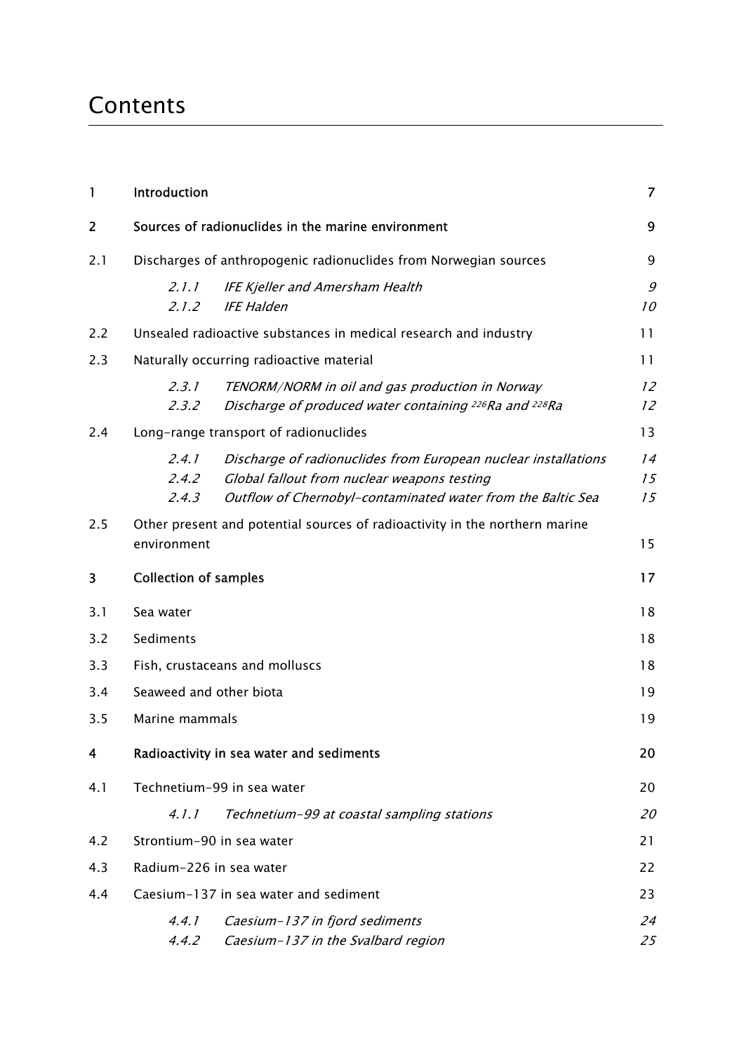# Contents

| | | |
|---|---|---|
| **1** | **Introduction** | **7** |
| **2** | **Sources of radionuclides in the marine environment** | **9** |
| 2.1 | Discharges of anthropogenic radionuclides from Norwegian sources | 9 |
| *2.1.1* | *IFE Kjeller and Amersham Health* | *9* |
| *2.1.2* | *IFE Halden* | *10* |
| 2.2 | Unsealed radioactive substances in medical research and industry | 11 |
| 2.3 | Naturally occurring radioactive material | 11 |
| *2.3.1* | *TENORM/NORM in oil and gas production in Norway* | *12* |
| *2.3.2* | *Discharge of produced water containing $^{226}Ra$ and $^{228}Ra$* | *12* |
| 2.4 | Long-range transport of radionuclides | 13 |
| *2.4.1* | *Discharge of radionuclides from European nuclear installations* | *14* |
| *2.4.2* | *Global fallout from nuclear weapons testing* | *15* |
| *2.4.3* | *Outflow of Chernobyl-contaminated water from the Baltic Sea* | *15* |
| 2.5 | Other present and potential sources of radioactivity in the northern marine environment | 15 |
| **3** | **Collection of samples** | **17** |
| 3.1 | Sea water | 18 |
| 3.2 | Sediments | 18 |
| 3.3 | Fish, crustaceans and molluscs | 18 |
| 3.4 | Seaweed and other biota | 19 |
| 3.5 | Marine mammals | 19 |
| **4** | **Radioactivity in sea water and sediments** | **20** |
| 4.1 | Technetium-99 in sea water | 20 |
| *4.1.1* | *Technetium-99 at coastal sampling stations* | *20* |
| 4.2 | Strontium-90 in sea water | 21 |
| 4.3 | Radium-226 in sea water | 22 |
| 4.4 | Caesium-137 in sea water and sediment | 23 |
| *4.4.1* | *Caesium-137 in fjord sediments* | *24* |
| *4.4.2* | *Caesium-137 in the Svalbard region* | *25* |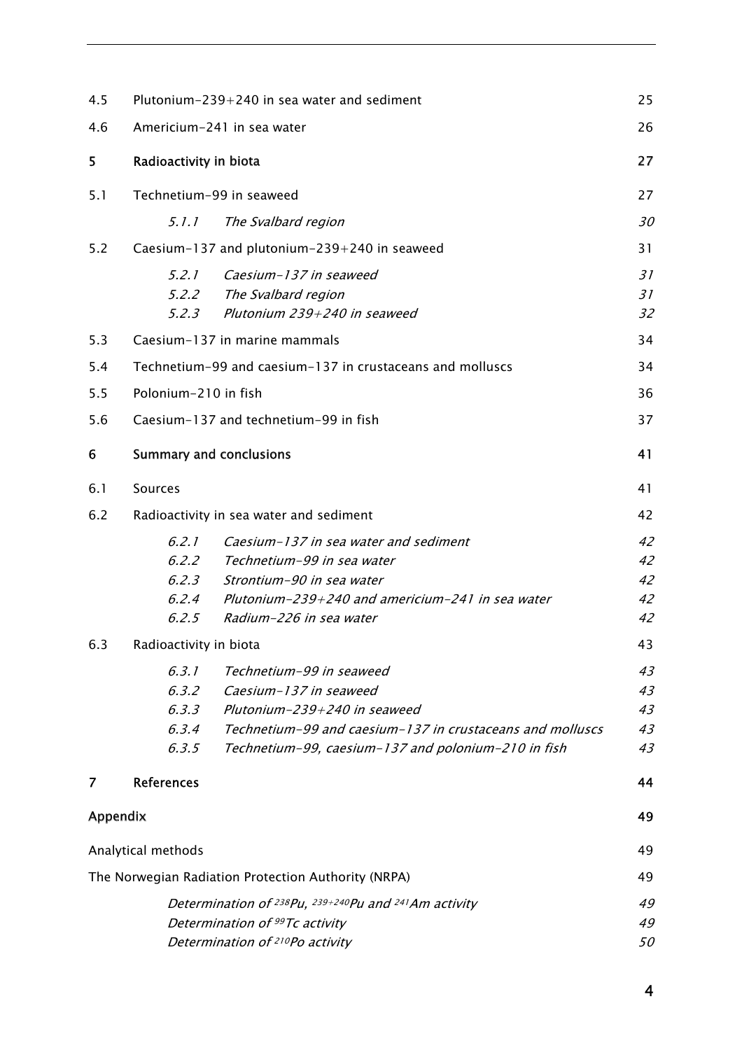| | | |
|---|---|---|
| 4.5 | Plutonium-239+240 in sea water and sediment | 25 |
| 4.6 | Americium-241 in sea water | 26 |
| **5** | **Radioactivity in biota** | **27** |
| 5.1 | Technetium-99 in seaweed | 27 |
| | *5.1.1 The Svalbard region* | *30* |
| 5.2 | Caesium-137 and plutonium-239+240 in seaweed | 31 |
| | *5.2.1 Caesium-137 in seaweed* | *31* |
| | *5.2.2 The Svalbard region* | *31* |
| | *5.2.3 Plutonium 239+240 in seaweed* | *32* |
| 5.3 | Caesium-137 in marine mammals | 34 |
| 5.4 | Technetium-99 and caesium-137 in crustaceans and molluscs | 34 |
| 5.5 | Polonium-210 in fish | 36 |
| 5.6 | Caesium-137 and technetium-99 in fish | 37 |
| **6** | **Summary and conclusions** | **41** |
| 6.1 | Sources | 41 |
| 6.2 | Radioactivity in sea water and sediment | 42 |
| | *6.2.1 Caesium-137 in sea water and sediment* | *42* |
| | *6.2.2 Technetium-99 in sea water* | *42* |
| | *6.2.3 Strontium-90 in sea water* | *42* |
| | *6.2.4 Plutonium-239+240 and americium-241 in sea water* | *42* |
| | *6.2.5 Radium-226 in sea water* | *42* |
| 6.3 | Radioactivity in biota | 43 |
| | *6.3.1 Technetium-99 in seaweed* | *43* |
| | *6.3.2 Caesium-137 in seaweed* | *43* |
| | *6.3.3 Plutonium-239+240 in seaweed* | *43* |
| | *6.3.4 Technetium-99 and caesium-137 in crustaceans and molluscs* | *43* |
| | *6.3.5 Technetium-99, caesium-137 and polonium-210 in fish* | *43* |
| **7** | **References** | **44** |
| **Appendix** | | **49** |
| Analytical methods | | 49 |
| The Norwegian Radiation Protection Authority (NRPA) | | 49 |
| | *Determination of $^{238}$Pu, $^{239+240}$Pu and $^{241}$Am activity* | *49* |
| | *Determination of $^{99}$Tc activity* | *49* |
| | *Determination of $^{210}$Po activity* | *50* |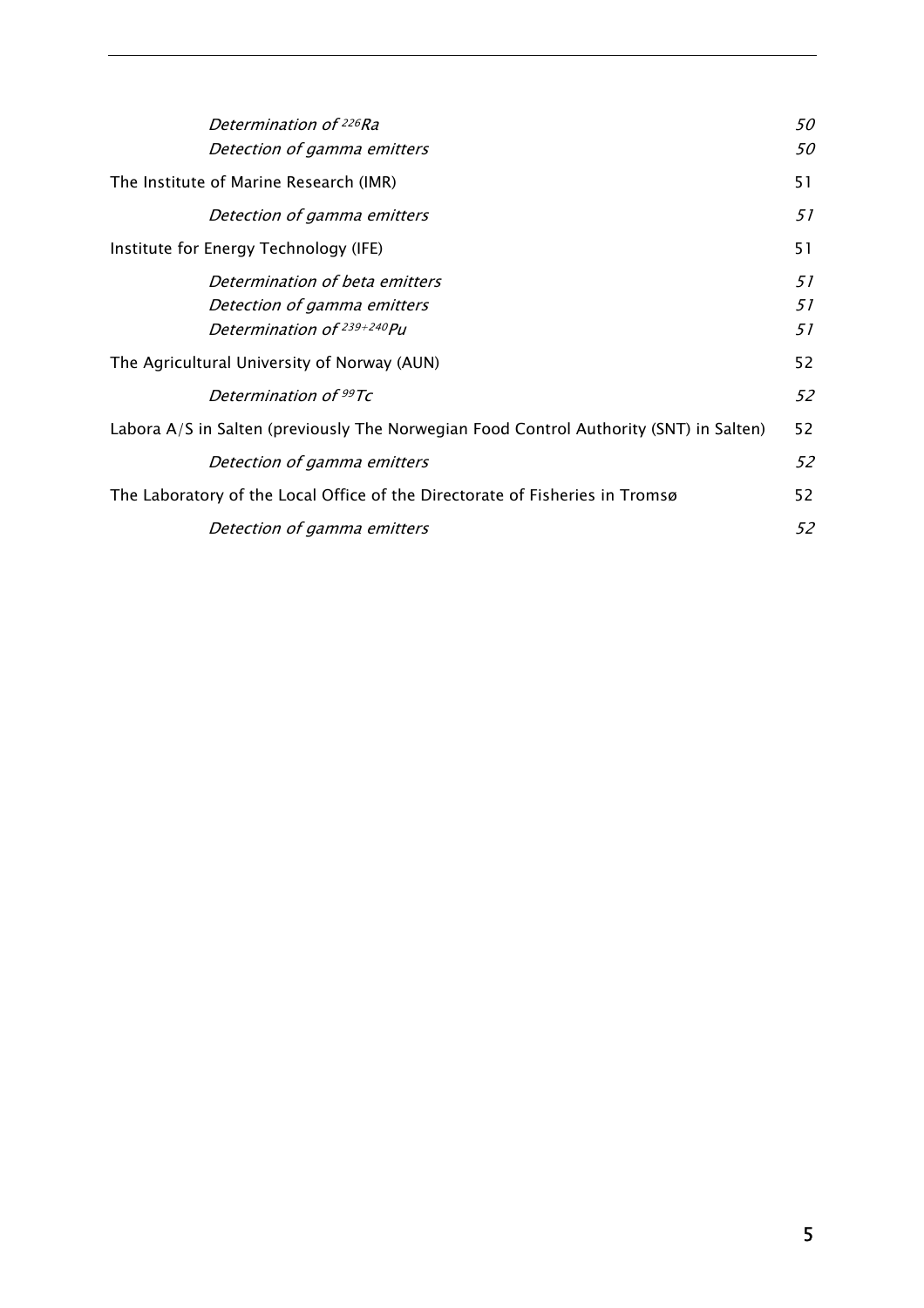*Determination of $^{226}Ra$* 50

*Detection of gamma emitters* 50

The Institute of Marine Research (IMR) 51

*Detection of gamma emitters* 51

Institute for Energy Technology (IFE) 51

*Determination of beta emitters* 51

*Detection of gamma emitters* 51

*Determination of $^{239+240}Pu$* 51

The Agricultural University of Norway (AUN) 52

*Determination of $^{99}Tc$* 52

Labora A/S in Salten (previously The Norwegian Food Control Authority (SNT) in Salten) 52

*Detection of gamma emitters* 52

The Laboratory of the Local Office of the Directorate of Fisheries in Tromsø 52

*Detection of gamma emitters* 52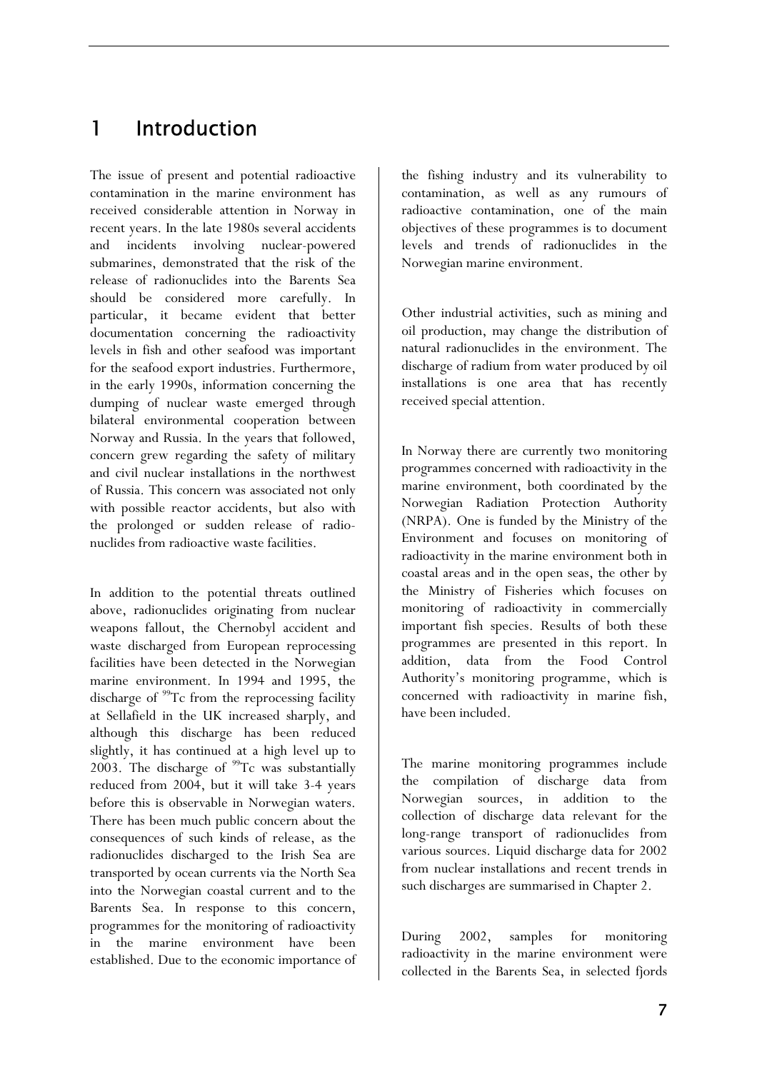# 1 Introduction

The issue of present and potential radioactive contamination in the marine environment has received considerable attention in Norway in recent years. In the late 1980s several accidents and incidents involving nuclear-powered submarines, demonstrated that the risk of the release of radionuclides into the Barents Sea should be considered more carefully. In particular, it became evident that better documentation concerning the radioactivity levels in fish and other seafood was important for the seafood export industries. Furthermore, in the early 1990s, information concerning the dumping of nuclear waste emerged through bilateral environmental cooperation between Norway and Russia. In the years that followed, concern grew regarding the safety of military and civil nuclear installations in the northwest of Russia. This concern was associated not only with possible reactor accidents, but also with the prolonged or sudden release of radionuclides from radioactive waste facilities.

In addition to the potential threats outlined above, radionuclides originating from nuclear weapons fallout, the Chernobyl accident and waste discharged from European reprocessing facilities have been detected in the Norwegian marine environment. In 1994 and 1995, the discharge of $^{99}$Tc from the reprocessing facility at Sellafield in the UK increased sharply, and although this discharge has been reduced slightly, it has continued at a high level up to 2003. The discharge of $^{99}$Tc was substantially reduced from 2004, but it will take 3-4 years before this is observable in Norwegian waters. There has been much public concern about the consequences of such kinds of release, as the radionuclides discharged to the Irish Sea are transported by ocean currents via the North Sea into the Norwegian coastal current and to the Barents Sea. In response to this concern, programmes for the monitoring of radioactivity in the marine environment have been established. Due to the economic importance of the fishing industry and its vulnerability to contamination, as well as any rumours of radioactive contamination, one of the main objectives of these programmes is to document levels and trends of radionuclides in the Norwegian marine environment.

Other industrial activities, such as mining and oil production, may change the distribution of natural radionuclides in the environment. The discharge of radium from water produced by oil installations is one area that has recently received special attention.

In Norway there are currently two monitoring programmes concerned with radioactivity in the marine environment, both coordinated by the Norwegian Radiation Protection Authority (NRPA). One is funded by the Ministry of the Environment and focuses on monitoring of radioactivity in the marine environment both in coastal areas and in the open seas, the other by the Ministry of Fisheries which focuses on monitoring of radioactivity in commercially important fish species. Results of both these programmes are presented in this report. In addition, data from the Food Control Authority's monitoring programme, which is concerned with radioactivity in marine fish, have been included.

The marine monitoring programmes include the compilation of discharge data from Norwegian sources, in addition to the collection of discharge data relevant for the long-range transport of radionuclides from various sources. Liquid discharge data for 2002 from nuclear installations and recent trends in such discharges are summarised in Chapter 2.

During 2002, samples for monitoring radioactivity in the marine environment were collected in the Barents Sea, in selected fjords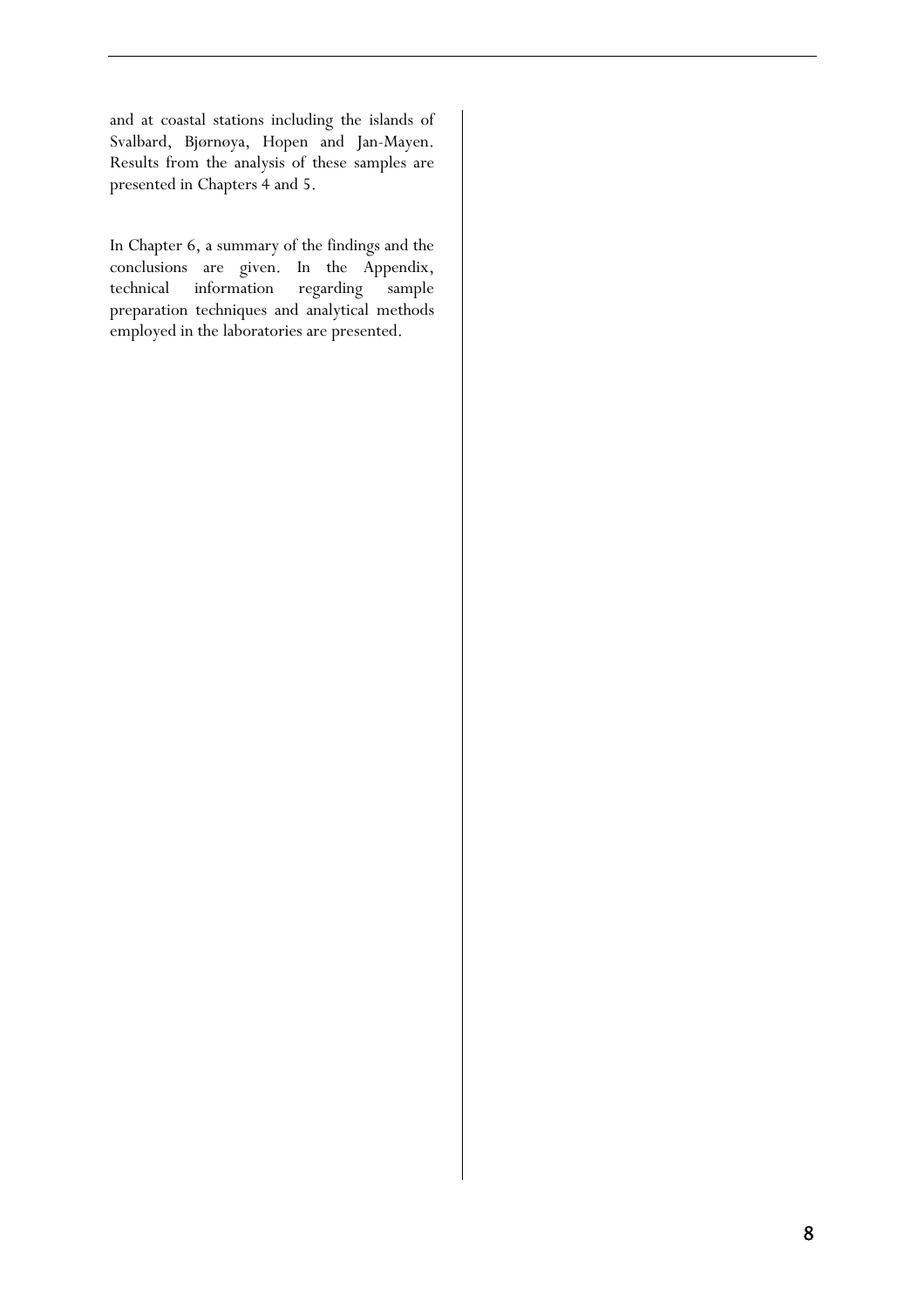and at coastal stations including the islands of Svalbard, Bjørnøya, Hopen and Jan-Mayen. Results from the analysis of these samples are presented in Chapters 4 and 5.

In Chapter 6, a summary of the findings and the conclusions are given. In the Appendix, technical information regarding sample preparation techniques and analytical methods employed in the laboratories are presented.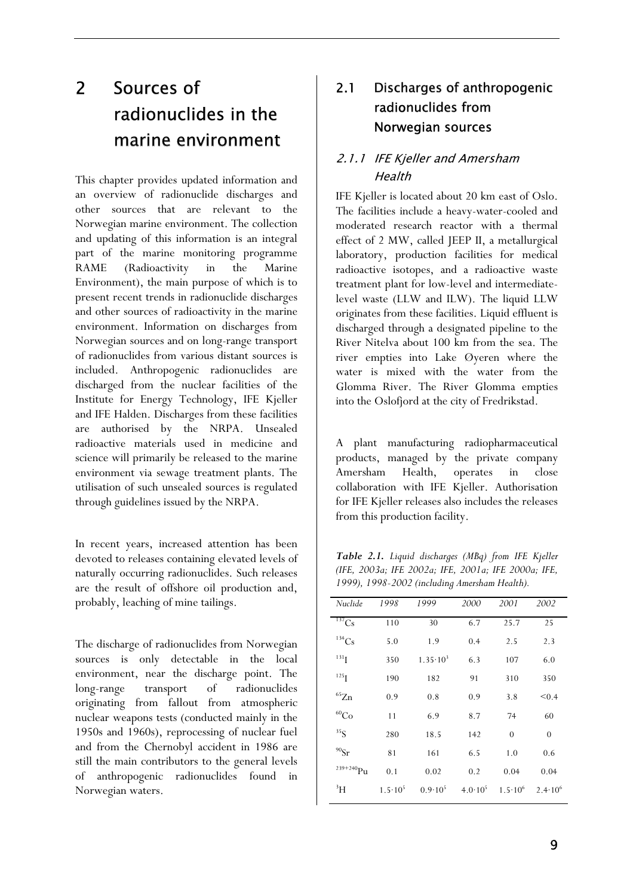# 2 Sources of radionuclides in the marine environment

This chapter provides updated information and an overview of radionuclide discharges and other sources that are relevant to the Norwegian marine environment. The collection and updating of this information is an integral part of the marine monitoring programme RAME (Radioactivity in the Marine Environment), the main purpose of which is to present recent trends in radionuclide discharges and other sources of radioactivity in the marine environment. Information on discharges from Norwegian sources and on long-range transport of radionuclides from various distant sources is included. Anthropogenic radionuclides are discharged from the nuclear facilities of the Institute for Energy Technology, IFE Kjeller and IFE Halden. Discharges from these facilities are authorised by the NRPA. Unsealed radioactive materials used in medicine and science will primarily be released to the marine environment via sewage treatment plants. The utilisation of such unsealed sources is regulated through guidelines issued by the NRPA.

In recent years, increased attention has been devoted to releases containing elevated levels of naturally occurring radionuclides. Such releases are the result of offshore oil production and, probably, leaching of mine tailings.

The discharge of radionuclides from Norwegian sources is only detectable in the local environment, near the discharge point. The long-range transport of radionuclides originating from fallout from atmospheric nuclear weapons tests (conducted mainly in the 1950s and 1960s), reprocessing of nuclear fuel and from the Chernobyl accident in 1986 are still the main contributors to the general levels of anthropogenic radionuclides found in Norwegian waters.

## 2.1 Discharges of anthropogenic radionuclides from Norwegian sources

### 2.1.1 IFE Kjeller and Amersham Health

IFE Kjeller is located about 20 km east of Oslo. The facilities include a heavy-water-cooled and moderated research reactor with a thermal effect of 2 MW, called JEEP II, a metallurgical laboratory, production facilities for medical radioactive isotopes, and a radioactive waste treatment plant for low-level and intermediate-level waste (LLW and ILW). The liquid LLW originates from these facilities. Liquid effluent is discharged through a designated pipeline to the River Nitelva about 100 km from the sea. The river empties into Lake Øyeren where the water is mixed with the water from the Glomma River. The River Glomma empties into the Oslofjord at the city of Fredrikstad.

A plant manufacturing radiopharmaceutical products, managed by the private company Amersham Health, operates in close collaboration with IFE Kjeller. Authorisation for IFE Kjeller releases also includes the releases from this production facility.

***Table 2.1.*** *Liquid discharges (MBq) from IFE Kjeller (IFE, 2003a; IFE 2002a; IFE, 2001a; IFE 2000a; IFE, 1999), 1998-2002 (including Amersham Health).*

| *Nuclide* | *1998* | *1999* | *2000* | *2001* | *2002* |
|---|---|---|---|---|---|
| $^{137}Cs$ | 110 | 30 | 6.7 | 25.7 | 25 |
| $^{134}Cs$ | 5.0 | 1.9 | 0.4 | 2.5 | 2.3 |
| $^{131}I$ | 350 | $1.35 \cdot 10^{3}$ | 6.3 | 107 | 6.0 |
| $^{125}I$ | 190 | 182 | 91 | 310 | 350 |
| $^{65}Zn$ | 0.9 | 0.8 | 0.9 | 3.8 | <0.4 |
| $^{60}Co$ | 11 | 6.9 | 8.7 | 74 | 60 |
| $^{35}S$ | 280 | 18.5 | 142 | 0 | 0 |
| $^{90}Sr$ | 81 | 161 | 6.5 | 1.0 | 0.6 |
| $^{239+240}Pu$ | 0.1 | 0.02 | 0.2 | 0.04 | 0.04 |
| $^{3}H$ | $1.5 \cdot 10^{5}$ | $0.9 \cdot 10^{5}$ | $4.0 \cdot 10^{5}$ | $1.5 \cdot 10^{6}$ | $2.4 \cdot 10^{6}$ |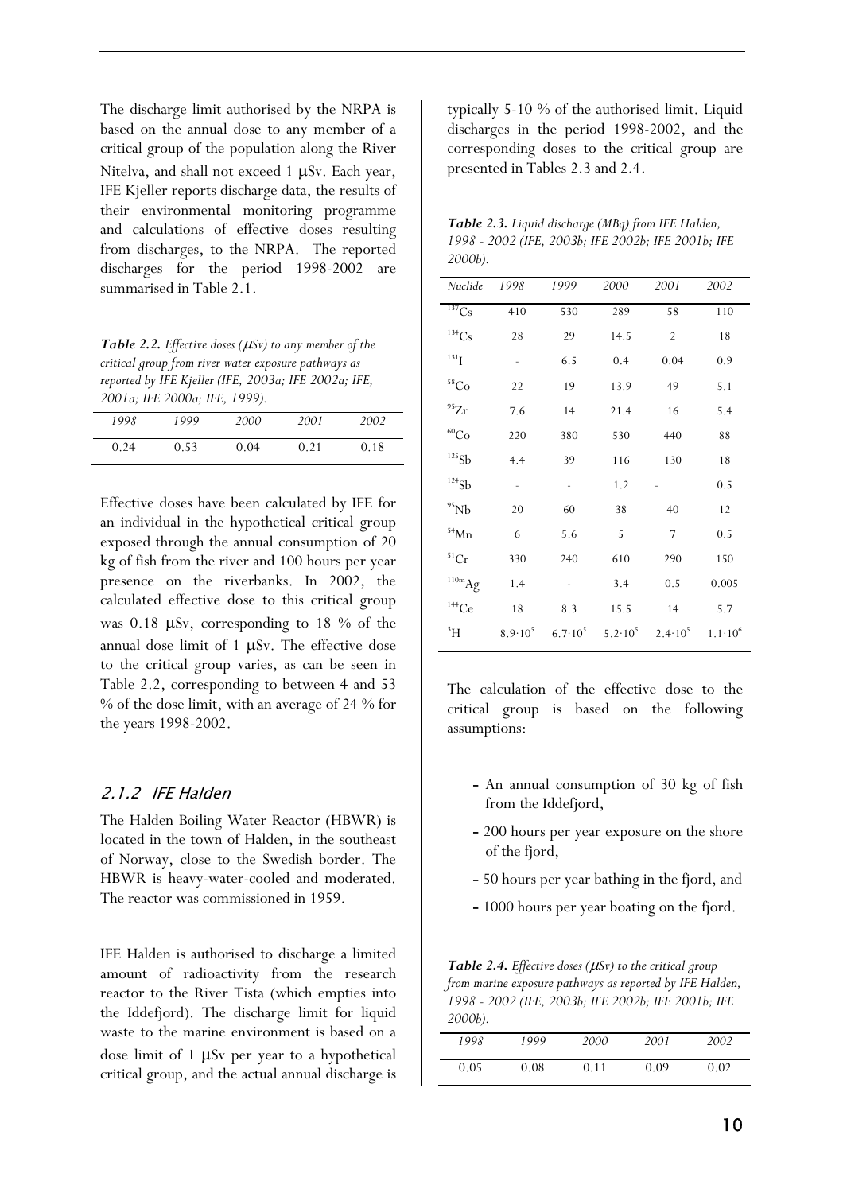The discharge limit authorised by the NRPA is based on the annual dose to any member of a critical group of the population along the River Nitelva, and shall not exceed 1 μSv. Each year, IFE Kjeller reports discharge data, the results of their environmental monitoring programme and calculations of effective doses resulting from discharges, to the NRPA. The reported discharges for the period 1998-2002 are summarised in Table 2.1.

***Table 2.2.*** *Effective doses (μSv) to any member of the critical group from river water exposure pathways as reported by IFE Kjeller (IFE, 2003a; IFE 2002a; IFE, 2001a; IFE 2000a; IFE, 1999).*

| 1998 | 1999 | 2000 | 2001 | 2002 |
|---|---|---|---|---|
| 0.24 | 0.53 | 0.04 | 0.21 | 0.18 |

Effective doses have been calculated by IFE for an individual in the hypothetical critical group exposed through the annual consumption of 20 kg of fish from the river and 100 hours per year presence on the riverbanks. In 2002, the calculated effective dose to this critical group was 0.18 μSv, corresponding to 18 % of the annual dose limit of 1 μSv. The effective dose to the critical group varies, as can be seen in Table 2.2, corresponding to between 4 and 53 % of the dose limit, with an average of 24 % for the years 1998-2002.

### 2.1.2 IFE Halden

The Halden Boiling Water Reactor (HBWR) is located in the town of Halden, in the southeast of Norway, close to the Swedish border. The HBWR is heavy-water-cooled and moderated. The reactor was commissioned in 1959.

IFE Halden is authorised to discharge a limited amount of radioactivity from the research reactor to the River Tista (which empties into the Iddefjord). The discharge limit for liquid waste to the marine environment is based on a dose limit of 1 μSv per year to a hypothetical critical group, and the actual annual discharge is typically 5-10 % of the authorised limit. Liquid discharges in the period 1998-2002, and the corresponding doses to the critical group are presented in Tables 2.3 and 2.4.

***Table 2.3.*** *Liquid discharge (MBq) from IFE Halden, 1998 - 2002 (IFE, 2003b; IFE 2002b; IFE 2001b; IFE 2000b).*

| Nuclide | 1998 | 1999 | 2000 | 2001 | 2002 |
|---|---|---|---|---|---|
| $^{137}$Cs | 410 | 530 | 289 | 58 | 110 |
| $^{134}$Cs | 28 | 29 | 14.5 | 2 | 18 |
| $^{131}$I | - | 6.5 | 0.4 | 0.04 | 0.9 |
| $^{58}$Co | 22 | 19 | 13.9 | 49 | 5.1 |
| $^{95}$Zr | 7.6 | 14 | 21.4 | 16 | 5.4 |
| $^{60}$Co | 220 | 380 | 530 | 440 | 88 |
| $^{125}$Sb | 4.4 | 39 | 116 | 130 | 18 |
| $^{124}$Sb | - | - | 1.2 | - | 0.5 |
| $^{95}$Nb | 20 | 60 | 38 | 40 | 12 |
| $^{54}$Mn | 6 | 5.6 | 5 | 7 | 0.5 |
| $^{51}$Cr | 330 | 240 | 610 | 290 | 150 |
| $^{110m}$Ag | 1.4 | - | 3.4 | 0.5 | 0.005 |
| $^{144}$Ce | 18 | 8.3 | 15.5 | 14 | 5.7 |
| $^{3}$H | $8.9 \cdot 10^5$ | $6.7 \cdot 10^5$ | $5.2 \cdot 10^5$ | $2.4 \cdot 10^5$ | $1.1 \cdot 10^6$ |

The calculation of the effective dose to the critical group is based on the following assumptions:

- An annual consumption of 30 kg of fish from the Iddefjord,
- 200 hours per year exposure on the shore of the fjord,
- 50 hours per year bathing in the fjord, and
- 1000 hours per year boating on the fjord.

***Table 2.4.*** *Effective doses (μSv) to the critical group from marine exposure pathways as reported by IFE Halden, 1998 - 2002 (IFE, 2003b; IFE 2002b; IFE 2001b; IFE 2000b).*

| 1998 | 1999 | 2000 | 2001 | 2002 |
|---|---|---|---|---|
| 0.05 | 0.08 | 0.11 | 0.09 | 0.02 |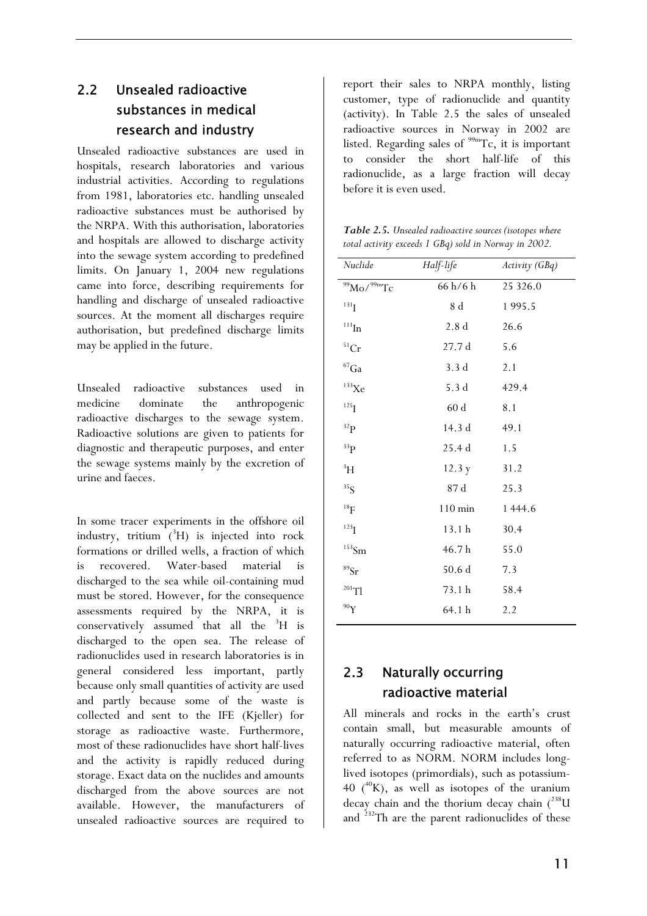## 2.2 Unsealed radioactive substances in medical research and industry

Unsealed radioactive substances are used in hospitals, research laboratories and various industrial activities. According to regulations from 1981, laboratories etc. handling unsealed radioactive substances must be authorised by the NRPA. With this authorisation, laboratories and hospitals are allowed to discharge activity into the sewage system according to predefined limits. On January 1, 2004 new regulations came into force, describing requirements for handling and discharge of unsealed radioactive sources. At the moment all discharges require authorisation, but predefined discharge limits may be applied in the future.

Unsealed radioactive substances used in medicine dominate the anthropogenic radioactive discharges to the sewage system. Radioactive solutions are given to patients for diagnostic and therapeutic purposes, and enter the sewage systems mainly by the excretion of urine and faeces.

In some tracer experiments in the offshore oil industry, tritium ($^{3}$H) is injected into rock formations or drilled wells, a fraction of which is recovered. Water-based material is discharged to the sea while oil-containing mud must be stored. However, for the consequence assessments required by the NRPA, it is conservatively assumed that all the $^{3}$H is discharged to the open sea. The release of radionuclides used in research laboratories is in general considered less important, partly because only small quantities of activity are used and partly because some of the waste is collected and sent to the IFE (Kjeller) for storage as radioactive waste. Furthermore, most of these radionuclides have short half-lives and the activity is rapidly reduced during storage. Exact data on the nuclides and amounts discharged from the above sources are not available. However, the manufacturers of unsealed radioactive sources are required to report their sales to NRPA monthly, listing customer, type of radionuclide and quantity (activity). In Table 2.5 the sales of unsealed radioactive sources in Norway in 2002 are listed. Regarding sales of $^{99m}$Tc, it is important to consider the short half-life of this radionuclide, as a large fraction will decay before it is even used.

***Table 2.5.*** *Unsealed radioactive sources (isotopes where total activity exceeds 1 GBq) sold in Norway in 2002.*

| *Nuclide* | *Half-life* | *Activity (GBq)* |
|---|---|---|
| $^{99}$Mo/$^{99m}$Tc | 66 h/6 h | 25 326.0 |
| $^{131}$I | 8 d | 1 995.5 |
| $^{111}$In | 2.8 d | 26.6 |
| $^{51}$Cr | 27.7 d | 5.6 |
| $^{67}$Ga | 3.3 d | 2.1 |
| $^{133}$Xe | 5.3 d | 429.4 |
| $^{125}$I | 60 d | 8.1 |
| $^{32}$P | 14.3 d | 49.1 |
| $^{33}$P | 25.4 d | 1.5 |
| $^{3}$H | 12.3 y | 31.2 |
| $^{35}$S | 87 d | 25.3 |
| $^{18}$F | 110 min | 1 444.6 |
| $^{123}$I | 13.1 h | 30.4 |
| $^{153}$Sm | 46.7 h | 55.0 |
| $^{89}$Sr | 50.6 d | 7.3 |
| $^{201}$Tl | 73.1 h | 58.4 |
| $^{90}$Y | 64.1 h | 2.2 |

## 2.3 Naturally occurring radioactive material

All minerals and rocks in the earth's crust contain small, but measurable amounts of naturally occurring radioactive material, often referred to as NORM. NORM includes long-lived isotopes (primordials), such as potassium-40 ($^{40}$K), as well as isotopes of the uranium decay chain and the thorium decay chain ($^{238}$U and $^{232}$Th are the parent radionuclides of these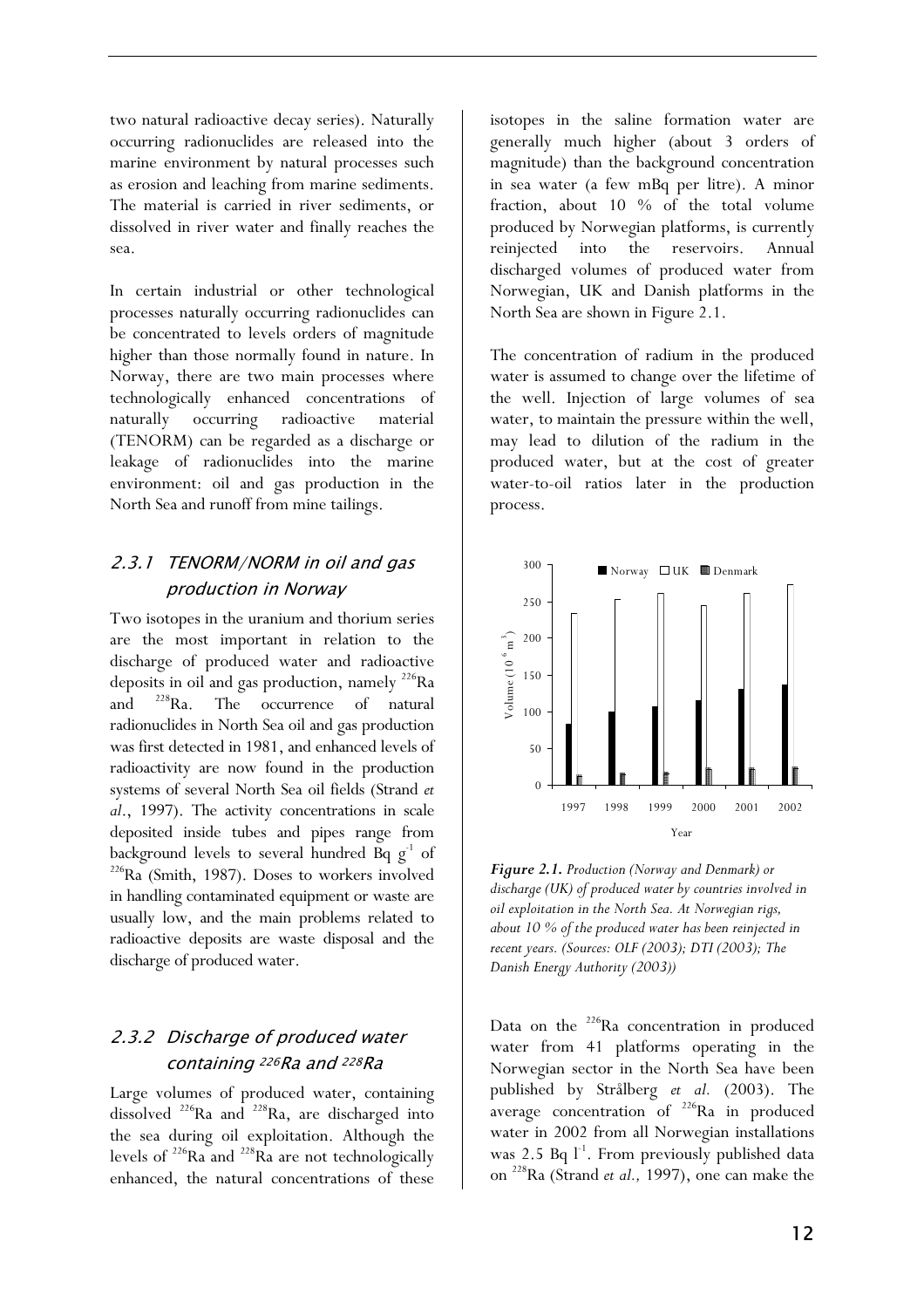two natural radioactive decay series). Naturally occurring radionuclides are released into the marine environment by natural processes such as erosion and leaching from marine sediments. The material is carried in river sediments, or dissolved in river water and finally reaches the sea.

In certain industrial or other technological processes naturally occurring radionuclides can be concentrated to levels orders of magnitude higher than those normally found in nature. In Norway, there are two main processes where technologically enhanced concentrations of naturally occurring radioactive material (TENORM) can be regarded as a discharge or leakage of radionuclides into the marine environment: oil and gas production in the North Sea and runoff from mine tailings.

### 2.3.1 TENORM/NORM in oil and gas production in Norway

Two isotopes in the uranium and thorium series are the most important in relation to the discharge of produced water and radioactive deposits in oil and gas production, namely $^{226}$Ra and $^{228}$Ra. The occurrence of natural radionuclides in North Sea oil and gas production was first detected in 1981, and enhanced levels of radioactivity are now found in the production systems of several North Sea oil fields (Strand *et al*., 1997). The activity concentrations in scale deposited inside tubes and pipes range from background levels to several hundred Bq g$^{-1}$ of $^{226}$Ra (Smith, 1987). Doses to workers involved in handling contaminated equipment or waste are usually low, and the main problems related to radioactive deposits are waste disposal and the discharge of produced water.

### 2.3.2 Discharge of produced water containing $^{226}$Ra and $^{228}$Ra

Large volumes of produced water, containing dissolved $^{226}$Ra and $^{228}$Ra, are discharged into the sea during oil exploitation. Although the levels of $^{226}$Ra and $^{228}$Ra are not technologically enhanced, the natural concentrations of these isotopes in the saline formation water are generally much higher (about 3 orders of magnitude) than the background concentration in sea water (a few mBq per litre). A minor fraction, about 10 % of the total volume produced by Norwegian platforms, is currently reinjected into the reservoirs. Annual discharged volumes of produced water from Norwegian, UK and Danish platforms in the North Sea are shown in Figure 2.1.

The concentration of radium in the produced water is assumed to change over the lifetime of the well. Injection of large volumes of sea water, to maintain the pressure within the well, may lead to dilution of the radium in the produced water, but at the cost of greater water-to-oil ratios later in the production process.

***Figure 2.1.*** *Production (Norway and Denmark) or discharge (UK) of produced water by countries involved in oil exploitation in the North Sea. At Norwegian rigs, about 10 % of the produced water has been reinjected in recent years. (Sources: OLF (2003); DTI (2003); The Danish Energy Authority (2003))*

Data on the $^{226}$Ra concentration in produced water from 41 platforms operating in the Norwegian sector in the North Sea have been published by Strålberg *et al.* (2003). The average concentration of $^{226}$Ra in produced water in 2002 from all Norwegian installations was 2.5 Bq l$^{-1}$. From previously published data on $^{228}$Ra (Strand *et al.,* 1997), one can make the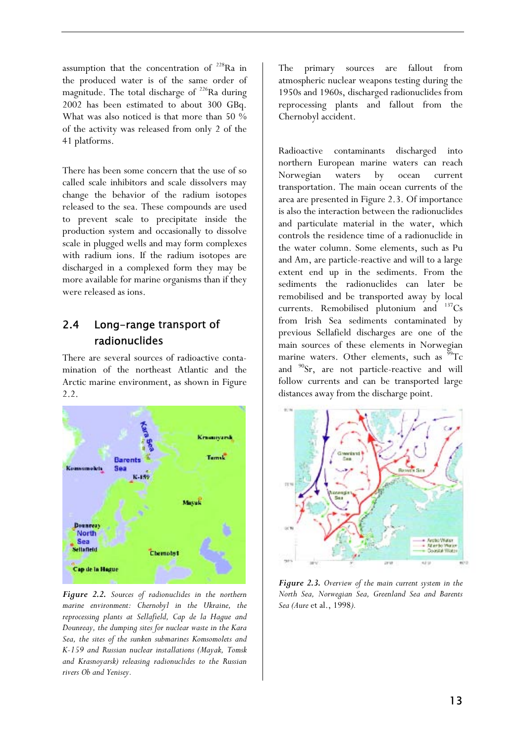assumption that the concentration of $^{228}$Ra in the produced water is of the same order of magnitude. The total discharge of $^{226}$Ra during 2002 has been estimated to about 300 GBq. What was also noticed is that more than 50 % of the activity was released from only 2 of the 41 platforms.

There has been some concern that the use of so called scale inhibitors and scale dissolvers may change the behavior of the radium isotopes released to the sea. These compounds are used to prevent scale to precipitate inside the production system and occasionally to dissolve scale in plugged wells and may form complexes with radium ions. If the radium isotopes are discharged in a complexed form they may be more available for marine organisms than if they were released as ions.

## 2.4 Long-range transport of radionuclides

There are several sources of radioactive contamination of the northeast Atlantic and the Arctic marine environment, as shown in Figure 2.2.

***Figure 2.2.*** *Sources of radionuclides in the northern marine environment: Chernobyl in the Ukraine, the reprocessing plants at Sellafield, Cap de la Hague and Dounreay, the dumping sites for nuclear waste in the Kara Sea, the sites of the sunken submarines Komsomolets and K-159 and Russian nuclear installations (Mayak, Tomsk and Krasnoyarsk) releasing radionuclides to the Russian rivers Ob and Yenisey.*

The primary sources are fallout from atmospheric nuclear weapons testing during the 1950s and 1960s, discharged radionuclides from reprocessing plants and fallout from the Chernobyl accident.

Radioactive contaminants discharged into northern European marine waters can reach Norwegian waters by ocean current transportation. The main ocean currents of the area are presented in Figure 2.3. Of importance is also the interaction between the radionuclides and particulate material in the water, which controls the residence time of a radionuclide in the water column. Some elements, such as Pu and Am, are particle-reactive and will to a large extent end up in the sediments. From the sediments the radionuclides can later be remobilised and be transported away by local currents. Remobilised plutonium and $^{137}$Cs from Irish Sea sediments contaminated by previous Sellafield discharges are one of the main sources of these elements in Norwegian marine waters. Other elements, such as $^{99}$Tc and $^{90}$Sr, are not particle-reactive and will follow currents and can be transported large distances away from the discharge point.

***Figure 2.3.*** *Overview of the main current system in the North Sea, Norwegian Sea, Greenland Sea and Barents Sea (Aure* et al.*, 1998).*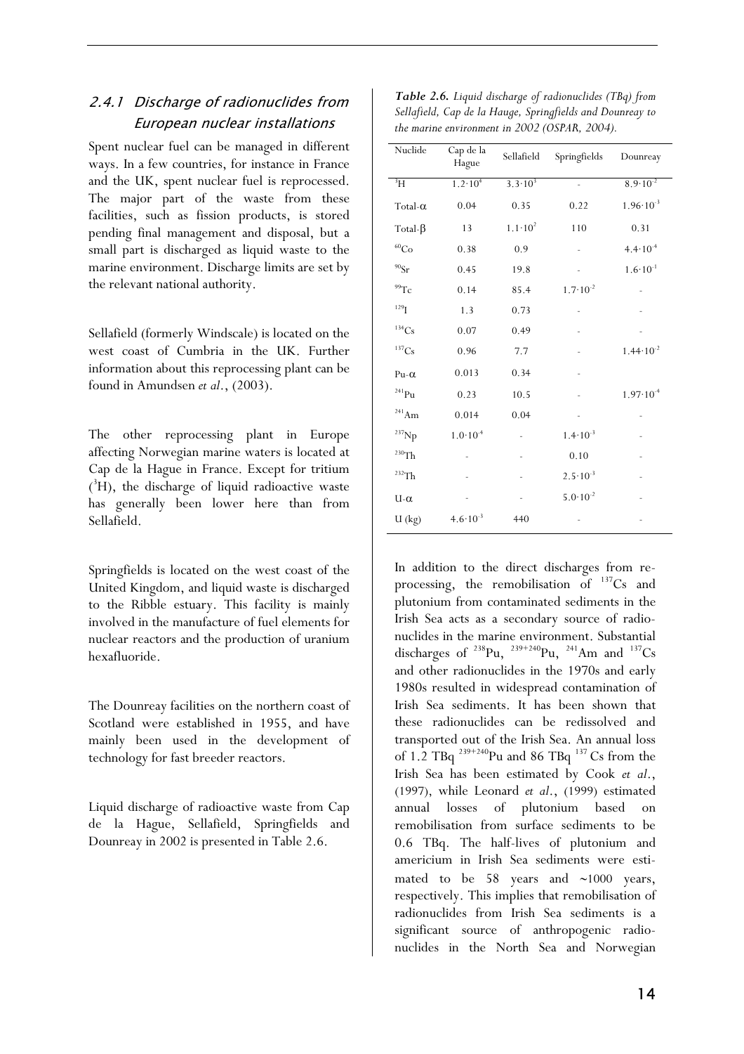### 2.4.1 Discharge of radionuclides from European nuclear installations

Spent nuclear fuel can be managed in different ways. In a few countries, for instance in France and the UK, spent nuclear fuel is reprocessed. The major part of the waste from these facilities, such as fission products, is stored pending final management and disposal, but a small part is discharged as liquid waste to the marine environment. Discharge limits are set by the relevant national authority.

Sellafield (formerly Windscale) is located on the west coast of Cumbria in the UK. Further information about this reprocessing plant can be found in Amundsen *et al*., (2003).

The other reprocessing plant in Europe affecting Norwegian marine waters is located at Cap de la Hague in France. Except for tritium ($^{3}$H), the discharge of liquid radioactive waste has generally been lower here than from Sellafield.

Springfields is located on the west coast of the United Kingdom, and liquid waste is discharged to the Ribble estuary. This facility is mainly involved in the manufacture of fuel elements for nuclear reactors and the production of uranium hexafluoride.

The Dounreay facilities on the northern coast of Scotland were established in 1955, and have mainly been used in the development of technology for fast breeder reactors.

Liquid discharge of radioactive waste from Cap de la Hague, Sellafield, Springfields and Dounreay in 2002 is presented in Table 2.6.

***Table 2.6.*** *Liquid discharge of radionuclides (TBq) from Sellafield, Cap de la Hauge, Springfields and Dounreay to the marine environment in 2002 (OSPAR, 2004).*

| Nuclide | Cap de la Hague | Sellafield | Springfields | Dounreay |
|---|---|---|---|---|
| $^{3}$H | $1.2\cdot10^{4}$ | $3.3\cdot10^{3}$ | - | $8.9\cdot10^{-2}$ |
| Total-$\alpha$ | 0.04 | 0.35 | 0.22 | $1.96\cdot10^{-3}$ |
| Total-$\beta$ | 13 | $1.1\cdot10^{2}$ | 110 | 0.31 |
| $^{60}$Co | 0.38 | 0.9 | - | $4.4\cdot10^{-4}$ |
| $^{90}$Sr | 0.45 | 19.8 | - | $1.6\cdot10^{-1}$ |
| $^{99}$Tc | 0.14 | 85.4 | $1.7\cdot10^{-2}$ | - |
| $^{129}$I | 1.3 | 0.73 | - | - |
| $^{134}$Cs | 0.07 | 0.49 | - | - |
| $^{137}$Cs | 0.96 | 7.7 | - | $1.44\cdot10^{-2}$ |
| Pu-$\alpha$ | 0.013 | 0.34 | - | |
| $^{241}$Pu | 0.23 | 10.5 | - | $1.97\cdot10^{-4}$ |
| $^{241}$Am | 0.014 | 0.04 | - | - |
| $^{237}$Np | $1.0\cdot10^{-4}$ | - | $1.4\cdot10^{-3}$ | - |
| $^{230}$Th | - | - | 0.10 | - |
| $^{232}$Th | - | - | $2.5\cdot10^{-3}$ | - |
| U-$\alpha$ | - | - | $5.0\cdot10^{-2}$ | - |
| U (kg) | $4.6\cdot10^{-3}$ | 440 | - | - |

In addition to the direct discharges from reprocessing, the remobilisation of $^{137}$Cs and plutonium from contaminated sediments in the Irish Sea acts as a secondary source of radionuclides in the marine environment. Substantial discharges of $^{238}$Pu, $^{239+240}$Pu, $^{241}$Am and $^{137}$Cs and other radionuclides in the 1970s and early 1980s resulted in widespread contamination of Irish Sea sediments. It has been shown that these radionuclides can be redissolved and transported out of the Irish Sea. An annual loss of 1.2 TBq $^{239+240}$Pu and 86 TBq $^{137}$Cs from the Irish Sea has been estimated by Cook *et al*., (1997), while Leonard *et al*., (1999) estimated annual losses of plutonium based on remobilisation from surface sediments to be 0.6 TBq. The half-lives of plutonium and americium in Irish Sea sediments were estimated to be 58 years and ~1000 years, respectively. This implies that remobilisation of radionuclides from Irish Sea sediments is a significant source of anthropogenic radionuclides in the North Sea and Norwegian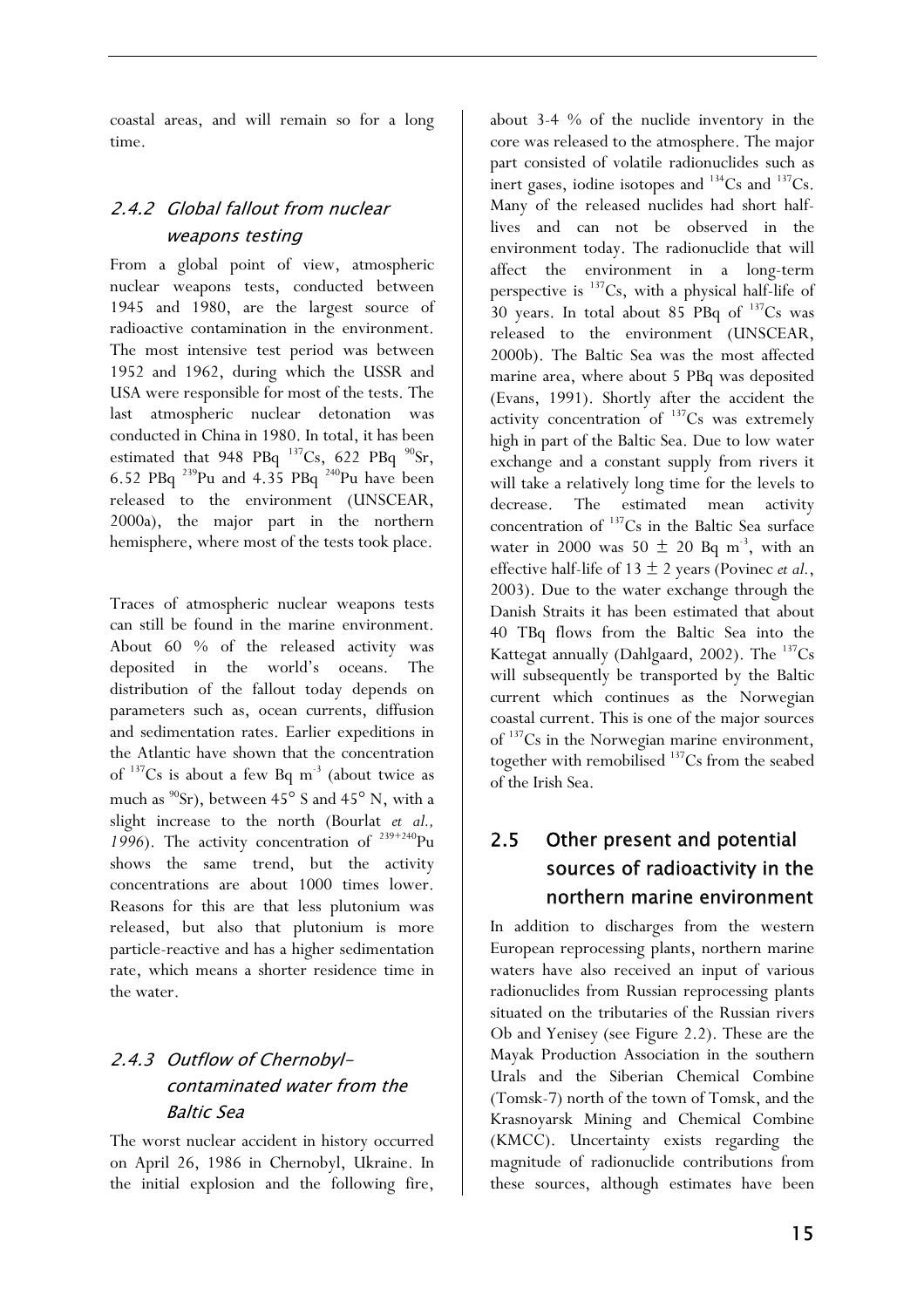coastal areas, and will remain so for a long time.

### 2.4.2 Global fallout from nuclear weapons testing

From a global point of view, atmospheric nuclear weapons tests, conducted between 1945 and 1980, are the largest source of radioactive contamination in the environment. The most intensive test period was between 1952 and 1962, during which the USSR and USA were responsible for most of the tests. The last atmospheric nuclear detonation was conducted in China in 1980. In total, it has been estimated that 948 PBq $^{137}Cs$, 622 PBq $^{90}Sr$, 6.52 PBq $^{239}Pu$ and 4.35 PBq $^{240}Pu$ have been released to the environment (UNSCEAR, 2000a), the major part in the northern hemisphere, where most of the tests took place.

Traces of atmospheric nuclear weapons tests can still be found in the marine environment. About 60 % of the released activity was deposited in the world's oceans. The distribution of the fallout today depends on parameters such as, ocean currents, diffusion and sedimentation rates. Earlier expeditions in the Atlantic have shown that the concentration of $^{137}Cs$ is about a few Bq $m^{-3}$ (about twice as much as $^{90}Sr$), between 45° S and 45° N, with a slight increase to the north (Bourlat *et al., 1996*). The activity concentration of $^{239+240}Pu$ shows the same trend, but the activity concentrations are about 1000 times lower. Reasons for this are that less plutonium was released, but also that plutonium is more particle-reactive and has a higher sedimentation rate, which means a shorter residence time in the water.

### 2.4.3 Outflow of Chernobyl-contaminated water from the Baltic Sea

The worst nuclear accident in history occurred on April 26, 1986 in Chernobyl, Ukraine. In the initial explosion and the following fire, about 3-4 % of the nuclide inventory in the core was released to the atmosphere. The major part consisted of volatile radionuclides such as inert gases, iodine isotopes and $^{134}Cs$ and $^{137}Cs$. Many of the released nuclides had short half-lives and can not be observed in the environment today. The radionuclide that will affect the environment in a long-term perspective is $^{137}Cs$, with a physical half-life of 30 years. In total about 85 PBq of $^{137}Cs$ was released to the environment (UNSCEAR, 2000b). The Baltic Sea was the most affected marine area, where about 5 PBq was deposited (Evans, 1991). Shortly after the accident the activity concentration of $^{137}Cs$ was extremely high in part of the Baltic Sea. Due to low water exchange and a constant supply from rivers it will take a relatively long time for the levels to decrease. The estimated mean activity concentration of $^{137}Cs$ in the Baltic Sea surface water in 2000 was $50 \pm 20$ Bq $m^{-3}$, with an effective half-life of $13 \pm 2$ years (Povinec *et al.*, 2003). Due to the water exchange through the Danish Straits it has been estimated that about 40 TBq flows from the Baltic Sea into the Kattegat annually (Dahlgaard, 2002). The $^{137}Cs$ will subsequently be transported by the Baltic current which continues as the Norwegian coastal current. This is one of the major sources of $^{137}Cs$ in the Norwegian marine environment, together with remobilised $^{137}Cs$ from the seabed of the Irish Sea.

## 2.5 Other present and potential sources of radioactivity in the northern marine environment

In addition to discharges from the western European reprocessing plants, northern marine waters have also received an input of various radionuclides from Russian reprocessing plants situated on the tributaries of the Russian rivers Ob and Yenisey (see Figure 2.2). These are the Mayak Production Association in the southern Urals and the Siberian Chemical Combine (Tomsk-7) north of the town of Tomsk, and the Krasnoyarsk Mining and Chemical Combine (KMCC). Uncertainty exists regarding the magnitude of radionuclide contributions from these sources, although estimates have been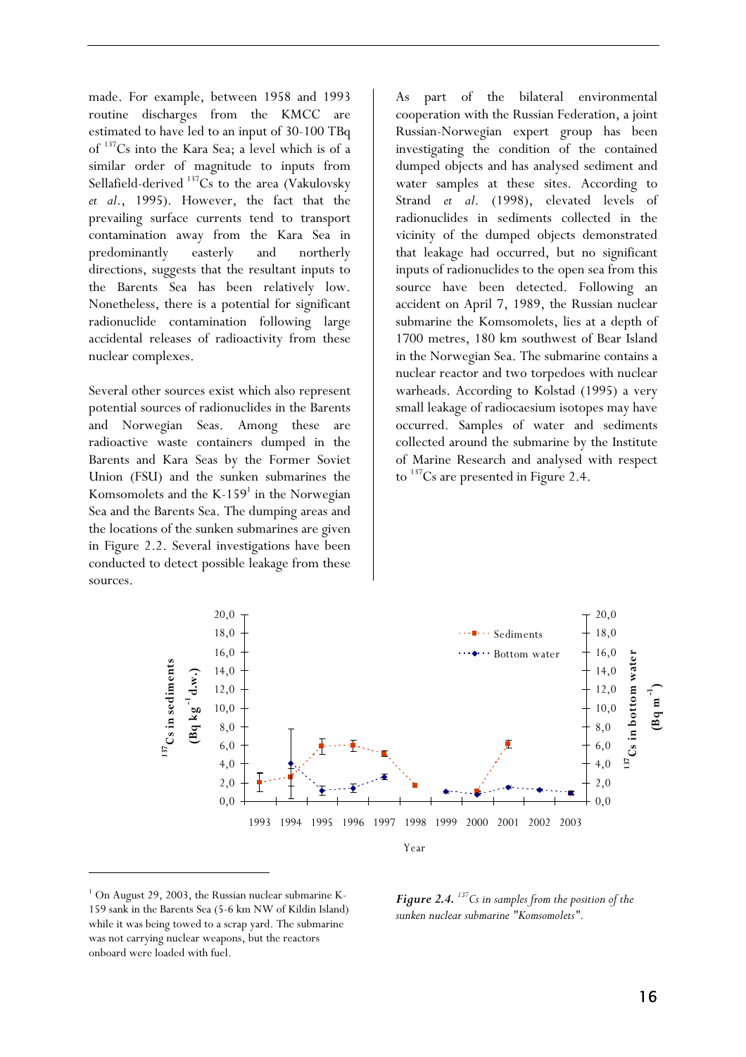made. For example, between 1958 and 1993 routine discharges from the KMCC are estimated to have led to an input of 30-100 TBq of $^{137}$Cs into the Kara Sea; a level which is of a similar order of magnitude to inputs from Sellafield-derived $^{137}$Cs to the area (Vakulovsky *et al.*, 1995). However, the fact that the prevailing surface currents tend to transport contamination away from the Kara Sea in predominantly easterly and northerly directions, suggests that the resultant inputs to the Barents Sea has been relatively low. Nonetheless, there is a potential for significant radionuclide contamination following large accidental releases of radioactivity from these nuclear complexes.

Several other sources exist which also represent potential sources of radionuclides in the Barents and Norwegian Seas. Among these are radioactive waste containers dumped in the Barents and Kara Seas by the Former Soviet Union (FSU) and the sunken submarines the Komsomolets and the K-159[1] in the Norwegian Sea and the Barents Sea. The dumping areas and the locations of the sunken submarines are given in Figure 2.2. Several investigations have been conducted to detect possible leakage from these sources.

As part of the bilateral environmental cooperation with the Russian Federation, a joint Russian-Norwegian expert group has been investigating the condition of the contained dumped objects and has analysed sediment and water samples at these sites. According to Strand *et al.* (1998), elevated levels of radionuclides in sediments collected in the vicinity of the dumped objects demonstrated that leakage had occurred, but no significant inputs of radionuclides to the open sea from this source have been detected. Following an accident on April 7, 1989, the Russian nuclear submarine the Komsomolets, lies at a depth of 1700 metres, 180 km southwest of Bear Island in the Norwegian Sea. The submarine contains a nuclear reactor and two torpedoes with nuclear warheads. According to Kolstad (1995) a very small leakage of radiocaesium isotopes may have occurred. Samples of water and sediments collected around the submarine by the Institute of Marine Research and analysed with respect to $^{137}$Cs are presented in Figure 2.4.

***Figure 2.4.*** *$^{137}$Cs in samples from the position of the sunken nuclear submarine "Komsomolets".*

[1] On August 29, 2003, the Russian nuclear submarine K-159 sank in the Barents Sea (5-6 km NW of Kildin Island) while it was being towed to a scrap yard. The submarine was not carrying nuclear weapons, but the reactors onboard were loaded with fuel.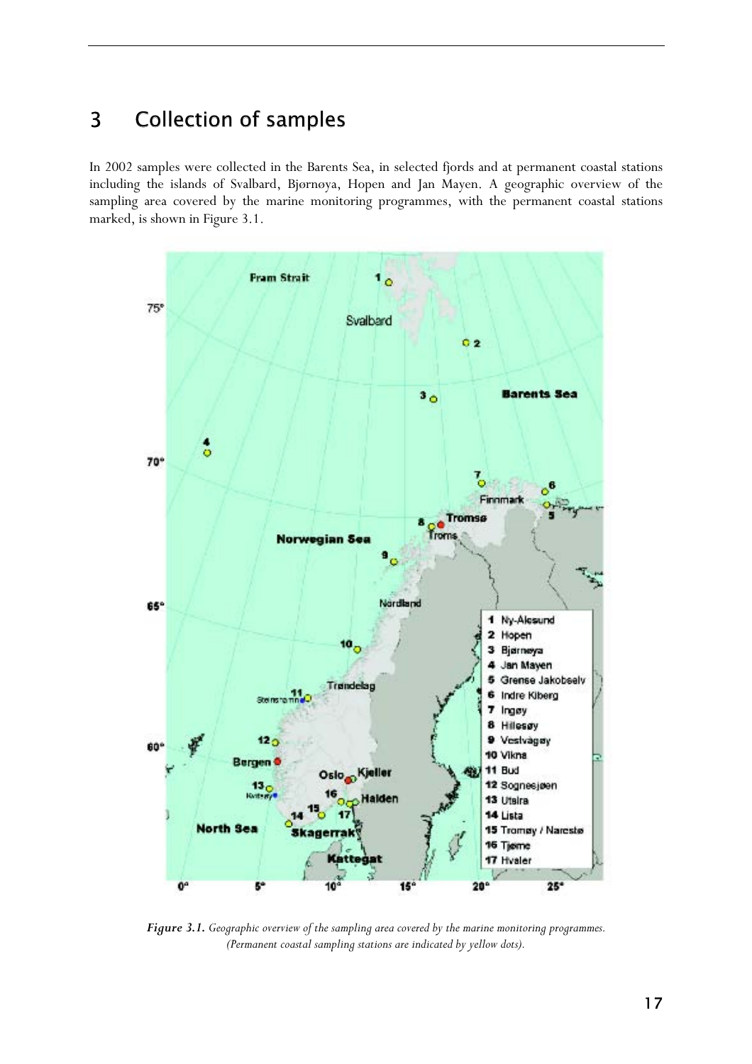# 3 Collection of samples

In 2002 samples were collected in the Barents Sea, in selected fjords and at permanent coastal stations including the islands of Svalbard, Bjørnøya, Hopen and Jan Mayen. A geographic overview of the sampling area covered by the marine monitoring programmes, with the permanent coastal stations marked, is shown in Figure 3.1.

***Figure 3.1.*** *Geographic overview of the sampling area covered by the marine monitoring programmes. (Permanent coastal sampling stations are indicated by yellow dots).*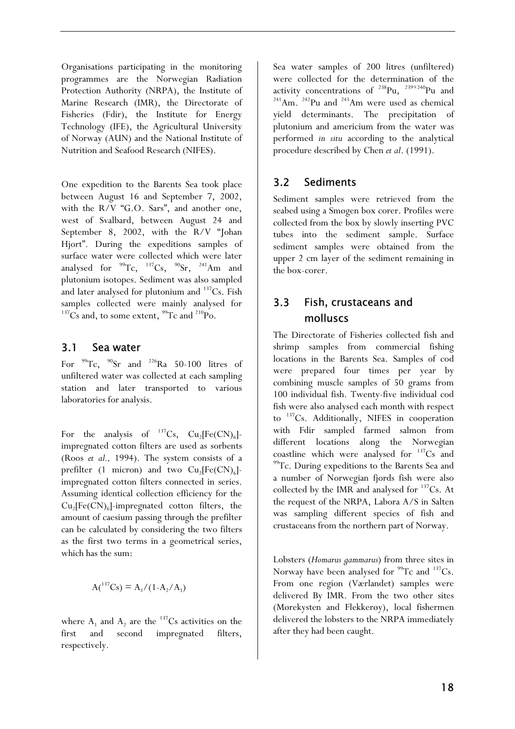Organisations participating in the monitoring programmes are the Norwegian Radiation Protection Authority (NRPA), the Institute of Marine Research (IMR), the Directorate of Fisheries (Fdir), the Institute for Energy Technology (IFE), the Agricultural University of Norway (AUN) and the National Institute of Nutrition and Seafood Research (NIFES).

One expedition to the Barents Sea took place between August 16 and September 7, 2002, with the R/V "G.O. Sars", and another one, west of Svalbard, between August 24 and September 8, 2002, with the R/V "Johan Hjort". During the expeditions samples of surface water were collected which were later analysed for $^{99}$Tc, $^{137}$Cs, $^{90}$Sr, $^{241}$Am and plutonium isotopes. Sediment was also sampled and later analysed for plutonium and $^{137}$Cs. Fish samples collected were mainly analysed for $^{137}$Cs and, to some extent, $^{99}$Tc and $^{210}$Po.

## 3.1 Sea water

For $^{99}$Tc, $^{90}$Sr and $^{226}$Ra 50-100 litres of unfiltered water was collected at each sampling station and later transported to various laboratories for analysis.

For the analysis of $^{137}$Cs, $Cu_2[Fe(CN)_6]$-impregnated cotton filters are used as sorbents (Roos *et al.,* 1994). The system consists of a prefilter (1 micron) and two $Cu_2[Fe(CN)_6]$-impregnated cotton filters connected in series. Assuming identical collection efficiency for the $Cu_2[Fe(CN)_6]$-impregnated cotton filters, the amount of caesium passing through the prefilter can be calculated by considering the two filters as the first two terms in a geometrical series, which has the sum:

$$A(^{137}Cs) = A_1/(1-A_2/A_1)$$

where $A_1$ and $A_2$ are the $^{137}$Cs activities on the first and second impregnated filters, respectively.

Sea water samples of 200 litres (unfiltered) were collected for the determination of the activity concentrations of $^{238}$Pu, $^{239+240}$Pu and $^{241}$Am. $^{242}$Pu and $^{243}$Am were used as chemical yield determinants. The precipitation of plutonium and americium from the water was performed *in situ* according to the analytical procedure described by Chen *et al*. (1991).

## 3.2 Sediments

Sediment samples were retrieved from the seabed using a Smøgen box corer. Profiles were collected from the box by slowly inserting PVC tubes into the sediment sample. Surface sediment samples were obtained from the upper 2 cm layer of the sediment remaining in the box-corer.

## 3.3 Fish, crustaceans and molluscs

The Directorate of Fisheries collected fish and shrimp samples from commercial fishing locations in the Barents Sea. Samples of cod were prepared four times per year by combining muscle samples of 50 grams from 100 individual fish. Twenty-five individual cod fish were also analysed each month with respect to $^{137}$Cs. Additionally, NIFES in cooperation with Fdir sampled farmed salmon from different locations along the Norwegian coastline which were analysed for $^{137}$Cs and $^{99}$Tc. During expeditions to the Barents Sea and a number of Norwegian fjords fish were also collected by the IMR and analysed for $^{137}$Cs. At the request of the NRPA, Labora A/S in Salten was sampling different species of fish and crustaceans from the northern part of Norway.

Lobsters (*Homarus gammarus*) from three sites in Norway have been analysed for $^{99}$Tc and $^{137}$Cs. From one region (Værlandet) samples were delivered By IMR. From the two other sites (Mørekysten and Flekkerøy), local fishermen delivered the lobsters to the NRPA immediately after they had been caught.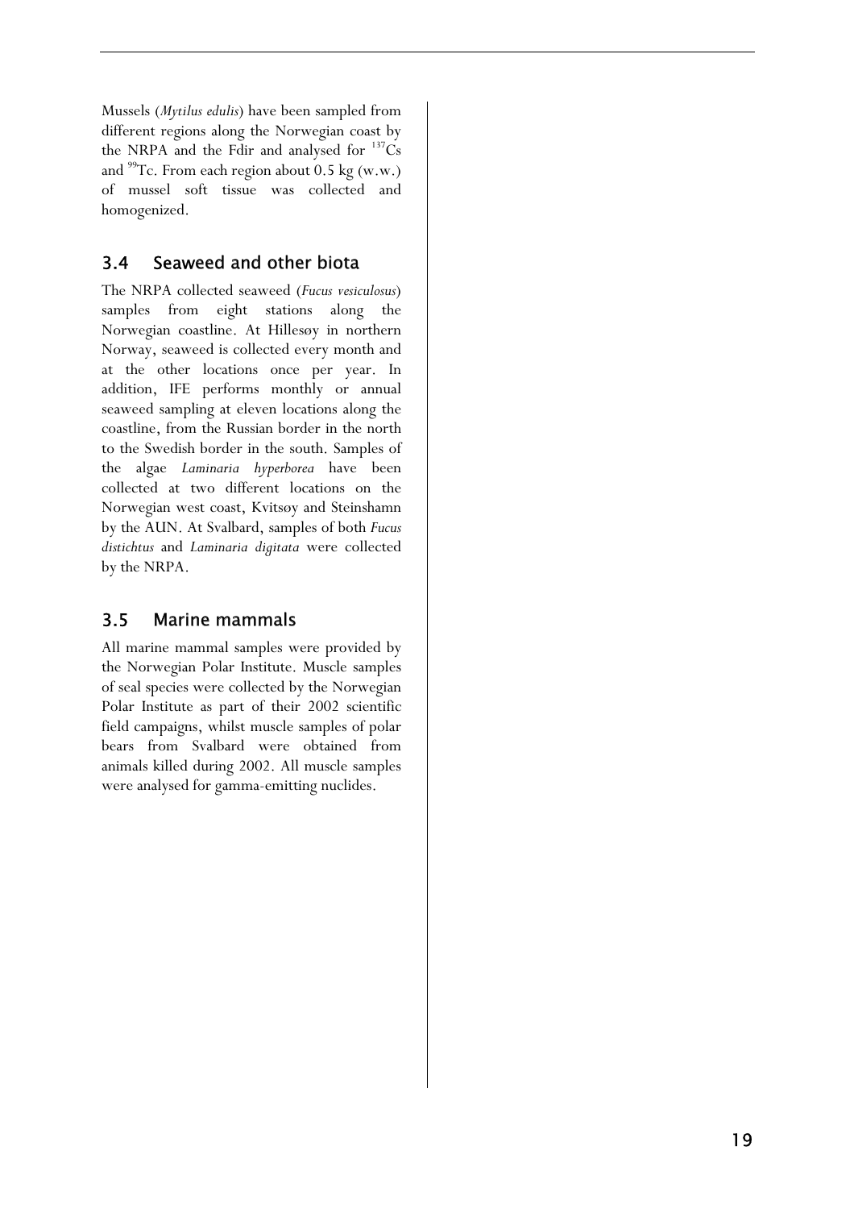Mussels (*Mytilus edulis*) have been sampled from different regions along the Norwegian coast by the NRPA and the Fdir and analysed for $^{137}Cs$ and $^{99}Tc$. From each region about 0.5 kg (w.w.) of mussel soft tissue was collected and homogenized.

## 3.4 Seaweed and other biota

The NRPA collected seaweed (*Fucus vesiculosus*) samples from eight stations along the Norwegian coastline. At Hillesøy in northern Norway, seaweed is collected every month and at the other locations once per year. In addition, IFE performs monthly or annual seaweed sampling at eleven locations along the coastline, from the Russian border in the north to the Swedish border in the south. Samples of the algae *Laminaria hyperborea* have been collected at two different locations on the Norwegian west coast, Kvitsøy and Steinshamn by the AUN. At Svalbard, samples of both *Fucus distichtus* and *Laminaria digitata* were collected by the NRPA.

## 3.5 Marine mammals

All marine mammal samples were provided by the Norwegian Polar Institute. Muscle samples of seal species were collected by the Norwegian Polar Institute as part of their 2002 scientific field campaigns, whilst muscle samples of polar bears from Svalbard were obtained from animals killed during 2002. All muscle samples were analysed for gamma-emitting nuclides.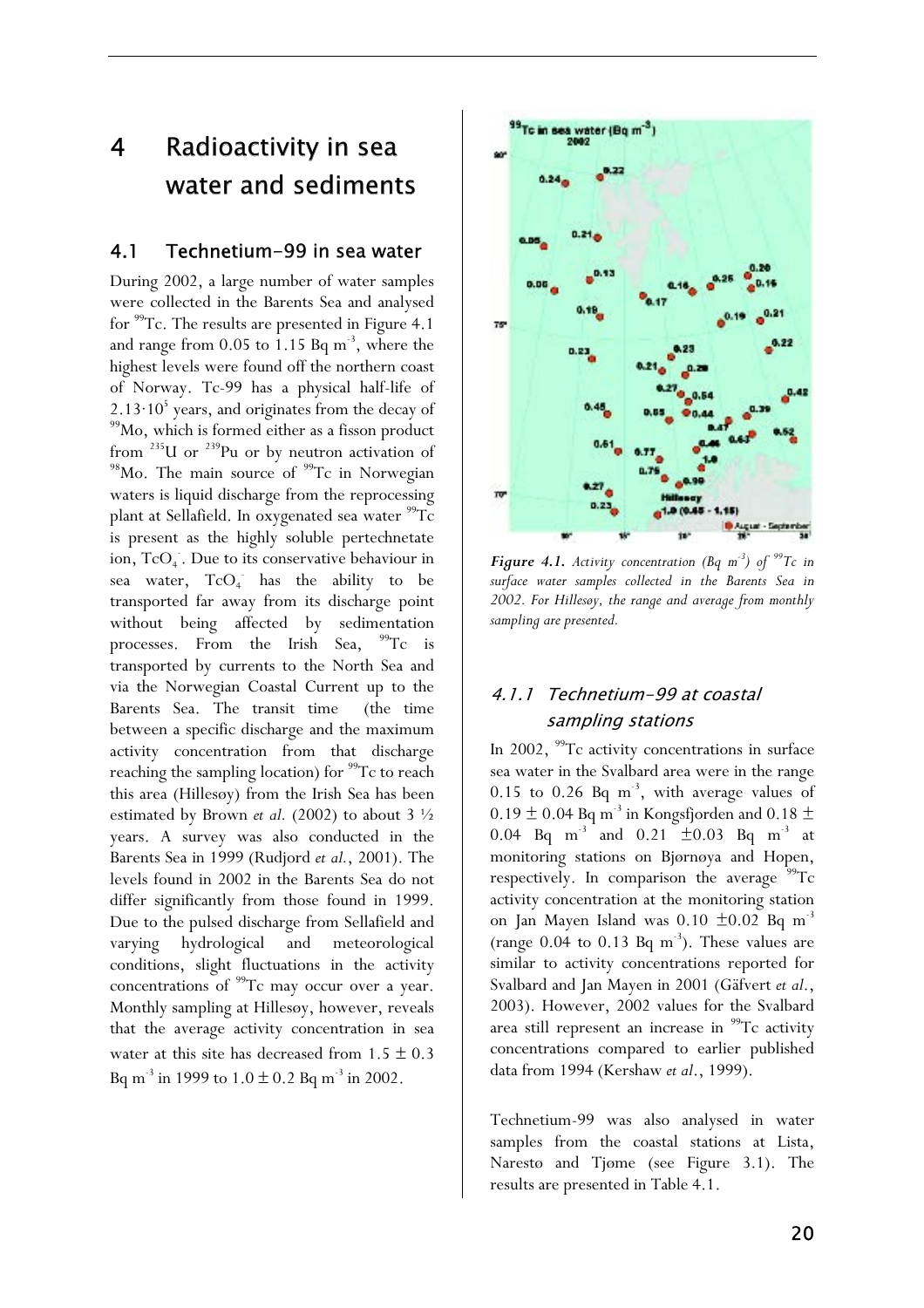# 4 Radioactivity in sea water and sediments

## 4.1 Technetium-99 in sea water

During 2002, a large number of water samples were collected in the Barents Sea and analysed for $^{99}$Tc. The results are presented in Figure 4.1 and range from 0.05 to 1.15 Bq m$^{-3}$, where the highest levels were found off the northern coast of Norway. Tc-99 has a physical half-life of $2.13 \cdot 10^5$ years, and originates from the decay of $^{99}$Mo, which is formed either as a fisson product from $^{235}$U or $^{239}$Pu or by neutron activation of $^{98}$Mo. The main source of $^{99}$Tc in Norwegian waters is liquid discharge from the reprocessing plant at Sellafield. In oxygenated sea water $^{99}$Tc is present as the highly soluble pertechnetate ion, $TcO_4^-$. Due to its conservative behaviour in sea water, $TcO_4^-$ has the ability to be transported far away from its discharge point without being affected by sedimentation processes. From the Irish Sea, $^{99}$Tc is transported by currents to the North Sea and via the Norwegian Coastal Current up to the Barents Sea. The transit time (the time between a specific discharge and the maximum activity concentration from that discharge reaching the sampling location) for $^{99}$Tc to reach this area (Hillesøy) from the Irish Sea has been estimated by Brown *et al.* (2002) to about 3 ½ years. A survey was also conducted in the Barents Sea in 1999 (Rudjord *et al.*, 2001). The levels found in 2002 in the Barents Sea do not differ significantly from those found in 1999. Due to the pulsed discharge from Sellafield and varying hydrological and meteorological conditions, slight fluctuations in the activity concentrations of $^{99}$Tc may occur over a year. Monthly sampling at Hillesøy, however, reveals that the average activity concentration in sea water at this site has decreased from $1.5 \pm 0.3$ Bq m$^{-3}$ in 1999 to $1.0 \pm 0.2$ Bq m$^{-3}$ in 2002.

***Figure 4.1.*** *Activity concentration (Bq m$^{-3}$) of $^{99}$Tc in surface water samples collected in the Barents Sea in 2002. For Hillesøy, the range and average from monthly sampling are presented.*

### *4.1.1 Technetium-99 at coastal sampling stations*

In 2002, $^{99}$Tc activity concentrations in surface sea water in the Svalbard area were in the range 0.15 to 0.26 Bq m$^{-3}$, with average values of $0.19 \pm 0.04$ Bq m$^{-3}$ in Kongsfjorden and $0.18 \pm 0.04$ Bq m$^{-3}$ and $0.21 \pm 0.03$ Bq m$^{-3}$ at monitoring stations on Bjørnøya and Hopen, respectively. In comparison the average $^{99}$Tc activity concentration at the monitoring station on Jan Mayen Island was $0.10 \pm 0.02$ Bq m$^{-3}$ (range 0.04 to 0.13 Bq m$^{-3}$). These values are similar to activity concentrations reported for Svalbard and Jan Mayen in 2001 (Gäfvert *et al.*, 2003). However, 2002 values for the Svalbard area still represent an increase in $^{99}$Tc activity concentrations compared to earlier published data from 1994 (Kershaw *et al.*, 1999).

Technetium-99 was also analysed in water samples from the coastal stations at Lista, Narestø and Tjøme (see Figure 3.1). The results are presented in Table 4.1.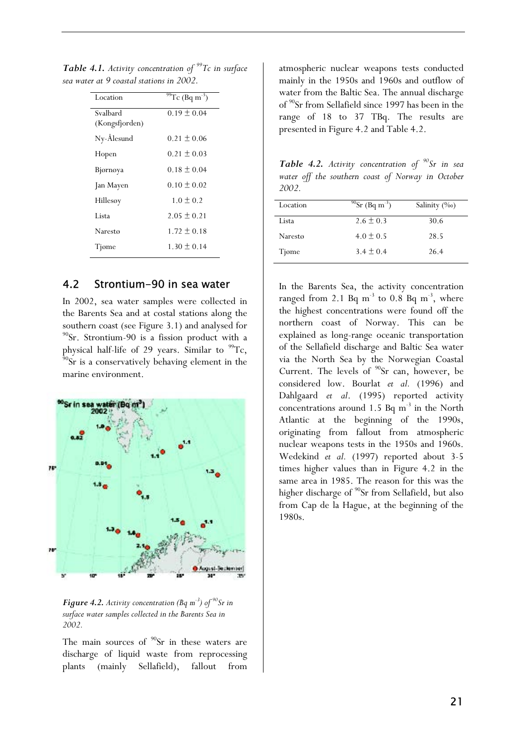*Table 4.1. Activity concentration of $^{99}$Tc in surface sea water at 9 coastal stations in 2002.*

| Location | $^{99}$Tc (Bq m$^{-3}$) |
|---|---|
| Svalbard (Kongsfjorden) | 0.19 ± 0.04 |
| Ny-Ålesund | 0.21 ± 0.06 |
| Hopen | 0.21 ± 0.03 |
| Bjørnøya | 0.18 ± 0.04 |
| Jan Mayen | 0.10 ± 0.02 |
| Hillesøy | 1.0 ± 0.2 |
| Lista | 2.05 ± 0.21 |
| Narestø | 1.72 ± 0.18 |
| Tjøme | 1.30 ± 0.14 |

## 4.2 Strontium-90 in sea water

In 2002, sea water samples were collected in the Barents Sea and at costal stations along the southern coast (see Figure 3.1) and analysed for $^{90}$Sr. Strontium-90 is a fission product with a physical half-life of 29 years. Similar to $^{99}$Tc, $^{90}$Sr is a conservatively behaving element in the marine environment.

*Figure 4.2. Activity concentration (Bq m$^{-3}$) of $^{90}$Sr in surface water samples collected in the Barents Sea in 2002.*

The main sources of $^{90}$Sr in these waters are discharge of liquid waste from reprocessing plants (mainly Sellafield), fallout from atmospheric nuclear weapons tests conducted mainly in the 1950s and 1960s and outflow of water from the Baltic Sea. The annual discharge of $^{90}$Sr from Sellafield since 1997 has been in the range of 18 to 37 TBq. The results are presented in Figure 4.2 and Table 4.2.

*Table 4.2. Activity concentration of $^{90}$Sr in sea water off the southern coast of Norway in October 2002.*

| Location | $^{90}$Sr (Bq m$^{-3}$) | Salinity (‰) |
|---|---|---|
| Lista | 2.6 ± 0.3 | 30.6 |
| Narestø | 4.0 ± 0.5 | 28.5 |
| Tjøme | 3.4 ± 0.4 | 26.4 |

In the Barents Sea, the activity concentration ranged from 2.1 Bq m$^{-3}$ to 0.8 Bq m$^{-3}$, where the highest concentrations were found off the northern coast of Norway. This can be explained as long-range oceanic transportation of the Sellafield discharge and Baltic Sea water via the North Sea by the Norwegian Coastal Current. The levels of $^{90}$Sr can, however, be considered low. Bourlat *et al.* (1996) and Dahlgaard *et al*. (1995) reported activity concentrations around 1.5 Bq m$^{-3}$ in the North Atlantic at the beginning of the 1990s, originating from fallout from atmospheric nuclear weapons tests in the 1950s and 1960s. Wedekind *et al.* (1997) reported about 3-5 times higher values than in Figure 4.2 in the same area in 1985. The reason for this was the higher discharge of $^{90}$Sr from Sellafield, but also from Cap de la Hague, at the beginning of the 1980s.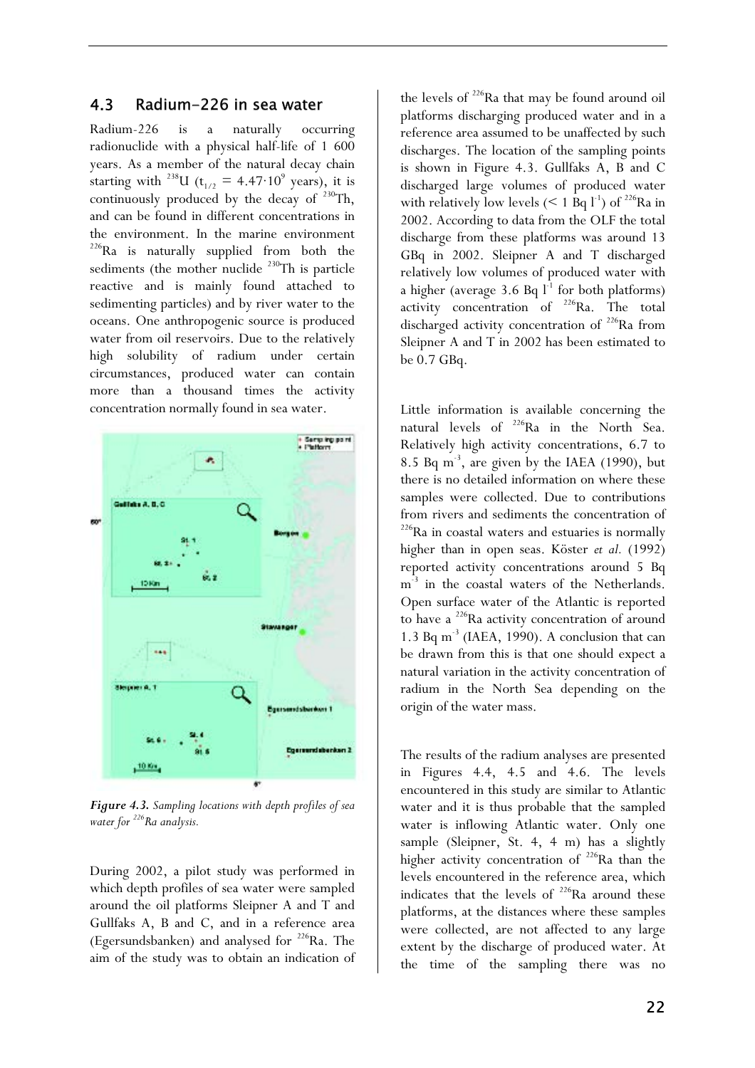## 4.3 Radium-226 in sea water

Radium-226 is a naturally occurring radionuclide with a physical half-life of 1 600 years. As a member of the natural decay chain starting with $^{238}U$ ($t_{1/2} = 4.47 \cdot 10^9$ years), it is continuously produced by the decay of $^{230}Th$, and can be found in different concentrations in the environment. In the marine environment $^{226}Ra$ is naturally supplied from both the sediments (the mother nuclide $^{230}Th$ is particle reactive and is mainly found attached to sedimenting particles) and by river water to the oceans. One anthropogenic source is produced water from oil reservoirs. Due to the relatively high solubility of radium under certain circumstances, produced water can contain more than a thousand times the activity concentration normally found in sea water.

***Figure 4.3.*** *Sampling locations with depth profiles of sea water for $^{226}Ra$ analysis.*

During 2002, a pilot study was performed in which depth profiles of sea water were sampled around the oil platforms Sleipner A and T and Gullfaks A, B and C, and in a reference area (Egersundsbanken) and analysed for $^{226}Ra$. The aim of the study was to obtain an indication of the levels of $^{226}Ra$ that may be found around oil platforms discharging produced water and in a reference area assumed to be unaffected by such discharges. The location of the sampling points is shown in Figure 4.3. Gullfaks A, B and C discharged large volumes of produced water with relatively low levels (< 1 Bq $l^{-1}$) of $^{226}Ra$ in 2002. According to data from the OLF the total discharge from these platforms was around 13 GBq in 2002. Sleipner A and T discharged relatively low volumes of produced water with a higher (average 3.6 Bq $l^{-1}$ for both platforms) activity concentration of $^{226}Ra$. The total discharged activity concentration of $^{226}Ra$ from Sleipner A and T in 2002 has been estimated to be 0.7 GBq.

Little information is available concerning the natural levels of $^{226}Ra$ in the North Sea. Relatively high activity concentrations, 6.7 to 8.5 Bq $m^{-3}$, are given by the IAEA (1990), but there is no detailed information on where these samples were collected. Due to contributions from rivers and sediments the concentration of $^{226}Ra$ in coastal waters and estuaries is normally higher than in open seas. Köster *et al.* (1992) reported activity concentrations around 5 Bq $m^{-3}$ in the coastal waters of the Netherlands. Open surface water of the Atlantic is reported to have a $^{226}Ra$ activity concentration of around 1.3 Bq $m^{-3}$ (IAEA, 1990). A conclusion that can be drawn from this is that one should expect a natural variation in the activity concentration of radium in the North Sea depending on the origin of the water mass.

The results of the radium analyses are presented in Figures 4.4, 4.5 and 4.6. The levels encountered in this study are similar to Atlantic water and it is thus probable that the sampled water is inflowing Atlantic water. Only one sample (Sleipner, St. 4, 4 m) has a slightly higher activity concentration of $^{226}Ra$ than the levels encountered in the reference area, which indicates that the levels of $^{226}Ra$ around these platforms, at the distances where these samples were collected, are not affected to any large extent by the discharge of produced water. At the time of the sampling there was no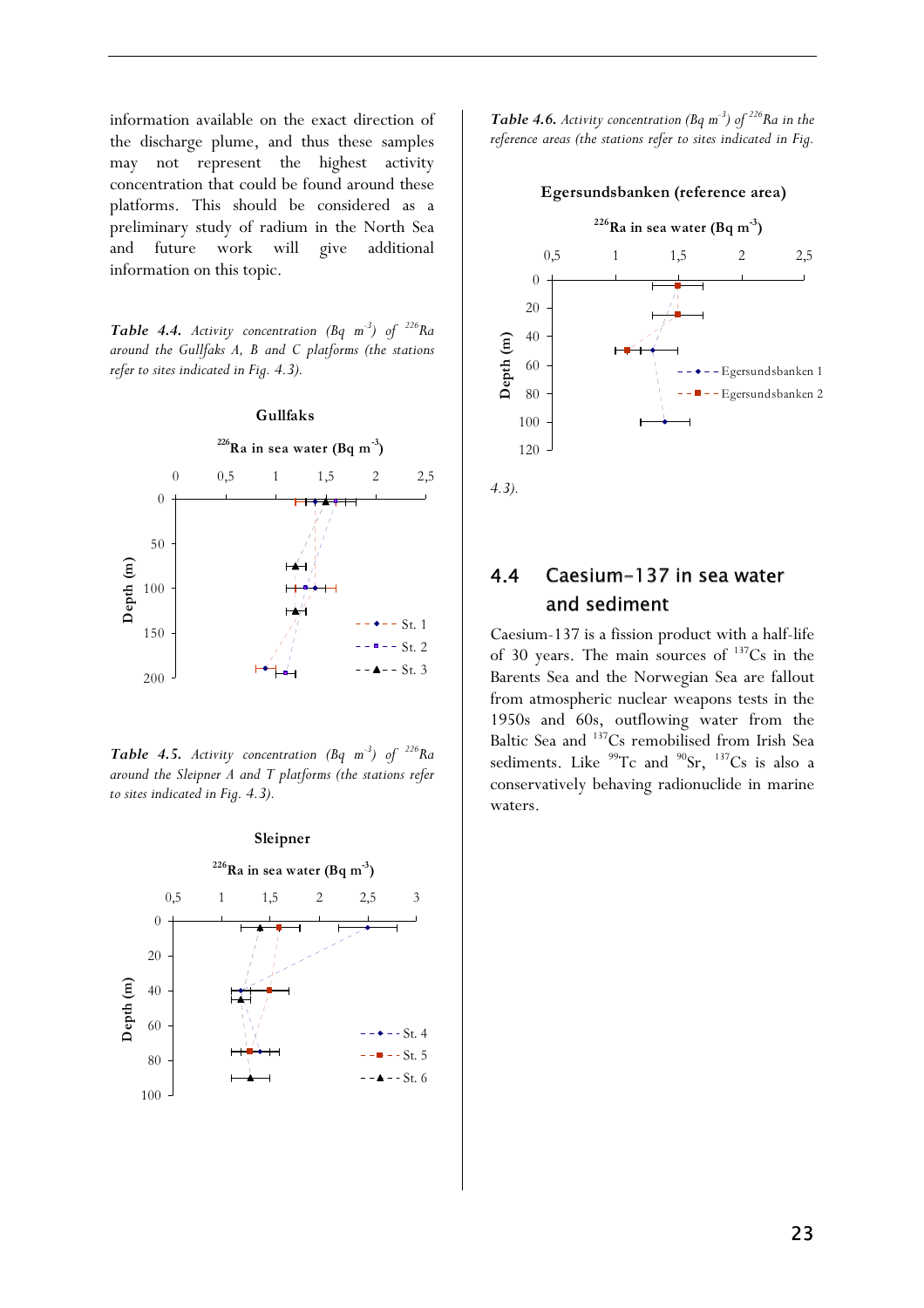information available on the exact direction of the discharge plume, and thus these samples may not represent the highest activity concentration that could be found around these platforms. This should be considered as a preliminary study of radium in the North Sea and future work will give additional information on this topic.

***Table 4.4.*** *Activity concentration (Bq m$^{-3}$) of $^{226}$Ra around the Gullfaks A, B and C platforms (the stations refer to sites indicated in Fig. 4.3).*

**Gullfaks**

**$^{226}$Ra in sea water (Bq m$^{-3}$)**

***Table 4.5.*** *Activity concentration (Bq m$^{-3}$) of $^{226}$Ra around the Sleipner A and T platforms (the stations refer to sites indicated in Fig. 4.3).*

**Sleipner**

**$^{226}$Ra in sea water (Bq m$^{-3}$)**

***Table 4.6.*** *Activity concentration (Bq m$^{-3}$) of $^{226}$Ra in the reference areas (the stations refer to sites indicated in Fig. 4.3).*

**Egersundsbanken (reference area)**

**$^{226}$Ra in sea water (Bq m$^{-3}$)**

## 4.4 Caesium-137 in sea water and sediment

Caesium-137 is a fission product with a half-life of 30 years. The main sources of $^{137}$Cs in the Barents Sea and the Norwegian Sea are fallout from atmospheric nuclear weapons tests in the 1950s and 60s, outflowing water from the Baltic Sea and $^{137}$Cs remobilised from Irish Sea sediments. Like $^{99}$Tc and $^{90}$Sr, $^{137}$Cs is also a conservatively behaving radionuclide in marine waters.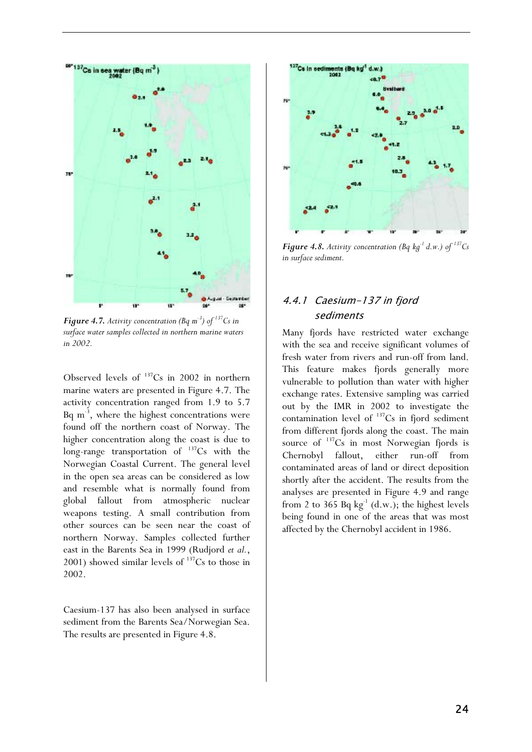*Figure 4.7. Activity concentration (Bq m$^{-3}$) of $^{137}$Cs in surface water samples collected in northern marine waters in 2002.*

Observed levels of $^{137}$Cs in 2002 in northern marine waters are presented in Figure 4.7. The activity concentration ranged from 1.9 to 5.7 Bq m$^{-3}$, where the highest concentrations were found off the northern coast of Norway. The higher concentration along the coast is due to long-range transportation of $^{137}$Cs with the Norwegian Coastal Current. The general level in the open sea areas can be considered as low and resemble what is normally found from global fallout from atmospheric nuclear weapons testing. A small contribution from other sources can be seen near the coast of northern Norway. Samples collected further east in the Barents Sea in 1999 (Rudjord *et al.*, 2001) showed similar levels of $^{137}$Cs to those in 2002.

Caesium-137 has also been analysed in surface sediment from the Barents Sea/Norwegian Sea. The results are presented in Figure 4.8.

*Figure 4.8. Activity concentration (Bq kg$^{-1}$ d.w.) of $^{137}$Cs in surface sediment.*

### 4.4.1 Caesium-137 in fjord sediments

Many fjords have restricted water exchange with the sea and receive significant volumes of fresh water from rivers and run-off from land. This feature makes fjords generally more vulnerable to pollution than water with higher exchange rates. Extensive sampling was carried out by the IMR in 2002 to investigate the contamination level of $^{137}$Cs in fjord sediment from different fjords along the coast. The main source of $^{137}$Cs in most Norwegian fjords is Chernobyl fallout, either run-off from contaminated areas of land or direct deposition shortly after the accident. The results from the analyses are presented in Figure 4.9 and range from 2 to 365 Bq kg$^{-1}$ (d.w.); the highest levels being found in one of the areas that was most affected by the Chernobyl accident in 1986.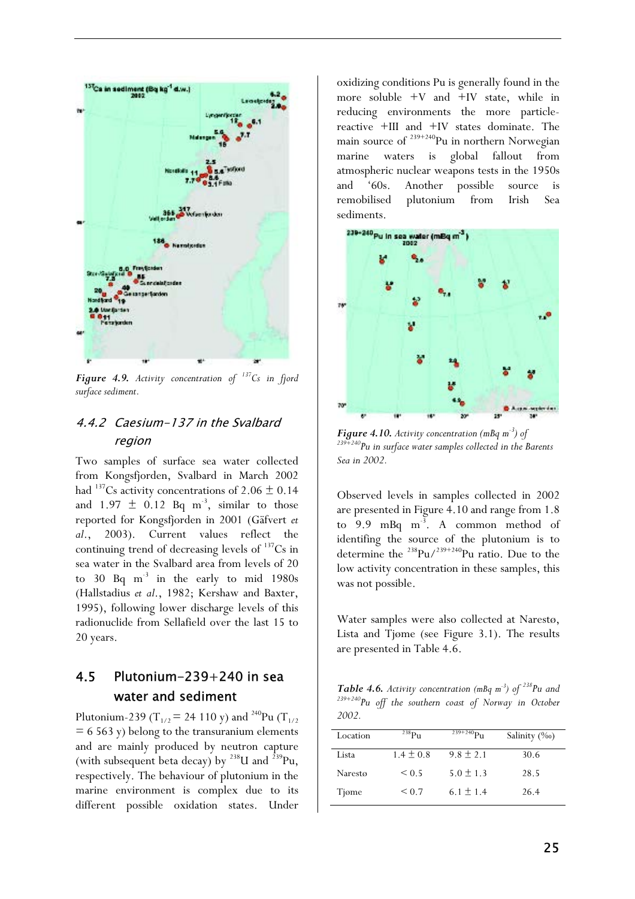*Figure 4.9. Activity concentration of $^{137}Cs$ in fjord surface sediment.*

### 4.4.2 Caesium-137 in the Svalbard region

Two samples of surface sea water collected from Kongsfjorden, Svalbard in March 2002 had $^{137}Cs$ activity concentrations of 2.06 ± 0.14 and 1.97 ± 0.12 Bq m$^{-3}$, similar to those reported for Kongsfjorden in 2001 (Gäfvert *et al.*, 2003). Current values reflect the continuing trend of decreasing levels of $^{137}Cs$ in sea water in the Svalbard area from levels of 20 to 30 Bq m$^{-3}$ in the early to mid 1980s (Hallstadius *et al.*, 1982; Kershaw and Baxter, 1995), following lower discharge levels of this radionuclide from Sellafield over the last 15 to 20 years.

## 4.5 Plutonium-239+240 in sea water and sediment

Plutonium-239 ($T_{1/2}$ = 24 110 y) and $^{240}Pu$ ($T_{1/2}$ = 6 563 y) belong to the transuranium elements and are mainly produced by neutron capture (with subsequent beta decay) by $^{238}U$ and $^{239}Pu$, respectively. The behaviour of plutonium in the marine environment is complex due to its different possible oxidation states. Under oxidizing conditions Pu is generally found in the more soluble +V and +IV state, while in reducing environments the more particle-reactive +III and +IV states dominate. The main source of $^{239+240}Pu$ in northern Norwegian marine waters is global fallout from atmospheric nuclear weapons tests in the 1950s and '60s. Another possible source is remobilised plutonium from Irish Sea sediments.

*Figure 4.10. Activity concentration (mBq m$^{-3}$) of $^{239+240}Pu$ in surface water samples collected in the Barents Sea in 2002.*

Observed levels in samples collected in 2002 are presented in Figure 4.10 and range from 1.8 to 9.9 mBq m$^{-3}$. A common method of identifing the source of the plutonium is to determine the $^{238}Pu/^{239+240}Pu$ ratio. Due to the low activity concentration in these samples, this was not possible.

Water samples were also collected at Narestø, Lista and Tjøme (see Figure 3.1). The results are presented in Table 4.6.

*Table 4.6. Activity concentration (mBq m$^{-3}$) of $^{238}Pu$ and $^{239+240}Pu$ off the southern coast of Norway in October 2002.*

| Location | $^{238}Pu$ | $^{239+240}Pu$ | Salinity (‰) |
|---|---|---|---|
| Lista | 1.4 ± 0.8 | 9.8 ± 2.1 | 30.6 |
| Narestø | < 0.5 | 5.0 ± 1.3 | 28.5 |
| Tjøme | < 0.7 | 6.1 ± 1.4 | 26.4 |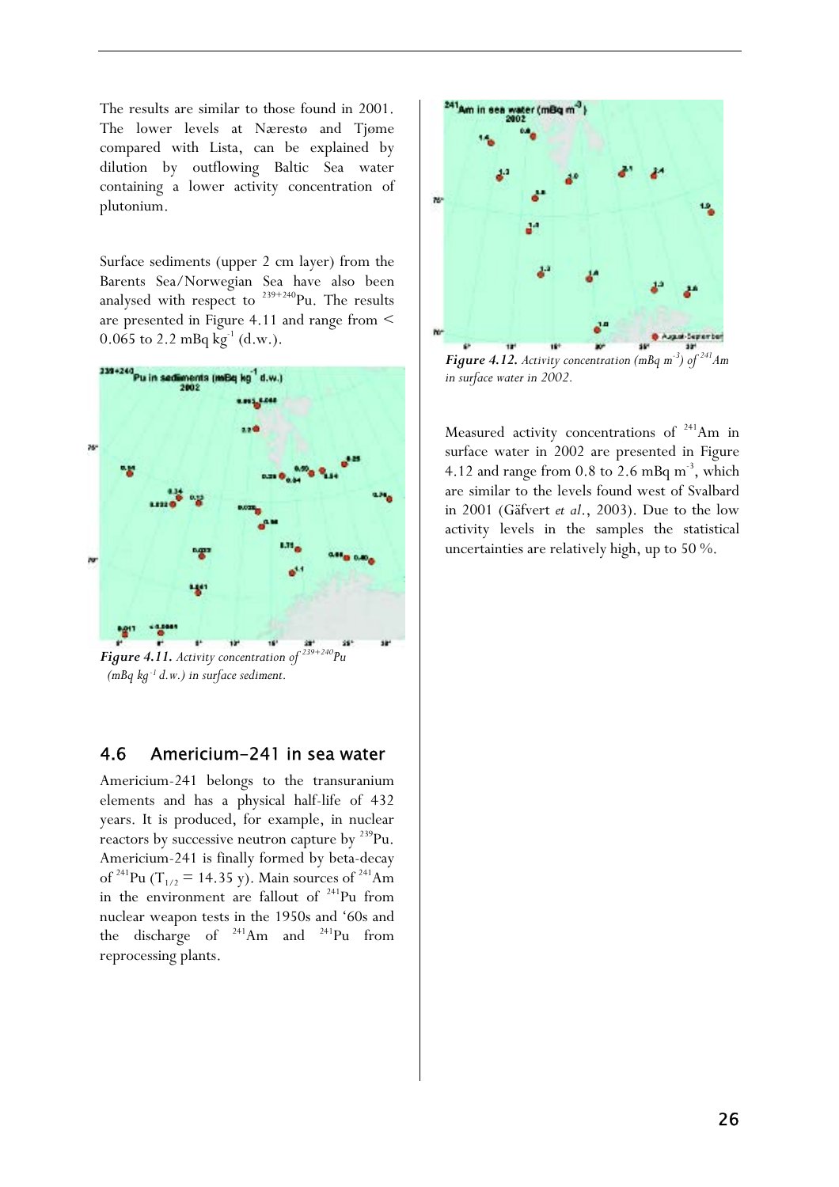The results are similar to those found in 2001. The lower levels at Nærestø and Tjøme compared with Lista, can be explained by dilution by outflowing Baltic Sea water containing a lower activity concentration of plutonium.

Surface sediments (upper 2 cm layer) from the Barents Sea/Norwegian Sea have also been analysed with respect to $^{239+240}$Pu. The results are presented in Figure 4.11 and range from < 0.065 to 2.2 mBq kg$^{-1}$ (d.w.).

***Figure 4.11.*** *Activity concentration of $^{239+240}$Pu (mBq kg$^{-1}$ d.w.) in surface sediment.*

## 4.6 Americium-241 in sea water

Americium-241 belongs to the transuranium elements and has a physical half-life of 432 years. It is produced, for example, in nuclear reactors by successive neutron capture by $^{239}$Pu. Americium-241 is finally formed by beta-decay of $^{241}$Pu ($T_{1/2}$ = 14.35 y). Main sources of $^{241}$Am in the environment are fallout of $^{241}$Pu from nuclear weapon tests in the 1950s and '60s and the discharge of $^{241}$Am and $^{241}$Pu from reprocessing plants.

***Figure 4.12.*** *Activity concentration (mBq m$^{-3}$) of $^{241}$Am in surface water in 2002.*

Measured activity concentrations of $^{241}$Am in surface water in 2002 are presented in Figure 4.12 and range from 0.8 to 2.6 mBq m$^{-3}$, which are similar to the levels found west of Svalbard in 2001 (Gäfvert *et al.*, 2003). Due to the low activity levels in the samples the statistical uncertainties are relatively high, up to 50 %.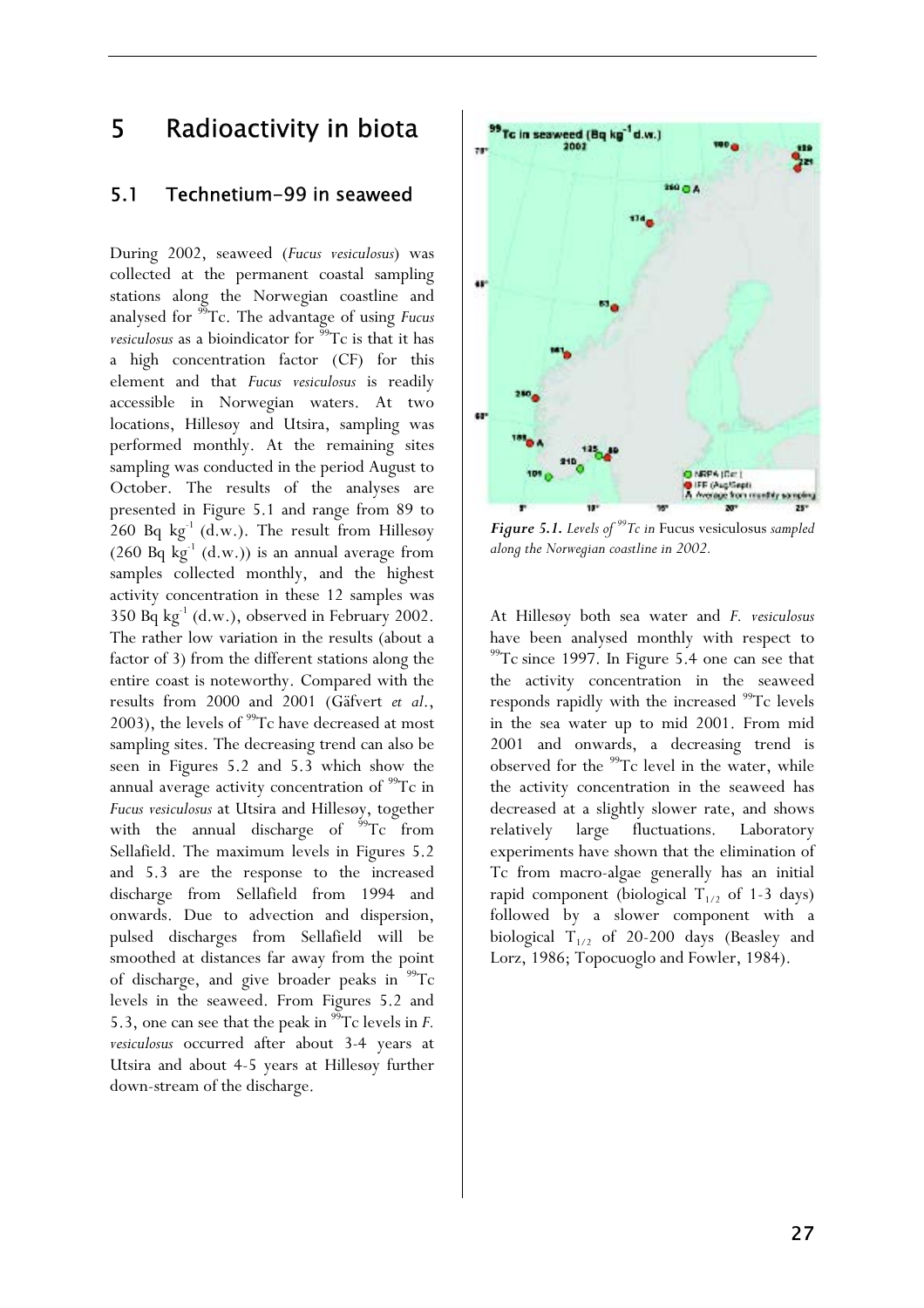# 5 Radioactivity in biota

## 5.1 Technetium-99 in seaweed

During 2002, seaweed (*Fucus vesiculosus*) was collected at the permanent coastal sampling stations along the Norwegian coastline and analysed for $^{99}$Tc. The advantage of using *Fucus vesiculosus* as a bioindicator for $^{99}$Tc is that it has a high concentration factor (CF) for this element and that *Fucus vesiculosus* is readily accessible in Norwegian waters. At two locations, Hillesøy and Utsira, sampling was performed monthly. At the remaining sites sampling was conducted in the period August to October. The results of the analyses are presented in Figure 5.1 and range from 89 to 260 Bq kg$^{-1}$ (d.w.). The result from Hillesøy (260 Bq kg$^{-1}$ (d.w.)) is an annual average from samples collected monthly, and the highest activity concentration in these 12 samples was 350 Bq kg$^{-1}$ (d.w.), observed in February 2002. The rather low variation in the results (about a factor of 3) from the different stations along the entire coast is noteworthy. Compared with the results from 2000 and 2001 (Gäfvert *et al*., 2003), the levels of $^{99}$Tc have decreased at most sampling sites. The decreasing trend can also be seen in Figures 5.2 and 5.3 which show the annual average activity concentration of $^{99}$Tc in *Fucus vesiculosus* at Utsira and Hillesøy, together with the annual discharge of $^{99}$Tc from Sellafield. The maximum levels in Figures 5.2 and 5.3 are the response to the increased discharge from Sellafield from 1994 and onwards. Due to advection and dispersion, pulsed discharges from Sellafield will be smoothed at distances far away from the point of discharge, and give broader peaks in $^{99}$Tc levels in the seaweed. From Figures 5.2 and 5.3, one can see that the peak in $^{99}$Tc levels in *F. vesiculosus* occurred after about 3-4 years at Utsira and about 4-5 years at Hillesøy further down-stream of the discharge.

**Figure 5.1.** *Levels of $^{99}$Tc in* Fucus vesiculosus *sampled along the Norwegian coastline in 2002.*

At Hillesøy both sea water and *F. vesiculosus* have been analysed monthly with respect to $^{99}$Tc since 1997. In Figure 5.4 one can see that the activity concentration in the seaweed responds rapidly with the increased $^{99}$Tc levels in the sea water up to mid 2001. From mid 2001 and onwards, a decreasing trend is observed for the $^{99}$Tc level in the water, while the activity concentration in the seaweed has decreased at a slightly slower rate, and shows relatively large fluctuations. Laboratory experiments have shown that the elimination of Tc from macro-algae generally has an initial rapid component (biological $T_{1/2}$ of 1-3 days) followed by a slower component with a biological $T_{1/2}$ of 20-200 days (Beasley and Lorz, 1986; Topocuoglo and Fowler, 1984).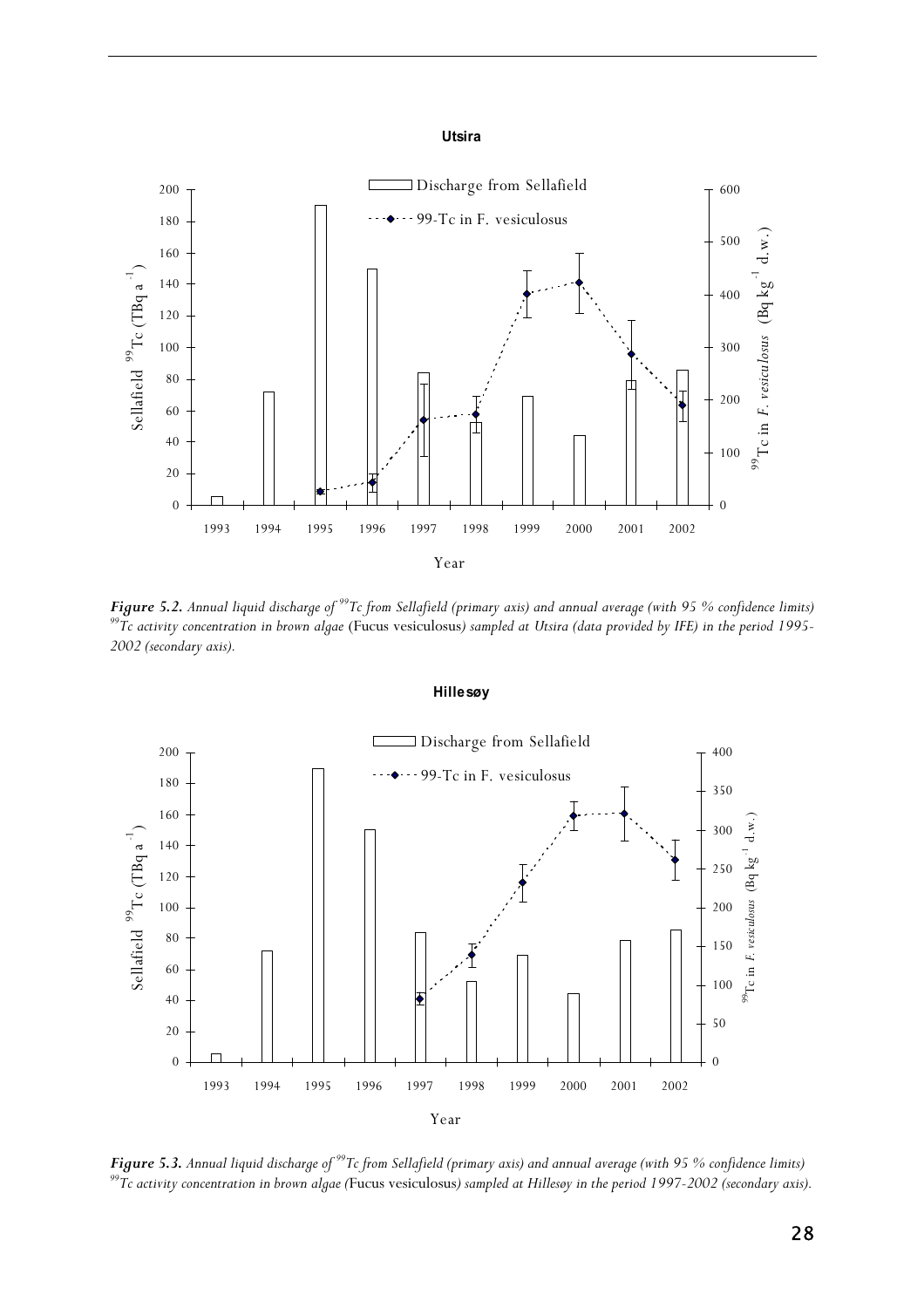**Utsira**

**Figure 5.2.** *Annual liquid discharge of $^{99}Tc$ from Sellafield (primary axis) and annual average (with 95 % confidence limits) $^{99}Tc$ activity concentration in brown algae* (Fucus vesiculosus) *sampled at Utsira (data provided by IFE) in the period 1995-2002 (secondary axis).*

**Hillesøy**

**Figure 5.3.** *Annual liquid discharge of $^{99}Tc$ from Sellafield (primary axis) and annual average (with 95 % confidence limits) $^{99}Tc$ activity concentration in brown algae (*Fucus vesiculosus*) sampled at Hillesøy in the period 1997-2002 (secondary axis).*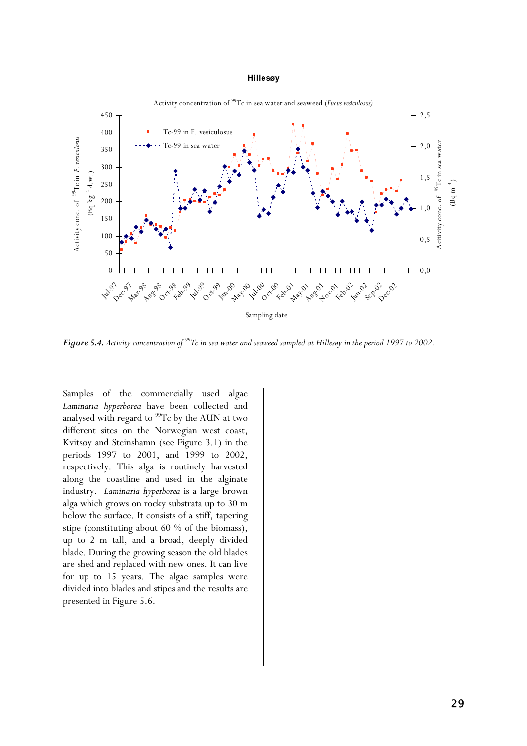**Hillesøy**

Activity concentration of $^{99}$Tc in sea water and seaweed (*Fucus vesiculosus*)

*Figure 5.4. Activity concentration of $^{99}$Tc in sea water and seaweed sampled at Hillesøy in the period 1997 to 2002.*

Samples of the commercially used algae *Laminaria hyperborea* have been collected and analysed with regard to $^{99}$Tc by the AUN at two different sites on the Norwegian west coast, Kvitsøy and Steinshamn (see Figure 3.1) in the periods 1997 to 2001, and 1999 to 2002, respectively. This alga is routinely harvested along the coastline and used in the alginate industry. *Laminaria hyperborea* is a large brown alga which grows on rocky substrata up to 30 m below the surface. It consists of a stiff, tapering stipe (constituting about 60 % of the biomass), up to 2 m tall, and a broad, deeply divided blade. During the growing season the old blades are shed and replaced with new ones. It can live for up to 15 years. The algae samples were divided into blades and stipes and the results are presented in Figure 5.6.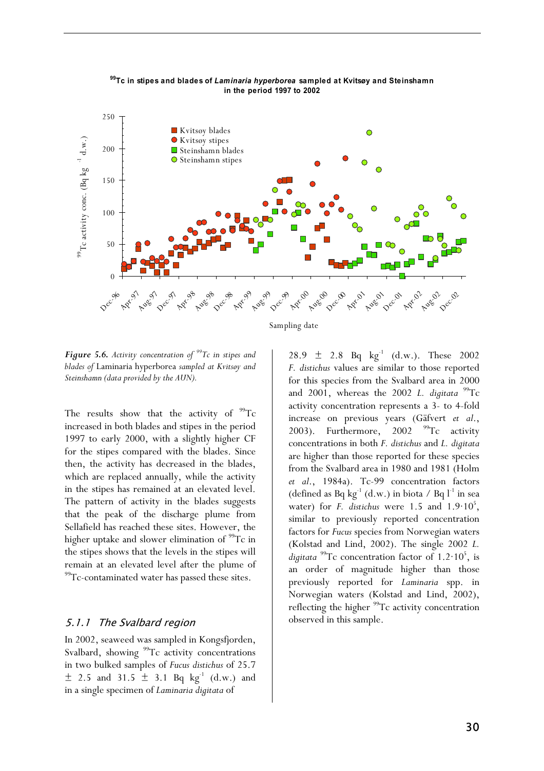**Figure 5.6.** *Activity concentration of $^{99}$Tc in stipes and blades of* Laminaria hyperborea *sampled at Kvitsøy and Steinshamn (data provided by the AUN).*

The results show that the activity of $^{99}$Tc increased in both blades and stipes in the period 1997 to early 2000, with a slightly higher CF for the stipes compared with the blades. Since then, the activity has decreased in the blades, which are replaced annually, while the activity in the stipes has remained at an elevated level. The pattern of activity in the blades suggests that the peak of the discharge plume from Sellafield has reached these sites. However, the higher uptake and slower elimination of $^{99}$Tc in the stipes shows that the levels in the stipes will remain at an elevated level after the plume of $^{99}$Tc-contaminated water has passed these sites.

### *5.1.1 The Svalbard region*

In 2002, seaweed was sampled in Kongsfjorden, Svalbard, showing $^{99}$Tc activity concentrations in two bulked samples of *Fucus distichus* of 25.7 ± 2.5 and 31.5 ± 3.1 Bq kg$^{-1}$ (d.w.) and in a single specimen of *Laminaria digitata* of 28.9 ± 2.8 Bq kg$^{-1}$ (d.w.). These 2002 *F. distichus* values are similar to those reported for this species from the Svalbard area in 2000 and 2001, whereas the 2002 *L. digitata* $^{99}$Tc activity concentration represents a 3- to 4-fold increase on previous years (Gäfvert *et al.*, 2003). Furthermore, 2002 $^{99}$Tc activity concentrations in both *F. distichus* and *L. digitata* are higher than those reported for these species from the Svalbard area in 1980 and 1981 (Holm *et al.*, 1984a). Tc-99 concentration factors (defined as Bq kg$^{-1}$ (d.w.) in biota / Bq l$^{-1}$ in sea water) for *F. distichus* were 1.5 and $1.9 \cdot 10^5$, similar to previously reported concentration factors for *Fucus* species from Norwegian waters (Kolstad and Lind, 2002). The single 2002 *L. digitata* $^{99}$Tc concentration factor of $1.2 \cdot 10^5$, is an order of magnitude higher than those previously reported for *Laminaria* spp. in Norwegian waters (Kolstad and Lind, 2002), reflecting the higher $^{99}$Tc activity concentration observed in this sample.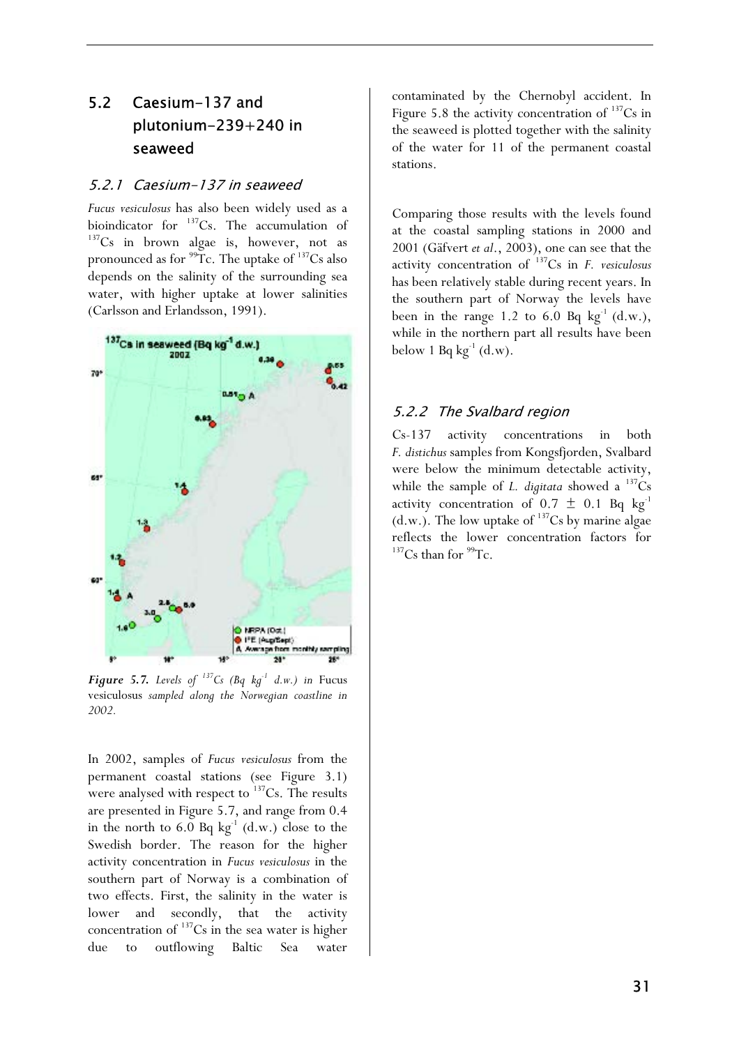## 5.2 Caesium-137 and plutonium-239+240 in seaweed

### 5.2.1 Caesium-137 in seaweed

*Fucus vesiculosus* has also been widely used as a bioindicator for $^{137}$Cs. The accumulation of $^{137}$Cs in brown algae is, however, not as pronounced as for $^{99}$Tc. The uptake of $^{137}$Cs also depends on the salinity of the surrounding sea water, with higher uptake at lower salinities (Carlsson and Erlandsson, 1991).

***Figure 5.7.*** *Levels of $^{137}$Cs (Bq kg$^{-1}$ d.w.) in* Fucus vesiculosus *sampled along the Norwegian coastline in 2002.*

In 2002, samples of *Fucus vesiculosus* from the permanent coastal stations (see Figure 3.1) were analysed with respect to $^{137}$Cs. The results are presented in Figure 5.7, and range from 0.4 in the north to 6.0 Bq kg$^{-1}$ (d.w.) close to the Swedish border. The reason for the higher activity concentration in *Fucus vesiculosus* in the southern part of Norway is a combination of two effects. First, the salinity in the water is lower and secondly, that the activity concentration of $^{137}$Cs in the sea water is higher due to outflowing Baltic Sea water contaminated by the Chernobyl accident. In Figure 5.8 the activity concentration of $^{137}$Cs in the seaweed is plotted together with the salinity of the water for 11 of the permanent coastal stations.

Comparing those results with the levels found at the coastal sampling stations in 2000 and 2001 (Gäfvert *et al*., 2003), one can see that the activity concentration of $^{137}$Cs in *F. vesiculosus* has been relatively stable during recent years. In the southern part of Norway the levels have been in the range 1.2 to 6.0 Bq kg$^{-1}$ (d.w.), while in the northern part all results have been below 1 Bq kg$^{-1}$ (d.w).

### 5.2.2 The Svalbard region

Cs-137 activity concentrations in both *F. distichus* samples from Kongsfjorden, Svalbard were below the minimum detectable activity, while the sample of *L. digitata* showed a $^{137}$Cs activity concentration of $0.7 \pm 0.1$ Bq kg$^{-1}$ (d.w.). The low uptake of $^{137}$Cs by marine algae reflects the lower concentration factors for $^{137}$Cs than for $^{99}$Tc.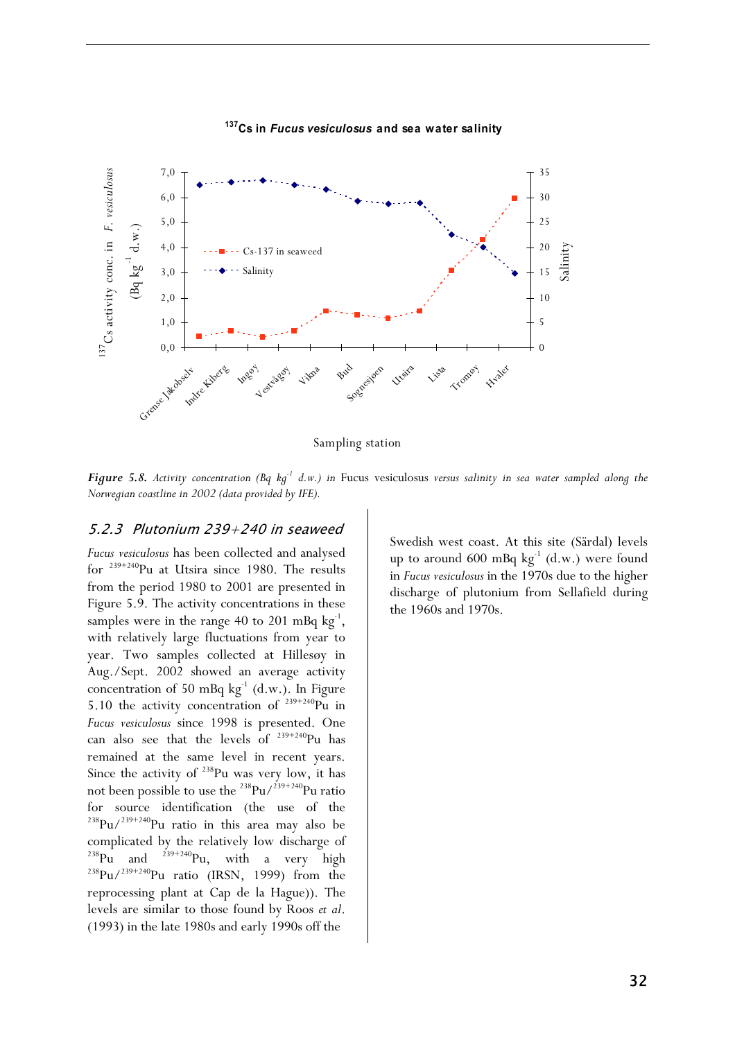**$^{137}$Cs in *Fucus vesiculosus* and sea water salinity**

| Sampling station | Cs-137 in seaweed ($^{137}$Cs activity conc. in *F. vesiculosus* (Bq kg$^{-1}$ d.w.)) | Salinity |
|---|---|---|
| Grense Jakobselv | 0.5 | 32.5 |
| Indre Kiberg | 0.7 | 33 |
| Ingøy | 0.5 | 33.5 |
| Vestvågøy | 0.7 | 32.5 |
| Vikna | 1.5 | 31.5 |
| Bud | 1.3 | 29.5 |
| Sognesjøen | 1.2 | 29 |
| Utsira | 1.5 | 29 |
| Lista | 3.1 | 22.5 |
| Tromøy | 4.3 | 20 |
| Hvaler | 6.0 | 15 |

**Figure 5.8.** *Activity concentration (Bq kg$^{-1}$ d.w.) in* Fucus vesiculosus *versus salinity in sea water sampled along the Norwegian coastline in 2002 (data provided by IFE).*

### 5.2.3 Plutonium 239+240 in seaweed

*Fucus vesiculosus* has been collected and analysed for $^{239+240}$Pu at Utsira since 1980. The results from the period 1980 to 2001 are presented in Figure 5.9. The activity concentrations in these samples were in the range 40 to 201 mBq kg$^{-1}$, with relatively large fluctuations from year to year. Two samples collected at Hillesøy in Aug./Sept. 2002 showed an average activity concentration of 50 mBq kg$^{-1}$ (d.w.). In Figure 5.10 the activity concentration of $^{239+240}$Pu in *Fucus vesiculosus* since 1998 is presented. One can also see that the levels of $^{239+240}$Pu has remained at the same level in recent years. Since the activity of $^{238}$Pu was very low, it has not been possible to use the $^{238}$Pu/$^{239+240}$Pu ratio for source identification (the use of the $^{238}$Pu/$^{239+240}$Pu ratio in this area may also be complicated by the relatively low discharge of $^{238}$Pu and $^{239+240}$Pu, with a very high $^{238}$Pu/$^{239+240}$Pu ratio (IRSN, 1999) from the reprocessing plant at Cap de la Hague)). The levels are similar to those found by Roos *et al*. (1993) in the late 1980s and early 1990s off the Swedish west coast. At this site (Särdal) levels up to around 600 mBq kg$^{-1}$ (d.w.) were found in *Fucus vesiculosus* in the 1970s due to the higher discharge of plutonium from Sellafield during the 1960s and 1970s.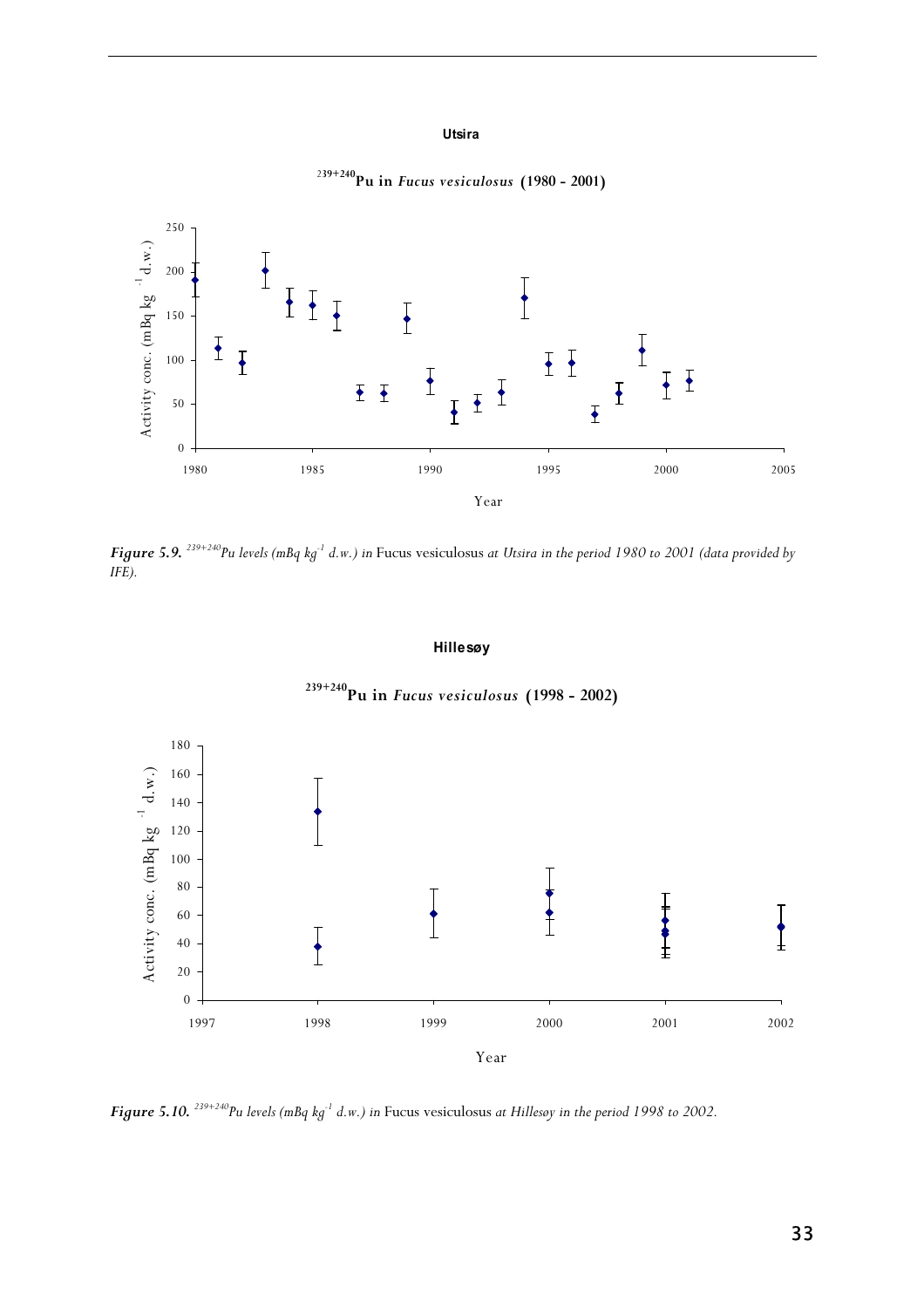*Figure 5.9.* *$^{239+240}$Pu levels (mBq kg$^{-1}$ d.w.) in* Fucus vesiculosus *at Utsira in the period 1980 to 2001 (data provided by IFE).*

*Figure 5.10.* *$^{239+240}$Pu levels (mBq kg$^{-1}$ d.w.) in* Fucus vesiculosus *at Hillesøy in the period 1998 to 2002.*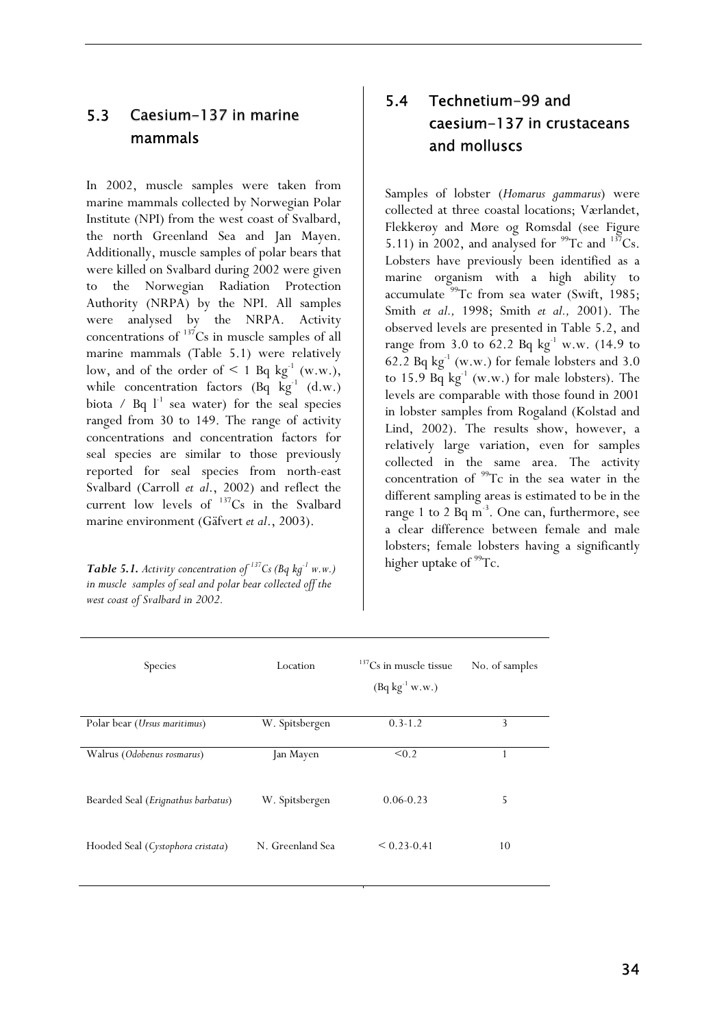## 5.3 Caesium-137 in marine mammals

In 2002, muscle samples were taken from marine mammals collected by Norwegian Polar Institute (NPI) from the west coast of Svalbard, the north Greenland Sea and Jan Mayen. Additionally, muscle samples of polar bears that were killed on Svalbard during 2002 were given to the Norwegian Radiation Protection Authority (NRPA) by the NPI. All samples were analysed by the NRPA. Activity concentrations of $^{137}Cs$ in muscle samples of all marine mammals (Table 5.1) were relatively low, and of the order of < 1 Bq $kg^{-1}$ (w.w.), while concentration factors (Bq $kg^{-1}$ (d.w.) biota / Bq $l^{-1}$ sea water) for the seal species ranged from 30 to 149. The range of activity concentrations and concentration factors for seal species are similar to those previously reported for seal species from north-east Svalbard (Carroll *et al*., 2002) and reflect the current low levels of $^{137}Cs$ in the Svalbard marine environment (Gäfvert *et al*., 2003).

***Table 5.1.*** *Activity concentration of $^{137}Cs$ (Bq $kg^{-1}$ w.w.) in muscle samples of seal and polar bear collected off the west coast of Svalbard in 2002.*

| Species | Location | $^{137}Cs$ in muscle tissue (Bq $kg^{-1}$ w.w.) | No. of samples |
|---|---|---|---|
| Polar bear (*Ursus maritimus*) | W. Spitsbergen | 0.3-1.2 | 3 |
| Walrus (*Odobenus rosmarus*) | Jan Mayen | <0.2 | 1 |
| Bearded Seal (*Erignathus barbatus*) | W. Spitsbergen | 0.06-0.23 | 5 |
| Hooded Seal (*Cystophora cristata*) | N. Greenland Sea | < 0.23-0.41 | 10 |

## 5.4 Technetium-99 and caesium-137 in crustaceans and molluscs

Samples of lobster (*Homarus gammarus*) were collected at three coastal locations; Værlandet, Flekkerøy and Møre og Romsdal (see Figure 5.11) in 2002, and analysed for $^{99}Tc$ and $^{137}Cs$. Lobsters have previously been identified as a marine organism with a high ability to accumulate $^{99}Tc$ from sea water (Swift, 1985; Smith *et al.,* 1998; Smith *et al.,* 2001). The observed levels are presented in Table 5.2, and range from 3.0 to 62.2 Bq $kg^{-1}$ w.w. (14.9 to 62.2 Bq $kg^{-1}$ (w.w.) for female lobsters and 3.0 to 15.9 Bq $kg^{-1}$ (w.w.) for male lobsters). The levels are comparable with those found in 2001 in lobster samples from Rogaland (Kolstad and Lind, 2002). The results show, however, a relatively large variation, even for samples collected in the same area. The activity concentration of $^{99}Tc$ in the sea water in the different sampling areas is estimated to be in the range 1 to 2 Bq $m^{-3}$. One can, furthermore, see a clear difference between female and male lobsters; female lobsters having a significantly higher uptake of $^{99}Tc$.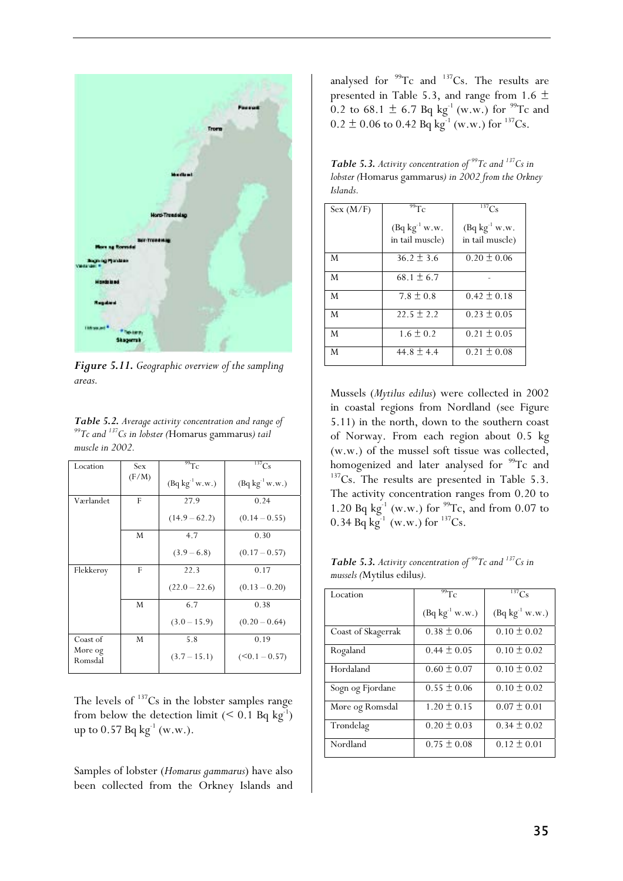*Figure 5.11. Geographic overview of the sampling areas.*

*Table 5.2. Average activity concentration and range of $^{99}Tc$ and $^{137}Cs$ in lobster (*Homarus gammarus*) tail muscle in 2002.*

| Location | Sex (F/M) | $^{99}Tc$ (Bq kg$^{-1}$ w.w.) | $^{137}Cs$ (Bq kg$^{-1}$ w.w.) |
|---|---|---|---|
| Værlandet | F | 27.9 (14.9 – 62.2) | 0.24 (0.14 – 0.55) |
| | M | 4.7 (3.9 – 6.8) | 0.30 (0.17 – 0.57) |
| Flekkerøy | F | 22.3 (22.0 – 22.6) | 0.17 (0.13 – 0.20) |
| | M | 6.7 (3.0 – 15.9) | 0.38 (0.20 – 0.64) |
| Coast of Møre og Romsdal | M | 5.8 (3.7 – 15.1) | 0.19 (<0.1 – 0.57) |

The levels of $^{137}Cs$ in the lobster samples range from below the detection limit (< 0.1 Bq kg$^{-1}$) up to 0.57 Bq kg$^{-1}$ (w.w.).

Samples of lobster (*Homarus gammarus*) have also been collected from the Orkney Islands and analysed for $^{99}Tc$ and $^{137}Cs$. The results are presented in Table 5.3, and range from 1.6 ± 0.2 to 68.1 ± 6.7 Bq kg$^{-1}$ (w.w.) for $^{99}Tc$ and 0.2 ± 0.06 to 0.42 Bq kg$^{-1}$ (w.w.) for $^{137}Cs$.

*Table 5.3. Activity concentration of $^{99}Tc$ and $^{137}Cs$ in lobster (*Homarus gammarus*) in 2002 from the Orkney Islands.*

| Sex (M/F) | $^{99}Tc$ (Bq kg$^{-1}$ w.w. in tail muscle) | $^{137}Cs$ (Bq kg$^{-1}$ w.w. in tail muscle) |
|---|---|---|
| M | 36.2 ± 3.6 | 0.20 ± 0.06 |
| M | 68.1 ± 6.7 | - |
| M | 7.8 ± 0.8 | 0.42 ± 0.18 |
| M | 22.5 ± 2.2 | 0.23 ± 0.05 |
| M | 1.6 ± 0.2 | 0.21 ± 0.05 |
| M | 44.8 ± 4.4 | 0.21 ± 0.08 |

Mussels (*Mytilus edilus*) were collected in 2002 in coastal regions from Nordland (see Figure 5.11) in the north, down to the southern coast of Norway. From each region about 0.5 kg (w.w.) of the mussel soft tissue was collected, homogenized and later analysed for $^{99}Tc$ and $^{137}Cs$. The results are presented in Table 5.3. The activity concentration ranges from 0.20 to 1.20 Bq kg$^{-1}$ (w.w.) for $^{99}Tc$, and from 0.07 to 0.34 Bq kg$^{-1}$ (w.w.) for $^{137}Cs$.

*Table 5.3. Activity concentration of $^{99}Tc$ and $^{137}Cs$ in mussels (*Mytilus edilus*).*

| Location | $^{99}Tc$ (Bq kg$^{-1}$ w.w.) | $^{137}Cs$ (Bq kg$^{-1}$ w.w.) |
|---|---|---|
| Coast of Skagerrak | 0.38 ± 0.06 | 0.10 ± 0.02 |
| Rogaland | 0.44 ± 0.05 | 0.10 ± 0.02 |
| Hordaland | 0.60 ± 0.07 | 0.10 ± 0.02 |
| Sogn og Fjordane | 0.55 ± 0.06 | 0.10 ± 0.02 |
| Møre og Romsdal | 1.20 ± 0.15 | 0.07 ± 0.01 |
| Trøndelag | 0.20 ± 0.03 | 0.34 ± 0.02 |
| Nordland | 0.75 ± 0.08 | 0.12 ± 0.01 |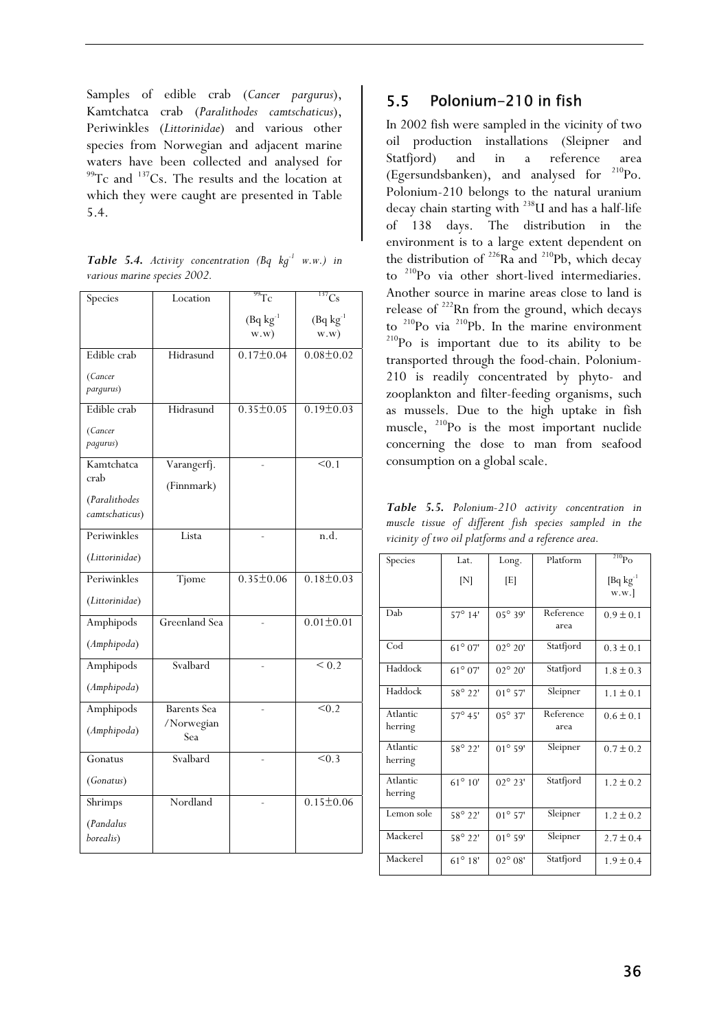Samples of edible crab (*Cancer pargurus*), Kamtchatca crab (*Paralithodes camtschaticus*), Periwinkles (*Littorinidae*) and various other species from Norwegian and adjacent marine waters have been collected and analysed for $^{99}Tc$ and $^{137}Cs$. The results and the location at which they were caught are presented in Table 5.4.

***Table 5.4.*** *Activity concentration (Bq kg$^{-1}$ w.w.) in various marine species 2002.*

| Species | Location | $^{99}Tc$ (Bq kg$^{-1}$ w.w) | $^{137}Cs$ (Bq kg$^{-1}$ w.w) |
|---|---|---|---|
| Edible crab (*Cancer pargurus*) | Hidrasund | 0.17±0.04 | 0.08±0.02 |
| Edible crab (*Cancer pagurus*) | Hidrasund | 0.35±0.05 | 0.19±0.03 |
| Kamtchatca crab (*Paralithodes camtschaticus*) | Varangerfj. (Finnmark) | - | <0.1 |
| Periwinkles (*Littorinidae*) | Lista | - | n.d. |
| Periwinkles (*Littorinidae*) | Tjøme | 0.35±0.06 | 0.18±0.03 |
| Amphipods (*Amphipoda*) | Greenland Sea | - | 0.01±0.01 |
| Amphipods (*Amphipoda*) | Svalbard | - | < 0.2 |
| Amphipods (*Amphipoda*) | Barents Sea /Norwegian Sea | - | <0.2 |
| Gonatus (*Gonatus*) | Svalbard | - | <0.3 |
| Shrimps (*Pandalus borealis*) | Nordland | - | 0.15±0.06 |

## 5.5 Polonium-210 in fish

In 2002 fish were sampled in the vicinity of two oil production installations (Sleipner and Statfjord) and in a reference area (Egersundsbanken), and analysed for $^{210}Po$. Polonium-210 belongs to the natural uranium decay chain starting with $^{238}U$ and has a half-life of 138 days. The distribution in the environment is to a large extent dependent on the distribution of $^{226}Ra$ and $^{210}Pb$, which decay to $^{210}Po$ via other short-lived intermediaries. Another source in marine areas close to land is release of $^{222}Rn$ from the ground, which decays to $^{210}Po$ via $^{210}Pb$. In the marine environment $^{210}Po$ is important due to its ability to be transported through the food-chain. Polonium-210 is readily concentrated by phyto- and zooplankton and filter-feeding organisms, such as mussels. Due to the high uptake in fish muscle, $^{210}Po$ is the most important nuclide concerning the dose to man from seafood consumption on a global scale.

***Table 5.5.*** *Polonium-210 activity concentration in muscle tissue of different fish species sampled in the vicinity of two oil platforms and a reference area.*

| Species | Lat. [N] | Long. [E] | Platform | $^{210}Po$ [Bq kg$^{-1}$ w.w.] |
|---|---|---|---|---|
| Dab | 57° 14' | 05° 39' | Reference area | 0.9 ± 0.1 |
| Cod | 61° 07' | 02° 20' | Statfjord | 0.3 ± 0.1 |
| Haddock | 61° 07' | 02° 20' | Statfjord | 1.8 ± 0.3 |
| Haddock | 58° 22' | 01° 57' | Sleipner | 1.1 ± 0.1 |
| Atlantic herring | 57° 45' | 05° 37' | Reference area | 0.6 ± 0.1 |
| Atlantic herring | 58° 22' | 01° 59' | Sleipner | 0.7 ± 0.2 |
| Atlantic herring | 61° 10' | 02° 23' | Statfjord | 1.2 ± 0.2 |
| Lemon sole | 58° 22' | 01° 57' | Sleipner | 1.2 ± 0.2 |
| Mackerel | 58° 22' | 01° 59' | Sleipner | 2.7 ± 0.4 |
| Mackerel | 61° 18' | 02° 08' | Statfjord | 1.9 ± 0.4 |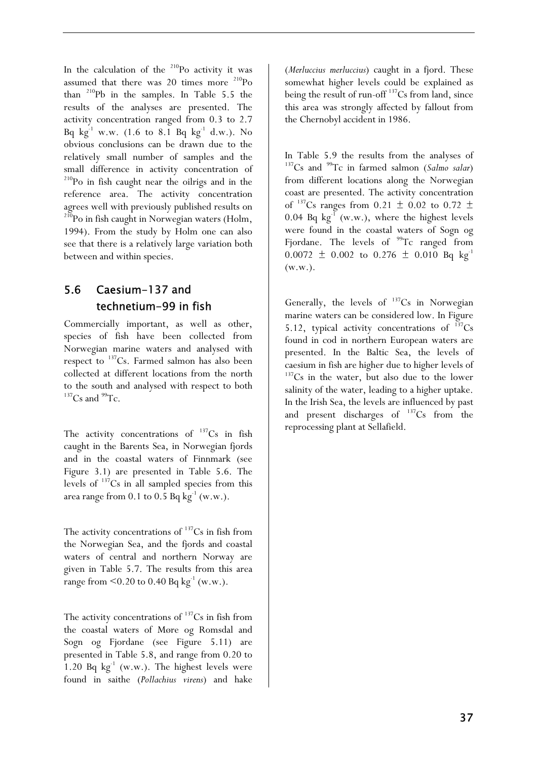In the calculation of the $^{210}Po$ activity it was assumed that there was 20 times more $^{210}Po$ than $^{210}Pb$ in the samples. In Table 5.5 the results of the analyses are presented. The activity concentration ranged from 0.3 to 2.7 Bq $kg^{-1}$ w.w. (1.6 to 8.1 Bq $kg^{-1}$ d.w.). No obvious conclusions can be drawn due to the relatively small number of samples and the small difference in activity concentration of $^{210}Po$ in fish caught near the oilrigs and in the reference area. The activity concentration agrees well with previously published results on $^{210}Po$ in fish caught in Norwegian waters (Holm, 1994). From the study by Holm one can also see that there is a relatively large variation both between and within species.

## 5.6 Caesium-137 and technetium-99 in fish

Commercially important, as well as other, species of fish have been collected from Norwegian marine waters and analysed with respect to $^{137}Cs$. Farmed salmon has also been collected at different locations from the north to the south and analysed with respect to both $^{137}Cs$ and $^{99}Tc$.

The activity concentrations of $^{137}Cs$ in fish caught in the Barents Sea, in Norwegian fjords and in the coastal waters of Finnmark (see Figure 3.1) are presented in Table 5.6. The levels of $^{137}Cs$ in all sampled species from this area range from 0.1 to 0.5 Bq $kg^{-1}$ (w.w.).

The activity concentrations of $^{137}Cs$ in fish from the Norwegian Sea, and the fjords and coastal waters of central and northern Norway are given in Table 5.7. The results from this area range from <0.20 to 0.40 Bq $kg^{-1}$ (w.w.).

The activity concentrations of $^{137}Cs$ in fish from the coastal waters of Møre og Romsdal and Sogn og Fjordane (see Figure 5.11) are presented in Table 5.8, and range from 0.20 to 1.20 Bq $kg^{-1}$ (w.w.). The highest levels were found in saithe (*Pollachius virens*) and hake (*Merluccius merluccius*) caught in a fjord. These somewhat higher levels could be explained as being the result of run-off $^{137}Cs$ from land, since this area was strongly affected by fallout from the Chernobyl accident in 1986.

In Table 5.9 the results from the analyses of $^{137}Cs$ and $^{99}Tc$ in farmed salmon (*Salmo salar*) from different locations along the Norwegian coast are presented. The activity concentration of $^{137}Cs$ ranges from $0.21 \pm 0.02$ to $0.72 \pm 0.04$ Bq $kg^{-1}$ (w.w.), where the highest levels were found in the coastal waters of Sogn og Fjordane. The levels of $^{99}Tc$ ranged from $0.0072 \pm 0.002$ to $0.276 \pm 0.010$ Bq $kg^{-1}$ (w.w.).

Generally, the levels of $^{137}Cs$ in Norwegian marine waters can be considered low. In Figure 5.12, typical activity concentrations of $^{137}Cs$ found in cod in northern European waters are presented. In the Baltic Sea, the levels of caesium in fish are higher due to higher levels of $^{137}Cs$ in the water, but also due to the lower salinity of the water, leading to a higher uptake. In the Irish Sea, the levels are influenced by past and present discharges of $^{137}Cs$ from the reprocessing plant at Sellafield.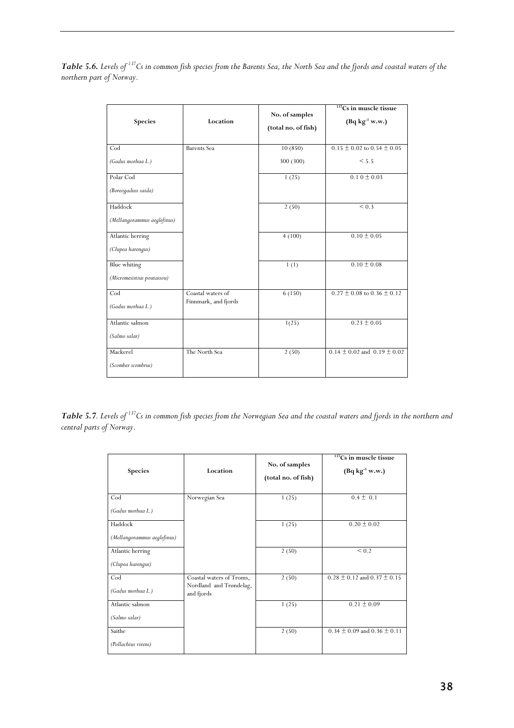***Table 5.6.*** *Levels of $^{137}$Cs in common fish species from the Barents Sea, the North Sea and the fjords and coastal waters of the northern part of Norway.*

| Species | Location | No. of samples (total no. of fish) | $^{137}$Cs in muscle tissue (Bq kg$^{-1}$ w.w.) |
|---|---|---|---|
| Cod *(Gadus morhua L.)* | Barents Sea | 10 (850) | 0.15 ± 0.02 to 0.54 ± 0.05 |
| | | 300 (300) | < 5.5 |
| Polar Cod *(Boreogaduss saida)* | | 1 (25) | 0.1 0 ± 0.03 |
| Haddock *(Mellangorammus aeglefinus)* | | 2 (50) | < 0.3 |
| Atlantic herring *(Clupea harengus)* | | 4 (100) | 0.10 ± 0.05 |
| Blue whiting *(Micromesistius poutassou)* | | 1 (1) | 0.10 ± 0.08 |
| Cod *(Gadus morhua L.)* | Coastal waters of Finnmark, and fjords | 6 (150) | 0.27 ± 0.08 to 0.36 ± 0.12 |
| Atlantic salmon *(Salmo salar)* | | 1(25) | 0.23 ± 0.05 |
| Mackerel *(Scomber scombrus)* | The North Sea | 2 (50) | 0.14 ± 0.02 and 0.19 ± 0.02 |

***Table 5.7****. Levels of $^{137}$Cs in common fish species from the Norwegian Sea and the coastal waters and fjords in the northern and central parts of Norway.*

| Species | Location | No. of samples (total no. of fish) | $^{137}$Cs in muscle tissue (Bq kg$^{-1}$ w.w.) |
|---|---|---|---|
| Cod *(Gadus morhua L.)* | Norwegian Sea | 1 (25) | 0.4 ± 0.1 |
| Haddock *(Mellangorammus aeglefinus)* | | 1 (25) | 0.20 ± 0.02 |
| Atlantic herring *(Clupea harengus)* | | 2 (50) | < 0.2 |
| Cod *(Gadus morhua L.)* | Coastal waters of Troms, Nordland and Trøndelag, and fjords | 2 (50) | 0.28 ± 0.12 and 0.37 ± 0.15 |
| Atlantic salmon *(Salmo salar)* | | 1 (25) | 0.21 ± 0.09 |
| Saithe *(Pollachius virens)* | | 2 (50) | 0.34 ± 0.09 and 0.36 ± 0.11 |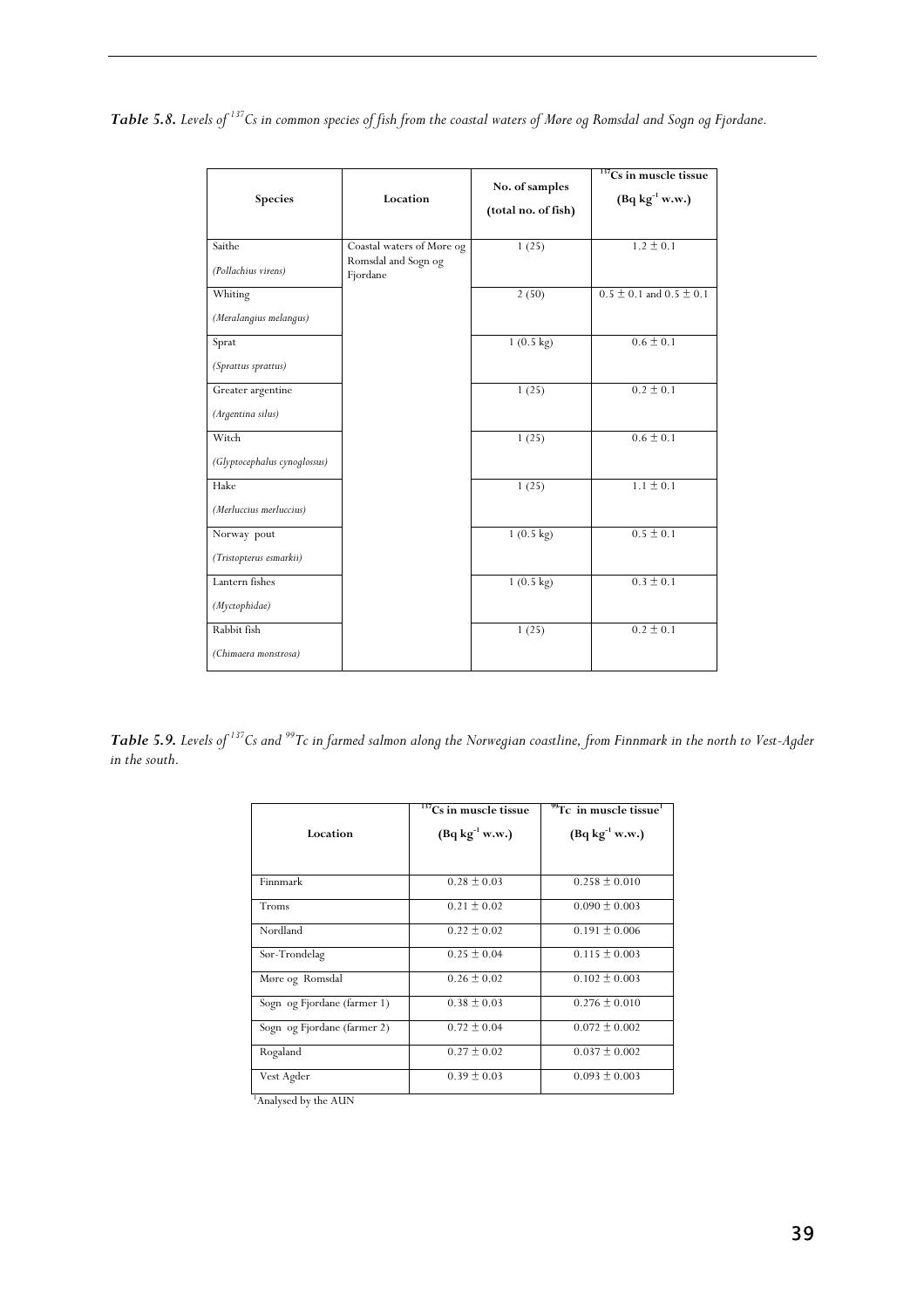***Table 5.8.*** *Levels of $^{137}Cs$ in common species of fish from the coastal waters of Møre og Romsdal and Sogn og Fjordane.*

| Species | Location | No. of samples (total no. of fish) | $^{137}Cs$ in muscle tissue ($Bq\ kg^{-1}$ w.w.) |
|---|---|---|---|
| Saithe *(Pollachius virens)* | Coastal waters of Møre og Romsdal and Sogn og Fjordane | 1 (25) | 1.2 ± 0.1 |
| Whiting *(Meralangius melangus)* | | 2 (50) | 0.5 ± 0.1 and 0.5 ± 0.1 |
| Sprat *(Sprattus sprattus)* | | 1 (0.5 kg) | 0.6 ± 0.1 |
| Greater argentine *(Argentina silus)* | | 1 (25) | 0.2 ± 0.1 |
| Witch *(Glyptocephalus cynoglossus)* | | 1 (25) | 0.6 ± 0.1 |
| Hake *(Merluccius merluccius)* | | 1 (25) | 1.1 ± 0.1 |
| Norway pout *(Tristopterus esmarkii)* | | 1 (0.5 kg) | 0.5 ± 0.1 |
| Lantern fishes *(Myctophidae)* | | 1 (0.5 kg) | 0.3 ± 0.1 |
| Rabbit fish *(Chimaera monstrosa)* | | 1 (25) | 0.2 ± 0.1 |

***Table 5.9.*** *Levels of $^{137}Cs$ and $^{99}Tc$ in farmed salmon along the Norwegian coastline, from Finnmark in the north to Vest-Agder in the south.*

| Location | $^{137}Cs$ in muscle tissue ($Bq\ kg^{-1}$ w.w.) | $^{99}Tc$ in muscle tissue[1] ($Bq\ kg^{-1}$ w.w.) |
|---|---|---|
| Finnmark | 0.28 ± 0.03 | 0.258 ± 0.010 |
| Troms | 0.21 ± 0.02 | 0.090 ± 0.003 |
| Nordland | 0.22 ± 0.02 | 0.191 ± 0.006 |
| Sør-Trondelag | 0.25 ± 0.04 | 0.115 ± 0.003 |
| Møre og Romsdal | 0.26 ± 0.02 | 0.102 ± 0.003 |
| Sogn og Fjordane (farmer 1) | 0.38 ± 0.03 | 0.276 ± 0.010 |
| Sogn og Fjordane (farmer 2) | 0.72 ± 0.04 | 0.072 ± 0.002 |
| Rogaland | 0.27 ± 0.02 | 0.037 ± 0.002 |
| Vest Agder | 0.39 ± 0.03 | 0.093 ± 0.003 |

[1]Analysed by the AUN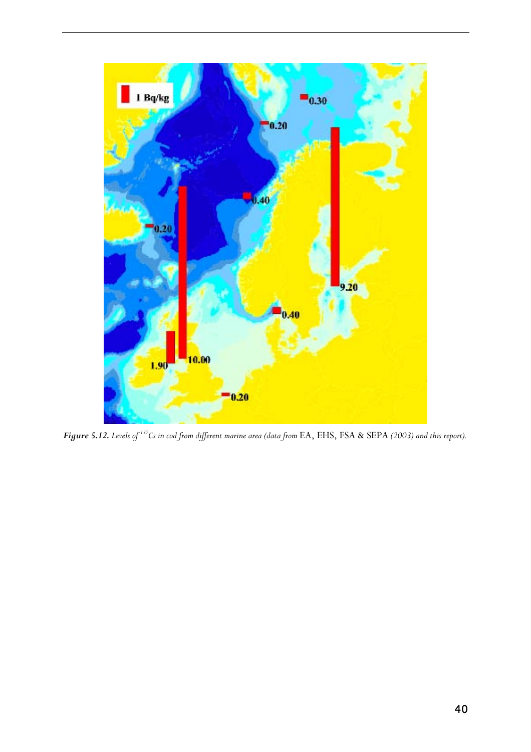***Figure 5.12.*** *Levels of $^{137}$Cs in cod from different marine area (data from* EA, EHS, FSA & SEPA *(2003) and this report).*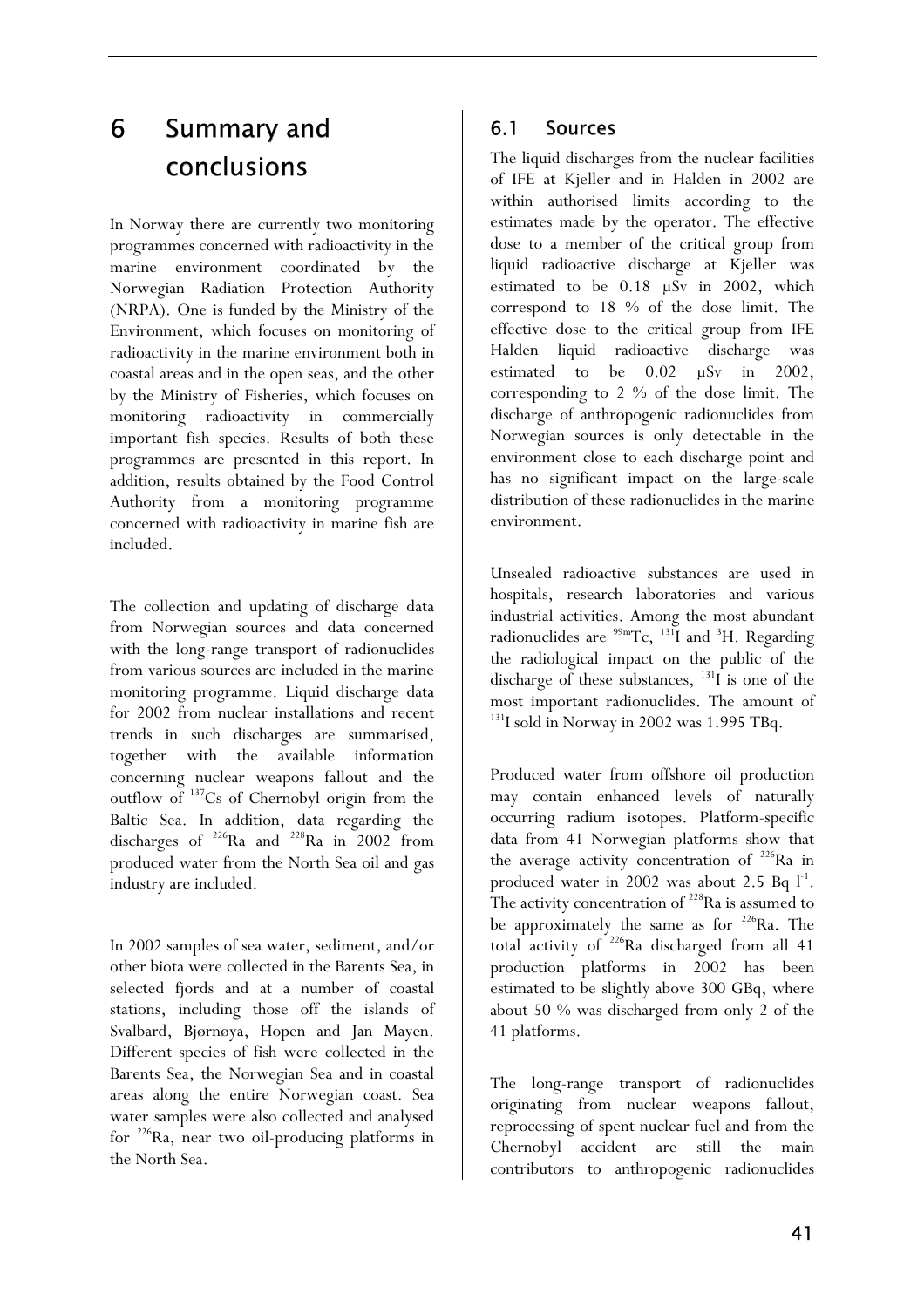# 6 Summary and conclusions

In Norway there are currently two monitoring programmes concerned with radioactivity in the marine environment coordinated by the Norwegian Radiation Protection Authority (NRPA). One is funded by the Ministry of the Environment, which focuses on monitoring of radioactivity in the marine environment both in coastal areas and in the open seas, and the other by the Ministry of Fisheries, which focuses on monitoring radioactivity in commercially important fish species. Results of both these programmes are presented in this report. In addition, results obtained by the Food Control Authority from a monitoring programme concerned with radioactivity in marine fish are included.

The collection and updating of discharge data from Norwegian sources and data concerned with the long-range transport of radionuclides from various sources are included in the marine monitoring programme. Liquid discharge data for 2002 from nuclear installations and recent trends in such discharges are summarised, together with the available information concerning nuclear weapons fallout and the outflow of $^{137}$Cs of Chernobyl origin from the Baltic Sea. In addition, data regarding the discharges of $^{226}$Ra and $^{228}$Ra in 2002 from produced water from the North Sea oil and gas industry are included.

In 2002 samples of sea water, sediment, and/or other biota were collected in the Barents Sea, in selected fjords and at a number of coastal stations, including those off the islands of Svalbard, Bjørnøya, Hopen and Jan Mayen. Different species of fish were collected in the Barents Sea, the Norwegian Sea and in coastal areas along the entire Norwegian coast. Sea water samples were also collected and analysed for $^{226}$Ra, near two oil-producing platforms in the North Sea.

## 6.1 Sources

The liquid discharges from the nuclear facilities of IFE at Kjeller and in Halden in 2002 are within authorised limits according to the estimates made by the operator. The effective dose to a member of the critical group from liquid radioactive discharge at Kjeller was estimated to be 0.18 μSv in 2002, which correspond to 18 % of the dose limit. The effective dose to the critical group from IFE Halden liquid radioactive discharge was estimated to be 0.02 μSv in 2002, corresponding to 2 % of the dose limit. The discharge of anthropogenic radionuclides from Norwegian sources is only detectable in the environment close to each discharge point and has no significant impact on the large-scale distribution of these radionuclides in the marine environment.

Unsealed radioactive substances are used in hospitals, research laboratories and various industrial activities. Among the most abundant radionuclides are $^{99m}$Tc, $^{131}$I and $^{3}$H. Regarding the radiological impact on the public of the discharge of these substances, $^{131}$I is one of the most important radionuclides. The amount of $^{131}$I sold in Norway in 2002 was 1.995 TBq.

Produced water from offshore oil production may contain enhanced levels of naturally occurring radium isotopes. Platform-specific data from 41 Norwegian platforms show that the average activity concentration of $^{226}$Ra in produced water in 2002 was about 2.5 Bq $l^{-1}$. The activity concentration of $^{228}$Ra is assumed to be approximately the same as for $^{226}$Ra. The total activity of $^{226}$Ra discharged from all 41 production platforms in 2002 has been estimated to be slightly above 300 GBq, where about 50 % was discharged from only 2 of the 41 platforms.

The long-range transport of radionuclides originating from nuclear weapons fallout, reprocessing of spent nuclear fuel and from the Chernobyl accident are still the main contributors to anthropogenic radionuclides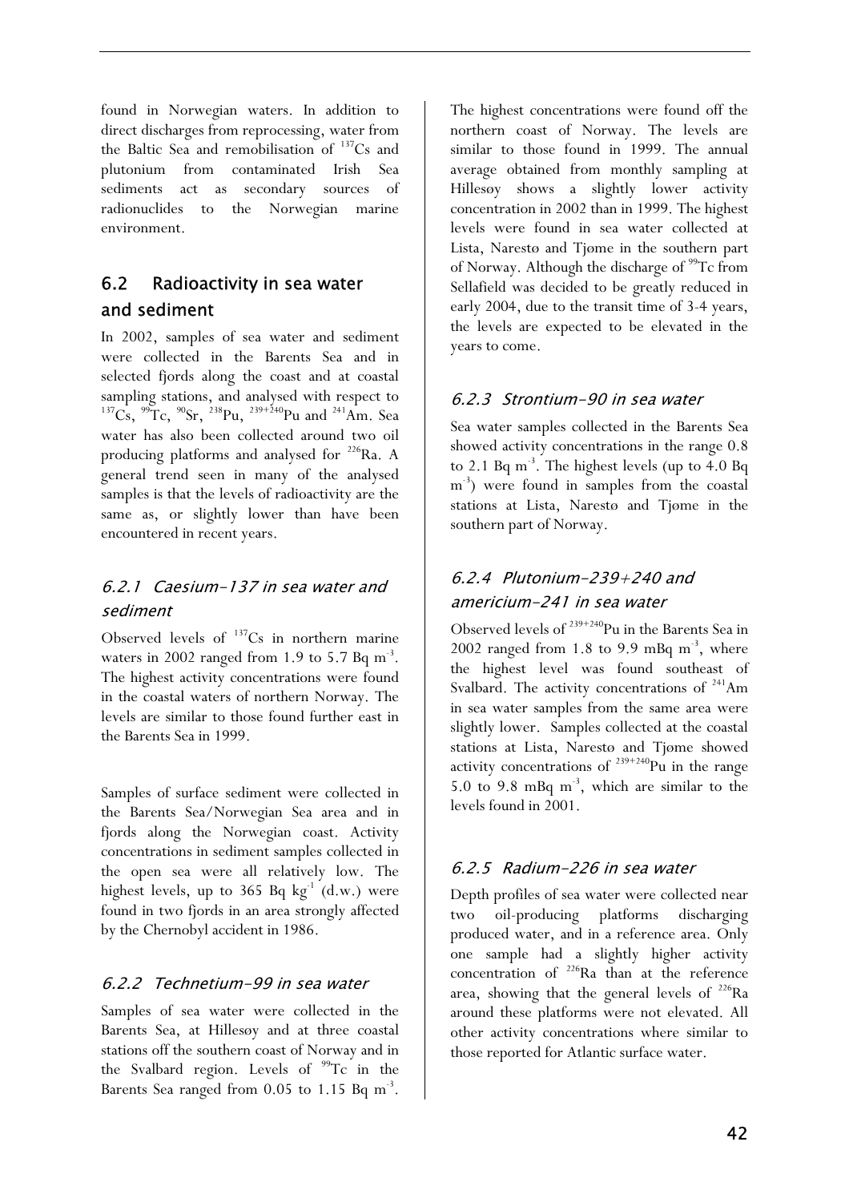found in Norwegian waters. In addition to direct discharges from reprocessing, water from the Baltic Sea and remobilisation of $^{137}Cs$ and plutonium from contaminated Irish Sea sediments act as secondary sources of radionuclides to the Norwegian marine environment.

## 6.2 Radioactivity in sea water and sediment

In 2002, samples of sea water and sediment were collected in the Barents Sea and in selected fjords along the coast and at coastal sampling stations, and analysed with respect to $^{137}Cs$, $^{99}Tc$, $^{90}Sr$, $^{238}Pu$, $^{239+240}Pu$ and $^{241}Am$. Sea water has also been collected around two oil producing platforms and analysed for $^{226}Ra$. A general trend seen in many of the analysed samples is that the levels of radioactivity are the same as, or slightly lower than have been encountered in recent years.

### *6.2.1 Caesium-137 in sea water and sediment*

Observed levels of $^{137}Cs$ in northern marine waters in 2002 ranged from 1.9 to 5.7 Bq $m^{-3}$. The highest activity concentrations were found in the coastal waters of northern Norway. The levels are similar to those found further east in the Barents Sea in 1999.

Samples of surface sediment were collected in the Barents Sea/Norwegian Sea area and in fjords along the Norwegian coast. Activity concentrations in sediment samples collected in the open sea were all relatively low. The highest levels, up to 365 Bq $kg^{-1}$ (d.w.) were found in two fjords in an area strongly affected by the Chernobyl accident in 1986.

### *6.2.2 Technetium-99 in sea water*

Samples of sea water were collected in the Barents Sea, at Hillesøy and at three coastal stations off the southern coast of Norway and in the Svalbard region. Levels of $^{99}Tc$ in the Barents Sea ranged from 0.05 to 1.15 Bq $m^{-3}$. The highest concentrations were found off the northern coast of Norway. The levels are similar to those found in 1999. The annual average obtained from monthly sampling at Hillesøy shows a slightly lower activity concentration in 2002 than in 1999. The highest levels were found in sea water collected at Lista, Narestø and Tjøme in the southern part of Norway. Although the discharge of $^{99}Tc$ from Sellafield was decided to be greatly reduced in early 2004, due to the transit time of 3-4 years, the levels are expected to be elevated in the years to come.

### *6.2.3 Strontium-90 in sea water*

Sea water samples collected in the Barents Sea showed activity concentrations in the range 0.8 to 2.1 Bq $m^{-3}$. The highest levels (up to 4.0 Bq $m^{-3}$) were found in samples from the coastal stations at Lista, Narestø and Tjøme in the southern part of Norway.

### *6.2.4 Plutonium-239+240 and americium-241 in sea water*

Observed levels of $^{239+240}Pu$ in the Barents Sea in 2002 ranged from 1.8 to 9.9 mBq $m^{-3}$, where the highest level was found southeast of Svalbard. The activity concentrations of $^{241}Am$ in sea water samples from the same area were slightly lower. Samples collected at the coastal stations at Lista, Narestø and Tjøme showed activity concentrations of $^{239+240}Pu$ in the range 5.0 to 9.8 mBq $m^{-3}$, which are similar to the levels found in 2001.

### *6.2.5 Radium-226 in sea water*

Depth profiles of sea water were collected near two oil-producing platforms discharging produced water, and in a reference area. Only one sample had a slightly higher activity concentration of $^{226}Ra$ than at the reference area, showing that the general levels of $^{226}Ra$ around these platforms were not elevated. All other activity concentrations where similar to those reported for Atlantic surface water.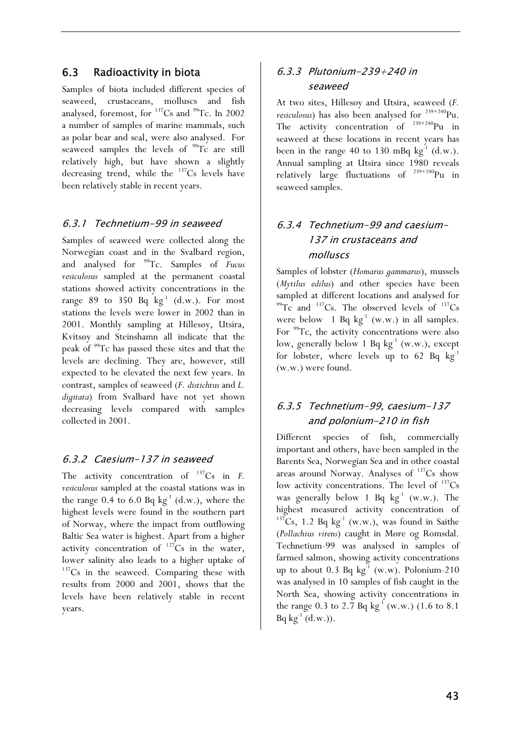## 6.3 Radioactivity in biota

Samples of biota included different species of seaweed, crustaceans, molluscs and fish analysed, foremost, for $^{137}$Cs and $^{99}$Tc. In 2002 a number of samples of marine mammals, such as polar bear and seal, were also analysed. For seaweed samples the levels of $^{99}$Tc are still relatively high, but have shown a slightly decreasing trend, while the $^{137}$Cs levels have been relatively stable in recent years.

### 6.3.1 Technetium-99 in seaweed

Samples of seaweed were collected along the Norwegian coast and in the Svalbard region, and analysed for $^{99}$Tc. Samples of *Fucus vesiculosus* sampled at the permanent coastal stations showed activity concentrations in the range 89 to 350 Bq kg$^{-1}$ (d.w.). For most stations the levels were lower in 2002 than in 2001. Monthly sampling at Hillesøy, Utsira, Kvitsøy and Steinshamn all indicate that the peak of $^{99}$Tc has passed these sites and that the levels are declining. They are, however, still expected to be elevated the next few years. In contrast, samples of seaweed (*F. distichtus* and *L. digitata*) from Svalbard have not yet shown decreasing levels compared with samples collected in 2001.

### 6.3.2 Caesium-137 in seaweed

The activity concentration of $^{137}$Cs in *F. vesiculosus* sampled at the coastal stations was in the range 0.4 to 6.0 Bq kg$^{-1}$ (d.w.), where the highest levels were found in the southern part of Norway, where the impact from outflowing Baltic Sea water is highest. Apart from a higher activity concentration of $^{127}$Cs in the water, lower salinity also leads to a higher uptake of $^{137}$Cs in the seaweed. Comparing these with results from 2000 and 2001, shows that the levels have been relatively stable in recent years.

### 6.3.3 Plutonium-239+240 in seaweed

At two sites, Hillesøy and Utsira, seaweed (*F. vesiculosus*) has also been analysed for $^{239+240}$Pu. The activity concentration of $^{239+240}$Pu in seaweed at these locations in recent years has been in the range 40 to 130 mBq kg$^{-1}$ (d.w.). Annual sampling at Utsira since 1980 reveals relatively large fluctuations of $^{239+240}$Pu in seaweed samples.

### 6.3.4 Technetium-99 and caesium-137 in crustaceans and molluscs

Samples of lobster (*Homarus gammarus*), mussels (*Mytilus edilus*) and other species have been sampled at different locations and analysed for $^{99}$Tc and $^{137}$Cs. The observed levels of $^{137}$Cs were below 1 Bq kg$^{-1}$ (w.w.) in all samples. For $^{99}$Tc, the activity concentrations were also low, generally below 1 Bq kg$^{-1}$ (w.w.), except for lobster, where levels up to 62 Bq kg$^{-1}$ (w.w.) were found.

### 6.3.5 Technetium-99, caesium-137 and polonium-210 in fish

Different species of fish, commercially important and others, have been sampled in the Barents Sea, Norwegian Sea and in other coastal areas around Norway. Analyses of $^{137}$Cs show low activity concentrations. The level of $^{137}$Cs was generally below 1 Bq kg$^{-1}$ (w.w.). The highest measured activity concentration of $^{137}$Cs, 1.2 Bq kg$^{-1}$ (w.w.), was found in Saithe (*Pollachius virens*) caught in Møre og Romsdal. Technetium-99 was analysed in samples of farmed salmon, showing activity concentrations up to about 0.3 Bq kg$^{-1}$ (w.w). Polonium-210 was analysed in 10 samples of fish caught in the North Sea, showing activity concentrations in the range 0.3 to 2.7 Bq kg$^{-1}$ (w.w.) (1.6 to 8.1 Bq kg$^{-1}$ (d.w.)).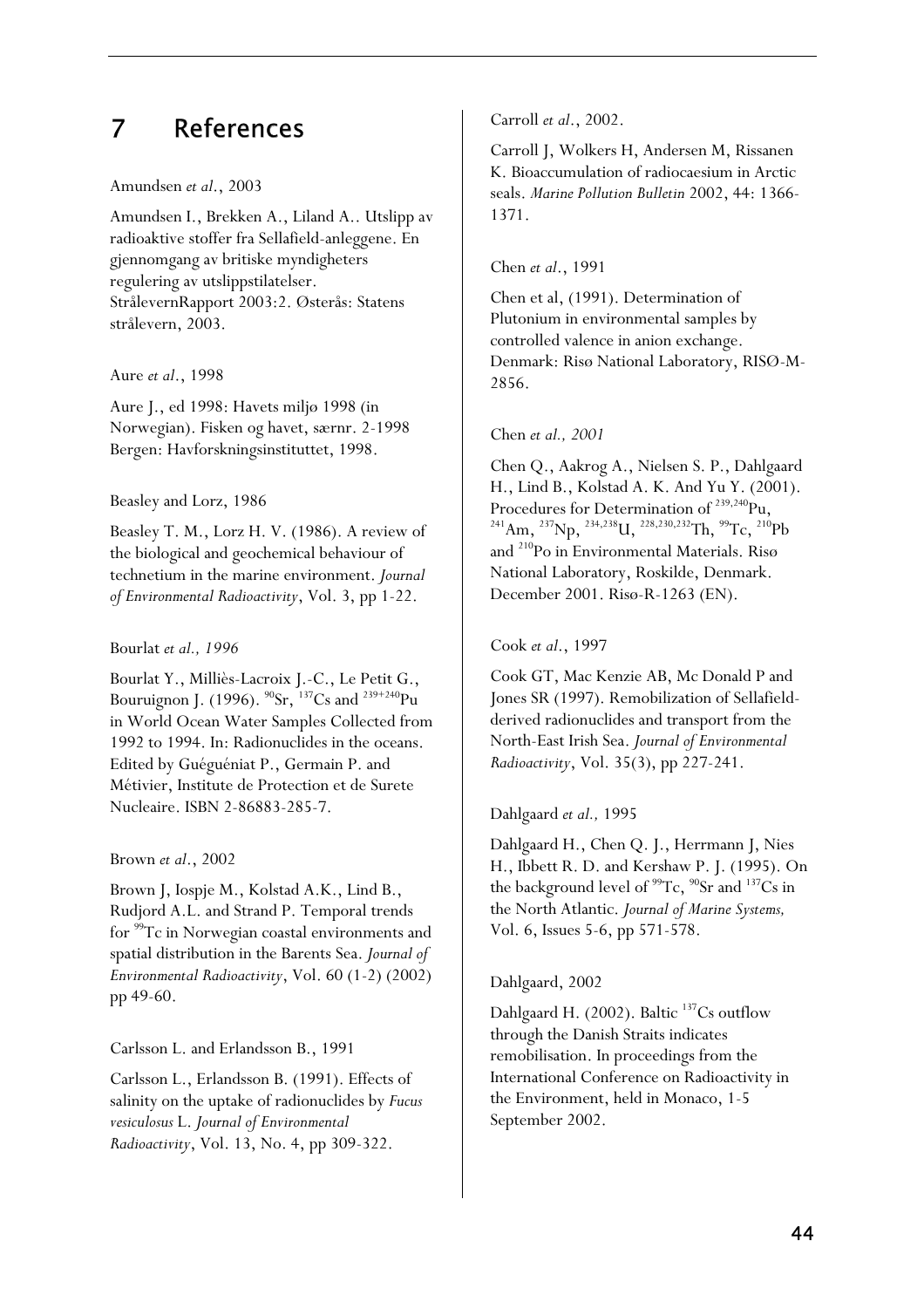# 7 References

Amundsen *et al*., 2003

Amundsen I., Brekken A., Liland A.. Utslipp av radioaktive stoffer fra Sellafield-anleggene. En gjennomgang av britiske myndigheters regulering av utslippstilatelser. StrålevernRapport 2003:2. Østerås: Statens strålevern, 2003.

Aure *et al*., 1998

Aure J., ed 1998: Havets miljø 1998 (in Norwegian). Fisken og havet, særnr. 2-1998 Bergen: Havforskningsinstituttet, 1998.

Beasley and Lorz, 1986

Beasley T. M., Lorz H. V. (1986). A review of the biological and geochemical behaviour of technetium in the marine environment. *Journal of Environmental Radioactivity*, Vol. 3, pp 1-22.

Bourlat *et al., 1996*

Bourlat Y., Milliès-Lacroix J.-C., Le Petit G., Bouruignon J. (1996). $^{90}$Sr, $^{137}$Cs and $^{239+240}$Pu in World Ocean Water Samples Collected from 1992 to 1994. In: Radionuclides in the oceans. Edited by Guéguéniat P., Germain P. and Métivier, Institute de Protection et de Surete Nucleaire. ISBN 2-86883-285-7.

Brown *et al*., 2002

Brown J, Iospje M., Kolstad A.K., Lind B., Rudjord A.L. and Strand P. Temporal trends for $^{99}$Tc in Norwegian coastal environments and spatial distribution in the Barents Sea. *Journal of Environmental Radioactivity*, Vol. 60 (1-2) (2002) pp 49-60.

Carlsson L. and Erlandsson B., 1991

Carlsson L., Erlandsson B. (1991). Effects of salinity on the uptake of radionuclides by *Fucus vesiculosus* L. *Journal of Environmental Radioactivity*, Vol. 13, No. 4, pp 309-322.

Carroll *et al*., 2002.

Carroll J, Wolkers H, Andersen M, Rissanen K. Bioaccumulation of radiocaesium in Arctic seals. *Marine Pollution Bulletin* 2002, 44: 1366-1371.

Chen *et al*., 1991

Chen et al, (1991). Determination of Plutonium in environmental samples by controlled valence in anion exchange. Denmark: Risø National Laboratory, RISØ-M-2856.

Chen *et al., 2001*

Chen Q., Aakrog A., Nielsen S. P., Dahlgaard H., Lind B., Kolstad A. K. And Yu Y. (2001). Procedures for Determination of $^{239,240}$Pu, $^{241}$Am, $^{237}$Np, $^{234,238}$U, $^{228,230,232}$Th, $^{99}$Tc, $^{210}$Pb and $^{210}$Po in Environmental Materials. Risø National Laboratory, Roskilde, Denmark. December 2001. Risø-R-1263 (EN).

Cook *et al*., 1997

Cook GT, Mac Kenzie AB, Mc Donald P and Jones SR (1997). Remobilization of Sellafield-derived radionuclides and transport from the North-East Irish Sea. *Journal of Environmental Radioactivity*, Vol. 35(3), pp 227-241.

Dahlgaard *et al.,* 1995

Dahlgaard H., Chen Q. J., Herrmann J, Nies H., Ibbett R. D. and Kershaw P. J. (1995). On the background level of $^{99}$Tc, $^{90}$Sr and $^{137}$Cs in the North Atlantic. *Journal of Marine Systems,* Vol. 6, Issues 5-6, pp 571-578.

Dahlgaard, 2002

Dahlgaard H. (2002). Baltic $^{137}$Cs outflow through the Danish Straits indicates remobilisation. In proceedings from the International Conference on Radioactivity in the Environment, held in Monaco, 1-5 September 2002.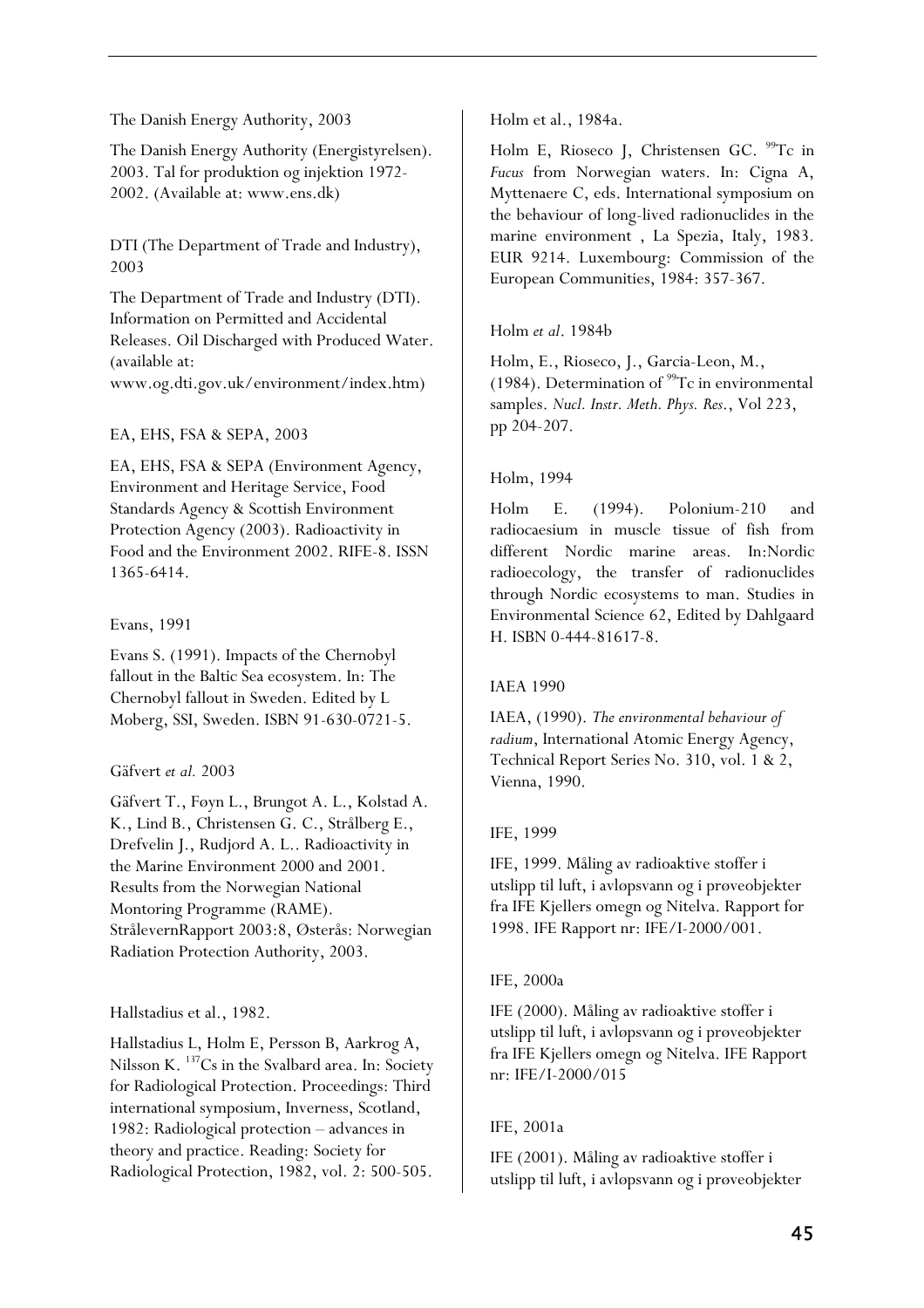The Danish Energy Authority, 2003

The Danish Energy Authority (Energistyrelsen). 2003. Tal for produktion og injektion 1972-2002. (Available at: www.ens.dk)

DTI (The Department of Trade and Industry), 2003

The Department of Trade and Industry (DTI). Information on Permitted and Accidental Releases. Oil Discharged with Produced Water. (available at: www.og.dti.gov.uk/environment/index.htm)

EA, EHS, FSA & SEPA, 2003

EA, EHS, FSA & SEPA (Environment Agency, Environment and Heritage Service, Food Standards Agency & Scottish Environment Protection Agency (2003). Radioactivity in Food and the Environment 2002. RIFE-8. ISSN 1365-6414.

Evans, 1991

Evans S. (1991). Impacts of the Chernobyl fallout in the Baltic Sea ecosystem. In: The Chernobyl fallout in Sweden. Edited by L Moberg, SSI, Sweden. ISBN 91-630-0721-5.

Gäfvert *et al.* 2003

Gäfvert T., Føyn L., Brungot A. L., Kolstad A. K., Lind B., Christensen G. C., Strålberg E., Drefvelin J., Rudjord A. L.. Radioactivity in the Marine Environment 2000 and 2001. Results from the Norwegian National Montoring Programme (RAME). StrålevernRapport 2003:8, Østerås: Norwegian Radiation Protection Authority, 2003.

Hallstadius et al., 1982.

Hallstadius L, Holm E, Persson B, Aarkrog A, Nilsson K. $^{137}$Cs in the Svalbard area. In: Society for Radiological Protection. Proceedings: Third international symposium, Inverness, Scotland, 1982: Radiological protection – advances in theory and practice. Reading: Society for Radiological Protection, 1982, vol. 2: 500-505.

Holm et al., 1984a.

Holm E, Rioseco J, Christensen GC. $^{99}$Tc in *Fucus* from Norwegian waters. In: Cigna A, Myttenaere C, eds. International symposium on the behaviour of long-lived radionuclides in the marine environment , La Spezia, Italy, 1983. EUR 9214. Luxembourg: Commission of the European Communities, 1984: 357-367.

Holm *et al*. 1984b

Holm, E., Rioseco, J., Garcia-Leon, M., (1984). Determination of $^{99}$Tc in environmental samples. *Nucl. Instr. Meth. Phys. Res.*, Vol 223, pp 204-207.

Holm, 1994

Holm E. (1994). Polonium-210 and radiocaesium in muscle tissue of fish from different Nordic marine areas. In:Nordic radioecology, the transfer of radionuclides through Nordic ecosystems to man. Studies in Environmental Science 62, Edited by Dahlgaard H. ISBN 0-444-81617-8.

IAEA 1990

IAEA, (1990). *The environmental behaviour of radium*, International Atomic Energy Agency, Technical Report Series No. 310, vol. 1 & 2, Vienna, 1990.

IFE, 1999

IFE, 1999. Måling av radioaktive stoffer i utslipp til luft, i avløpsvann og i prøveobjekter fra IFE Kjellers omegn og Nitelva. Rapport for 1998. IFE Rapport nr: IFE/I-2000/001.

IFE, 2000a

IFE (2000). Måling av radioaktive stoffer i utslipp til luft, i avløpsvann og i prøveobjekter fra IFE Kjellers omegn og Nitelva. IFE Rapport nr: IFE/I-2000/015

IFE, 2001a

IFE (2001). Måling av radioaktive stoffer i utslipp til luft, i avløpsvann og i prøveobjekter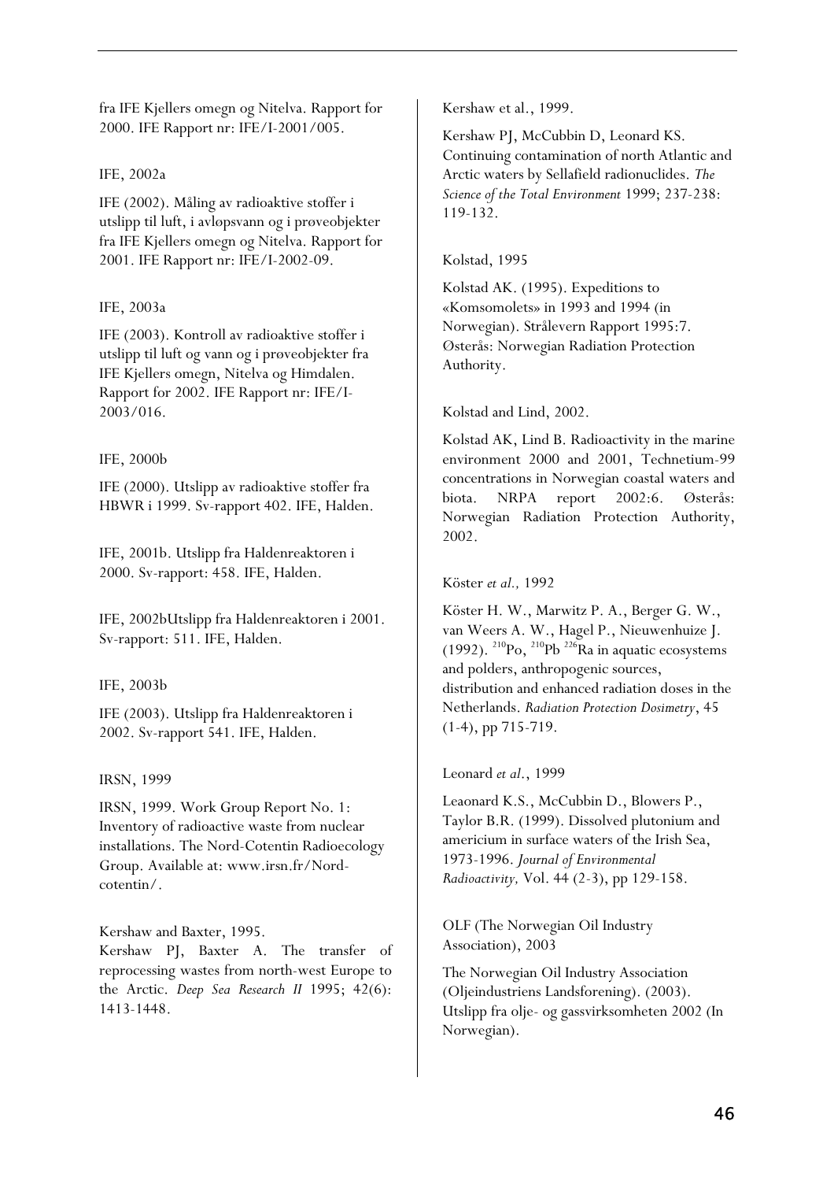fra IFE Kjellers omegn og Nitelva. Rapport for 2000. IFE Rapport nr: IFE/I-2001/005.

IFE, 2002a

IFE (2002). Måling av radioaktive stoffer i utslipp til luft, i avløpsvann og i prøveobjekter fra IFE Kjellers omegn og Nitelva. Rapport for 2001. IFE Rapport nr: IFE/I-2002-09.

IFE, 2003a

IFE (2003). Kontroll av radioaktive stoffer i utslipp til luft og vann og i prøveobjekter fra IFE Kjellers omegn, Nitelva og Himdalen. Rapport for 2002. IFE Rapport nr: IFE/I-2003/016.

IFE, 2000b

IFE (2000). Utslipp av radioaktive stoffer fra HBWR i 1999. Sv-rapport 402. IFE, Halden.

IFE, 2001b. Utslipp fra Haldenreaktoren i 2000. Sv-rapport: 458. IFE, Halden.

IFE, 2002bUtslipp fra Haldenreaktoren i 2001. Sv-rapport: 511. IFE, Halden.

IFE, 2003b

IFE (2003). Utslipp fra Haldenreaktoren i 2002. Sv-rapport 541. IFE, Halden.

IRSN, 1999

IRSN, 1999. Work Group Report No. 1: Inventory of radioactive waste from nuclear installations. The Nord-Cotentin Radioecology Group. Available at: www.irsn.fr/Nord-cotentin/.

Kershaw and Baxter, 1995.

Kershaw PJ, Baxter A. The transfer of reprocessing wastes from north-west Europe to the Arctic. *Deep Sea Research II* 1995; 42(6): 1413-1448.

Kershaw et al., 1999.

Kershaw PJ, McCubbin D, Leonard KS. Continuing contamination of north Atlantic and Arctic waters by Sellafield radionuclides. *The Science of the Total Environment* 1999; 237-238: 119-132.

Kolstad, 1995

Kolstad AK. (1995). Expeditions to «Komsomolets» in 1993 and 1994 (in Norwegian). Strålevern Rapport 1995:7. Østerås: Norwegian Radiation Protection Authority.

Kolstad and Lind, 2002.

Kolstad AK, Lind B. Radioactivity in the marine environment 2000 and 2001, Technetium-99 concentrations in Norwegian coastal waters and biota. NRPA report 2002:6. Østerås: Norwegian Radiation Protection Authority, 2002.

Köster *et al.,* 1992

Köster H. W., Marwitz P. A., Berger G. W., van Weers A. W., Hagel P., Nieuwenhuize J. (1992). $^{210}$Po, $^{210}$Pb $^{226}$Ra in aquatic ecosystems and polders, anthropogenic sources, distribution and enhanced radiation doses in the Netherlands. *Radiation Protection Dosimetry*, 45 (1-4), pp 715-719.

Leonard *et al.*, 1999

Leaonard K.S., McCubbin D., Blowers P., Taylor B.R. (1999). Dissolved plutonium and americium in surface waters of the Irish Sea, 1973-1996. *Journal of Environmental Radioactivity,* Vol. 44 (2-3), pp 129-158.

OLF (The Norwegian Oil Industry Association), 2003

The Norwegian Oil Industry Association (Oljeindustriens Landsforening). (2003). Utslipp fra olje- og gassvirksomheten 2002 (In Norwegian).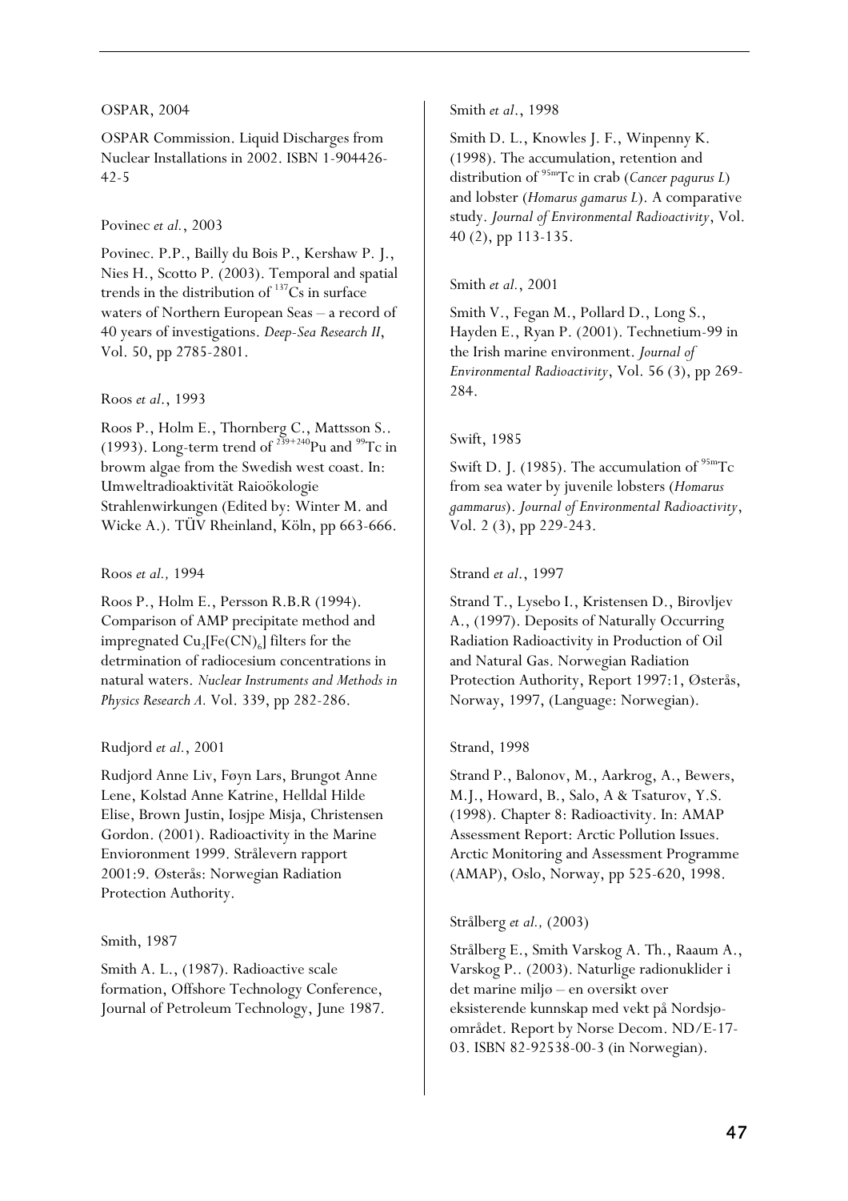OSPAR, 2004

OSPAR Commission. Liquid Discharges from Nuclear Installations in 2002. ISBN 1-904426-42-5

Povinec *et al.*, 2003

Povinec. P.P., Bailly du Bois P., Kershaw P. J., Nies H., Scotto P. (2003). Temporal and spatial trends in the distribution of $^{137}$Cs in surface waters of Northern European Seas – a record of 40 years of investigations. *Deep-Sea Research II*, Vol. 50, pp 2785-2801.

Roos *et al.*, 1993

Roos P., Holm E., Thornberg C., Mattsson S.. (1993). Long-term trend of $^{239+240}$Pu and $^{99}$Tc in browm algae from the Swedish west coast. In: Umweltradioaktivität Raioökologie Strahlenwirkungen (Edited by: Winter M. and Wicke A.). TÜV Rheinland, Köln, pp 663-666.

Roos *et al.,* 1994

Roos P., Holm E., Persson R.B.R (1994). Comparison of AMP precipitate method and impregnated $Cu_2[Fe(CN)_6]$ filters for the detrmination of radiocesium concentrations in natural waters. *Nuclear Instruments and Methods in Physics Research A.* Vol. 339, pp 282-286.

Rudjord *et al.*, 2001

Rudjord Anne Liv, Føyn Lars, Brungot Anne Lene, Kolstad Anne Katrine, Helldal Hilde Elise, Brown Justin, Iosjpe Misja, Christensen Gordon. (2001). Radioactivity in the Marine Envioronment 1999. Strålevern rapport 2001:9. Østerås: Norwegian Radiation Protection Authority.

Smith, 1987

Smith A. L., (1987). Radioactive scale formation, Offshore Technology Conference, Journal of Petroleum Technology, June 1987.

Smith *et al.*, 1998

Smith D. L., Knowles J. F., Winpenny K. (1998). The accumulation, retention and distribution of $^{95m}$Tc in crab (*Cancer pagurus L*) and lobster (*Homarus gamarus L*). A comparative study. *Journal of Environmental Radioactivity*, Vol. 40 (2), pp 113-135.

Smith *et al.*, 2001

Smith V., Fegan M., Pollard D., Long S., Hayden E., Ryan P. (2001). Technetium-99 in the Irish marine environment. *Journal of Environmental Radioactivity*, Vol. 56 (3), pp 269-284.

Swift, 1985

Swift D. J. (1985). The accumulation of $^{95m}$Tc from sea water by juvenile lobsters (*Homarus gammarus*). *Journal of Environmental Radioactivity*, Vol. 2 (3), pp 229-243.

Strand *et al.*, 1997

Strand T., Lysebo I., Kristensen D., Birovljev A., (1997). Deposits of Naturally Occurring Radiation Radioactivity in Production of Oil and Natural Gas. Norwegian Radiation Protection Authority, Report 1997:1, Østerås, Norway, 1997, (Language: Norwegian).

Strand, 1998

Strand P., Balonov, M., Aarkrog, A., Bewers, M.J., Howard, B., Salo, A & Tsaturov, Y.S. (1998). Chapter 8: Radioactivity. In: AMAP Assessment Report: Arctic Pollution Issues. Arctic Monitoring and Assessment Programme (AMAP), Oslo, Norway, pp 525-620, 1998.

Strålberg *et al.,* (2003)

Strålberg E., Smith Varskog A. Th., Raaum A., Varskog P.. (2003). Naturlige radionuklider i det marine miljø – en oversikt over eksisterende kunnskap med vekt på Nordsjø-området. Report by Norse Decom. ND/E-17-03. ISBN 82-92538-00-3 (in Norwegian).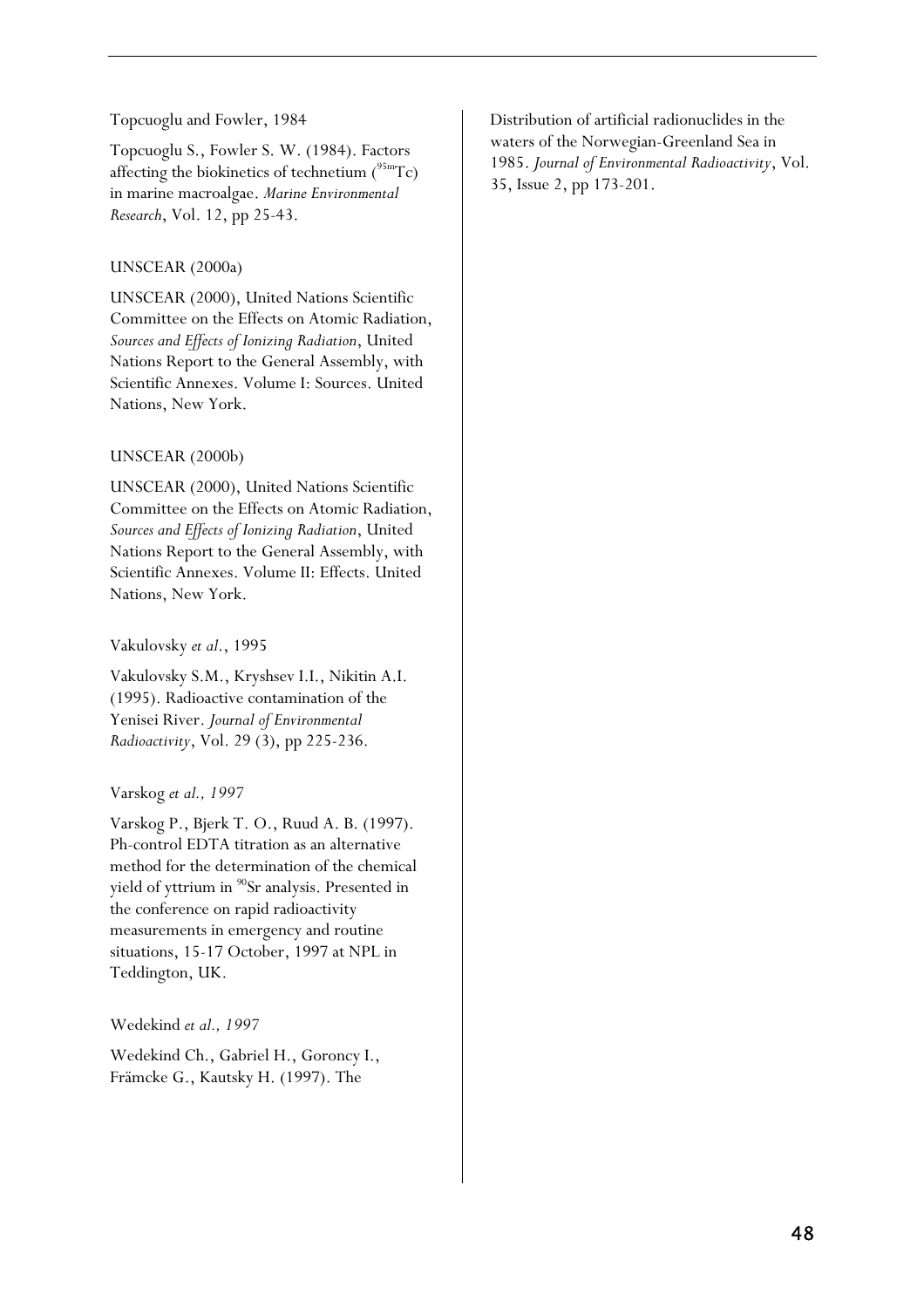Topcuoglu and Fowler, 1984

Topcuoglu S., Fowler S. W. (1984). Factors affecting the biokinetics of technetium ($^{95m}$Tc) in marine macroalgae. *Marine Environmental Research*, Vol. 12, pp 25-43.

UNSCEAR (2000a)

UNSCEAR (2000), United Nations Scientific Committee on the Effects on Atomic Radiation, *Sources and Effects of Ionizing Radiation*, United Nations Report to the General Assembly, with Scientific Annexes. Volume I: Sources. United Nations, New York.

UNSCEAR (2000b)

UNSCEAR (2000), United Nations Scientific Committee on the Effects on Atomic Radiation, *Sources and Effects of Ionizing Radiation*, United Nations Report to the General Assembly, with Scientific Annexes. Volume II: Effects. United Nations, New York.

Vakulovsky *et al*., 1995

Vakulovsky S.M., Kryshsev I.I., Nikitin A.I. (1995). Radioactive contamination of the Yenisei River. *Journal of Environmental Radioactivity*, Vol. 29 (3), pp 225-236.

Varskog *et al., 1997*

Varskog P., Bjerk T. O., Ruud A. B. (1997). Ph-control EDTA titration as an alternative method for the determination of the chemical yield of yttrium in $^{90}$Sr analysis. Presented in the conference on rapid radioactivity measurements in emergency and routine situations, 15-17 October, 1997 at NPL in Teddington, UK.

Wedekind *et al., 1997*

Wedekind Ch., Gabriel H., Goroncy I., Främcke G., Kautsky H. (1997). The Distribution of artificial radionuclides in the waters of the Norwegian-Greenland Sea in 1985. *Journal of Environmental Radioactivity*, Vol. 35, Issue 2, pp 173-201.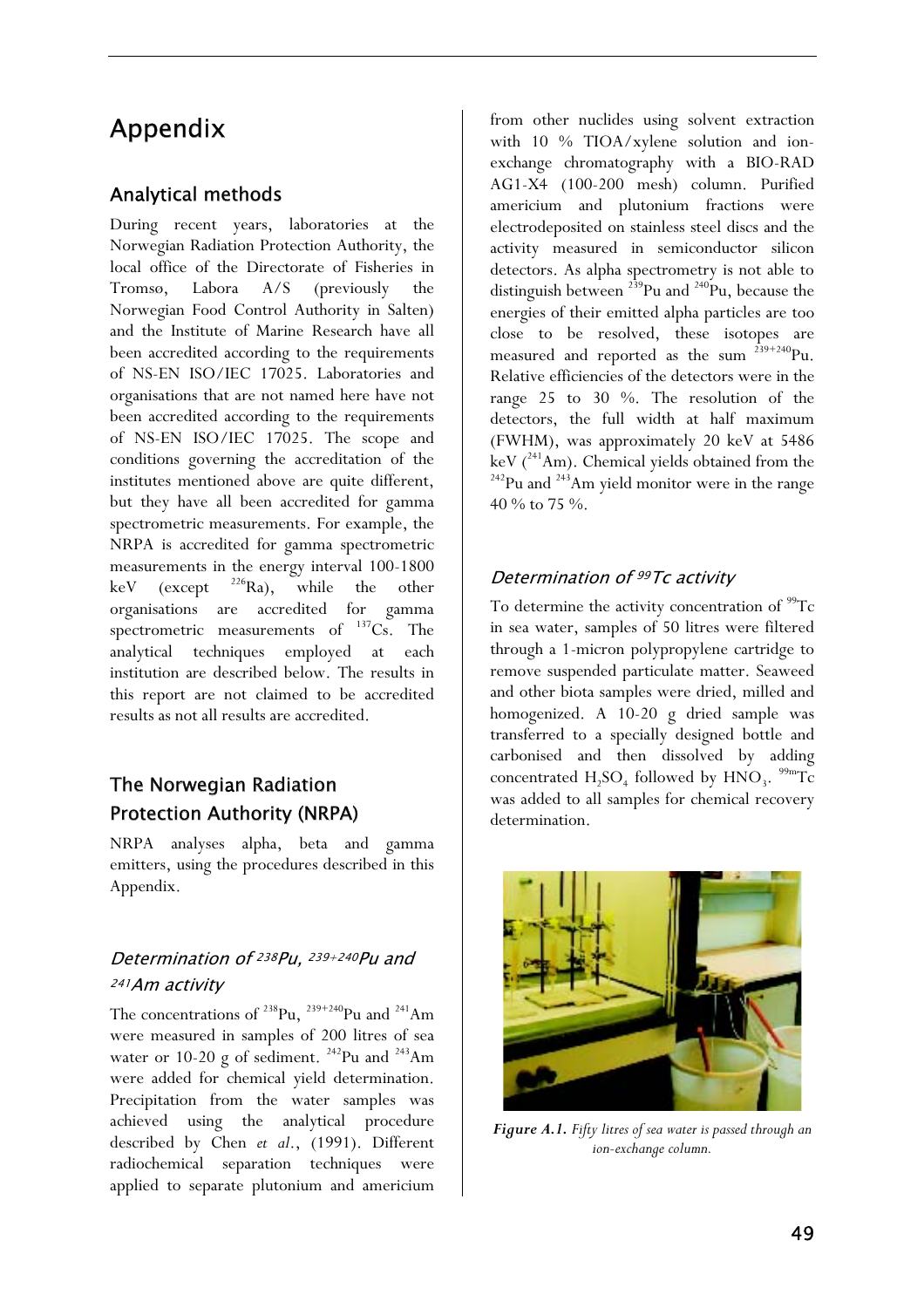# Appendix

## Analytical methods

During recent years, laboratories at the Norwegian Radiation Protection Authority, the local office of the Directorate of Fisheries in Tromsø, Labora A/S (previously the Norwegian Food Control Authority in Salten) and the Institute of Marine Research have all been accredited according to the requirements of NS-EN ISO/IEC 17025. Laboratories and organisations that are not named here have not been accredited according to the requirements of NS-EN ISO/IEC 17025. The scope and conditions governing the accreditation of the institutes mentioned above are quite different, but they have all been accredited for gamma spectrometric measurements. For example, the NRPA is accredited for gamma spectrometric measurements in the energy interval 100-1800 keV (except $^{226}$Ra), while the other organisations are accredited for gamma spectrometric measurements of $^{137}$Cs. The analytical techniques employed at each institution are described below. The results in this report are not claimed to be accredited results as not all results are accredited.

## The Norwegian Radiation Protection Authority (NRPA)

NRPA analyses alpha, beta and gamma emitters, using the procedures described in this Appendix.

### *Determination of $^{238}$Pu, $^{239+240}$Pu and $^{241}$Am activity*

The concentrations of $^{238}$Pu, $^{239+240}$Pu and $^{241}$Am were measured in samples of 200 litres of sea water or 10-20 g of sediment. $^{242}$Pu and $^{243}$Am were added for chemical yield determination. Precipitation from the water samples was achieved using the analytical procedure described by Chen *et al.*, (1991). Different radiochemical separation techniques were applied to separate plutonium and americium from other nuclides using solvent extraction with 10 % TIOA/xylene solution and ion-exchange chromatography with a BIO-RAD AG1-X4 (100-200 mesh) column. Purified americium and plutonium fractions were electrodeposited on stainless steel discs and the activity measured in semiconductor silicon detectors. As alpha spectrometry is not able to distinguish between $^{239}$Pu and $^{240}$Pu, because the energies of their emitted alpha particles are too close to be resolved, these isotopes are measured and reported as the sum $^{239+240}$Pu. Relative efficiencies of the detectors were in the range 25 to 30 %. The resolution of the detectors, the full width at half maximum (FWHM), was approximately 20 keV at 5486 keV ($^{241}$Am). Chemical yields obtained from the $^{242}$Pu and $^{243}$Am yield monitor were in the range 40 % to 75 %.

### *Determination of $^{99}$Tc activity*

To determine the activity concentration of $^{99}$Tc in sea water, samples of 50 litres were filtered through a 1-micron polypropylene cartridge to remove suspended particulate matter. Seaweed and other biota samples were dried, milled and homogenized. A 10-20 g dried sample was transferred to a specially designed bottle and carbonised and then dissolved by adding concentrated $H_2SO_4$ followed by $HNO_3$. $^{99m}$Tc was added to all samples for chemical recovery determination.

***Figure A.1.*** *Fifty litres of sea water is passed through an ion-exchange column.*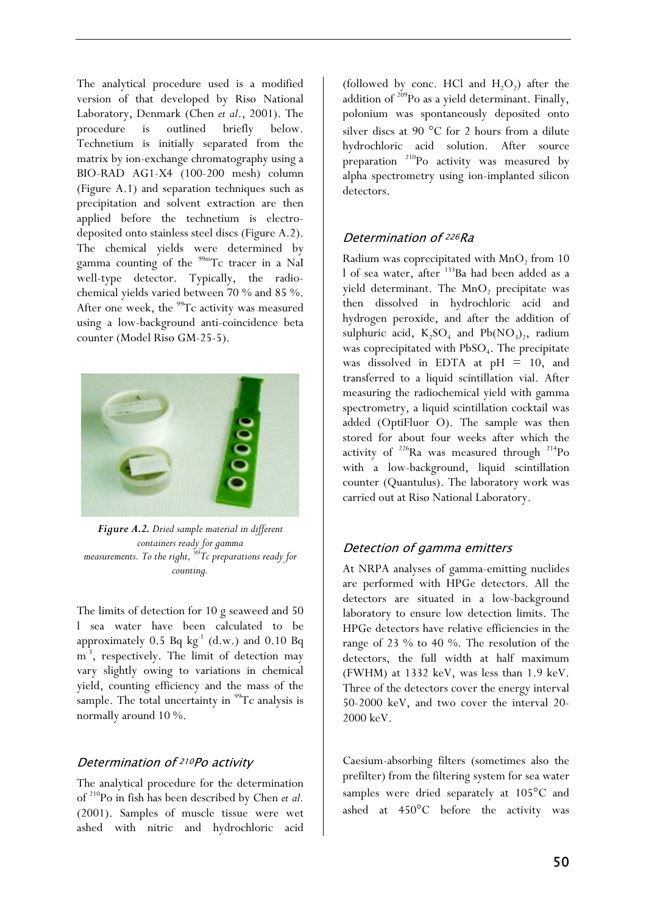The analytical procedure used is a modified version of that developed by Risø National Laboratory, Denmark (Chen *et al.*, 2001). The procedure is outlined briefly below. Technetium is initially separated from the matrix by ion-exchange chromatography using a BIO-RAD AG1-X4 (100-200 mesh) column (Figure A.1) and separation techniques such as precipitation and solvent extraction are then applied before the technetium is electro-deposited onto stainless steel discs (Figure A.2). The chemical yields were determined by gamma counting of the $^{99m}$Tc tracer in a NaI well-type detector. Typically, the radio-chemical yields varied between 70 % and 85 %. After one week, the $^{99}$Tc activity was measured using a low-background anti-coincidence beta counter (Model Risø GM-25-5).

***Figure A.2.*** *Dried sample material in different containers ready for gamma measurements. To the right, $^{99}$Tc preparations ready for counting.*

The limits of detection for 10 g seaweed and 50 l sea water have been calculated to be approximately 0.5 Bq kg$^{-1}$ (d.w.) and 0.10 Bq m$^{-3}$, respectively. The limit of detection may vary slightly owing to variations in chemical yield, counting efficiency and the mass of the sample. The total uncertainty in $^{99}$Tc analysis is normally around 10 %.

### Determination of $^{210}$Po activity

The analytical procedure for the determination of $^{210}$Po in fish has been described by Chen *et al.* (2001). Samples of muscle tissue were wet ashed with nitric and hydrochloric acid (followed by conc. HCl and $H_2O_2$) after the addition of $^{209}$Po as a yield determinant. Finally, polonium was spontaneously deposited onto silver discs at 90 °C for 2 hours from a dilute hydrochloric acid solution. After source preparation $^{210}$Po activity was measured by alpha spectrometry using ion-implanted silicon detectors.

### Determination of $^{226}$Ra

Radium was coprecipitated with $MnO_2$ from 10 l of sea water, after $^{133}$Ba had been added as a yield determinant. The $MnO_2$ precipitate was then dissolved in hydrochloric acid and hydrogen peroxide, and after the addition of sulphuric acid, $K_2SO_4$ and $Pb(NO_3)_2$, radium was coprecipitated with $PbSO_4$. The precipitate was dissolved in EDTA at pH = 10, and transferred to a liquid scintillation vial. After measuring the radiochemical yield with gamma spectrometry, a liquid scintillation cocktail was added (OptiFluor O). The sample was then stored for about four weeks after which the activity of $^{226}$Ra was measured through $^{214}$Po with a low-background, liquid scintillation counter (Quantulus). The laboratory work was carried out at Risø National Laboratory.

### Detection of gamma emitters

At NRPA analyses of gamma-emitting nuclides are performed with HPGe detectors. All the detectors are situated in a low-background laboratory to ensure low detection limits. The HPGe detectors have relative efficiencies in the range of 23 % to 40 %. The resolution of the detectors, the full width at half maximum (FWHM) at 1332 keV, was less than 1.9 keV. Three of the detectors cover the energy interval 50-2000 keV, and two cover the interval 20-2000 keV.

Caesium-absorbing filters (sometimes also the prefilter) from the filtering system for sea water samples were dried separately at 105°C and ashed at 450°C before the activity was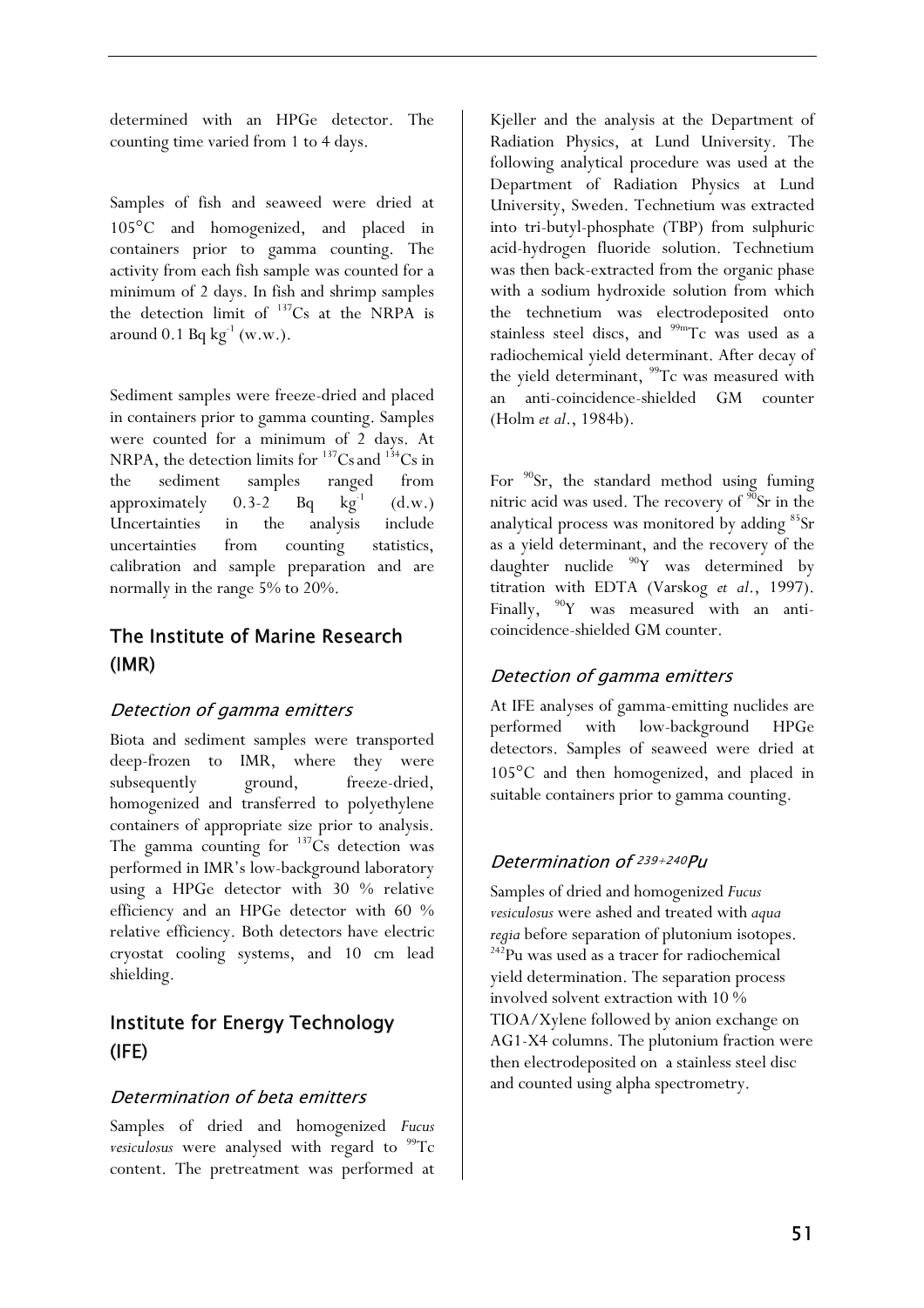determined with an HPGe detector. The counting time varied from 1 to 4 days.

Samples of fish and seaweed were dried at 105°C and homogenized, and placed in containers prior to gamma counting. The activity from each fish sample was counted for a minimum of 2 days. In fish and shrimp samples the detection limit of $^{137}Cs$ at the NRPA is around 0.1 Bq $kg^{-1}$ (w.w.).

Sediment samples were freeze-dried and placed in containers prior to gamma counting. Samples were counted for a minimum of 2 days. At NRPA, the detection limits for $^{137}Cs$ and $^{134}Cs$ in the sediment samples ranged from approximately 0.3-2 Bq $kg^{-1}$ (d.w.) Uncertainties in the analysis include uncertainties from counting statistics, calibration and sample preparation and are normally in the range 5% to 20%.

## The Institute of Marine Research (IMR)

### *Detection of gamma emitters*

Biota and sediment samples were transported deep-frozen to IMR, where they were subsequently ground, freeze-dried, homogenized and transferred to polyethylene containers of appropriate size prior to analysis. The gamma counting for $^{137}Cs$ detection was performed in IMR's low-background laboratory using a HPGe detector with 30 % relative efficiency and an HPGe detector with 60 % relative efficiency. Both detectors have electric cryostat cooling systems, and 10 cm lead shielding.

## Institute for Energy Technology (IFE)

### *Determination of beta emitters*

Samples of dried and homogenized *Fucus vesiculosus* were analysed with regard to $^{99}Tc$ content. The pretreatment was performed at Kjeller and the analysis at the Department of Radiation Physics, at Lund University. The following analytical procedure was used at the Department of Radiation Physics at Lund University, Sweden. Technetium was extracted into tri-butyl-phosphate (TBP) from sulphuric acid-hydrogen fluoride solution. Technetium was then back-extracted from the organic phase with a sodium hydroxide solution from which the technetium was electrodeposited onto stainless steel discs, and $^{99m}Tc$ was used as a radiochemical yield determinant. After decay of the yield determinant, $^{99}Tc$ was measured with an anti-coincidence-shielded GM counter (Holm *et al.*, 1984b).

For $^{90}Sr$, the standard method using fuming nitric acid was used. The recovery of $^{90}Sr$ in the analytical process was monitored by adding $^{85}Sr$ as a yield determinant, and the recovery of the daughter nuclide $^{90}Y$ was determined by titration with EDTA (Varskog *et al.*, 1997). Finally, $^{90}Y$ was measured with an anti-coincidence-shielded GM counter.

### *Detection of gamma emitters*

At IFE analyses of gamma-emitting nuclides are performed with low-background HPGe detectors. Samples of seaweed were dried at 105°C and then homogenized, and placed in suitable containers prior to gamma counting.

### *Determination of $^{239+240}Pu$*

Samples of dried and homogenized *Fucus vesiculosus* were ashed and treated with *aqua regia* before separation of plutonium isotopes. $^{242}Pu$ was used as a tracer for radiochemical yield determination. The separation process involved solvent extraction with 10 % TIOA/Xylene followed by anion exchange on AG1-X4 columns. The plutonium fraction were then electrodeposited on a stainless steel disc and counted using alpha spectrometry.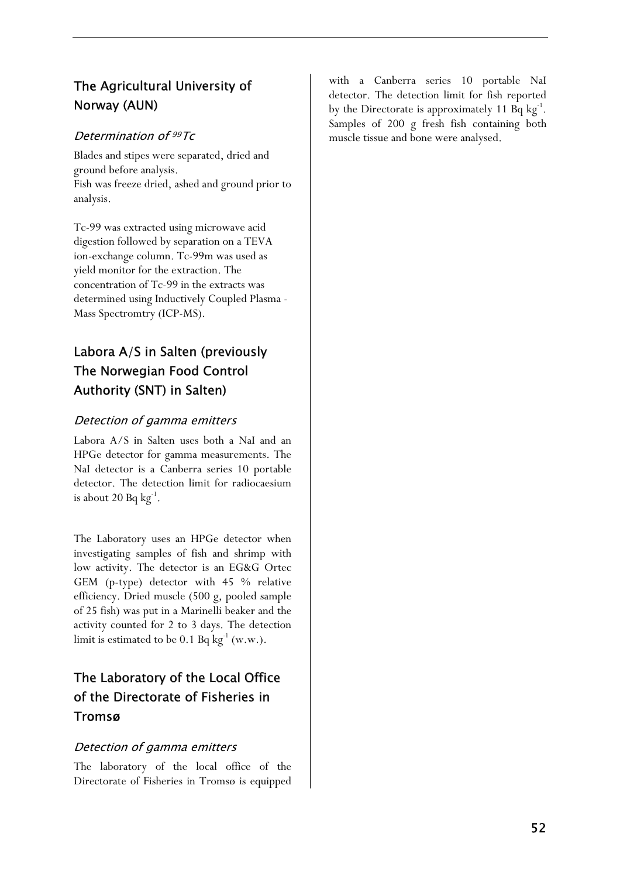## The Agricultural University of Norway (AUN)

### *Determination of $^{99}Tc$*

Blades and stipes were separated, dried and ground before analysis.
Fish was freeze dried, ashed and ground prior to analysis.

Tc-99 was extracted using microwave acid digestion followed by separation on a TEVA ion-exchange column. Tc-99m was used as yield monitor for the extraction. The concentration of Tc-99 in the extracts was determined using Inductively Coupled Plasma - Mass Spectromtry (ICP-MS).

## Labora A/S in Salten (previously The Norwegian Food Control Authority (SNT) in Salten)

### *Detection of gamma emitters*

Labora A/S in Salten uses both a NaI and an HPGe detector for gamma measurements. The NaI detector is a Canberra series 10 portable detector. The detection limit for radiocaesium is about 20 Bq $kg^{-1}$.

The Laboratory uses an HPGe detector when investigating samples of fish and shrimp with low activity. The detector is an EG&G Ortec GEM (p-type) detector with 45 % relative efficiency. Dried muscle (500 g, pooled sample of 25 fish) was put in a Marinelli beaker and the activity counted for 2 to 3 days. The detection limit is estimated to be 0.1 Bq $kg^{-1}$ (w.w.).

## The Laboratory of the Local Office of the Directorate of Fisheries in Tromsø

### *Detection of gamma emitters*

The laboratory of the local office of the Directorate of Fisheries in Tromsø is equipped with a Canberra series 10 portable NaI detector. The detection limit for fish reported by the Directorate is approximately 11 Bq $kg^{-1}$. Samples of 200 g fresh fish containing both muscle tissue and bone were analysed.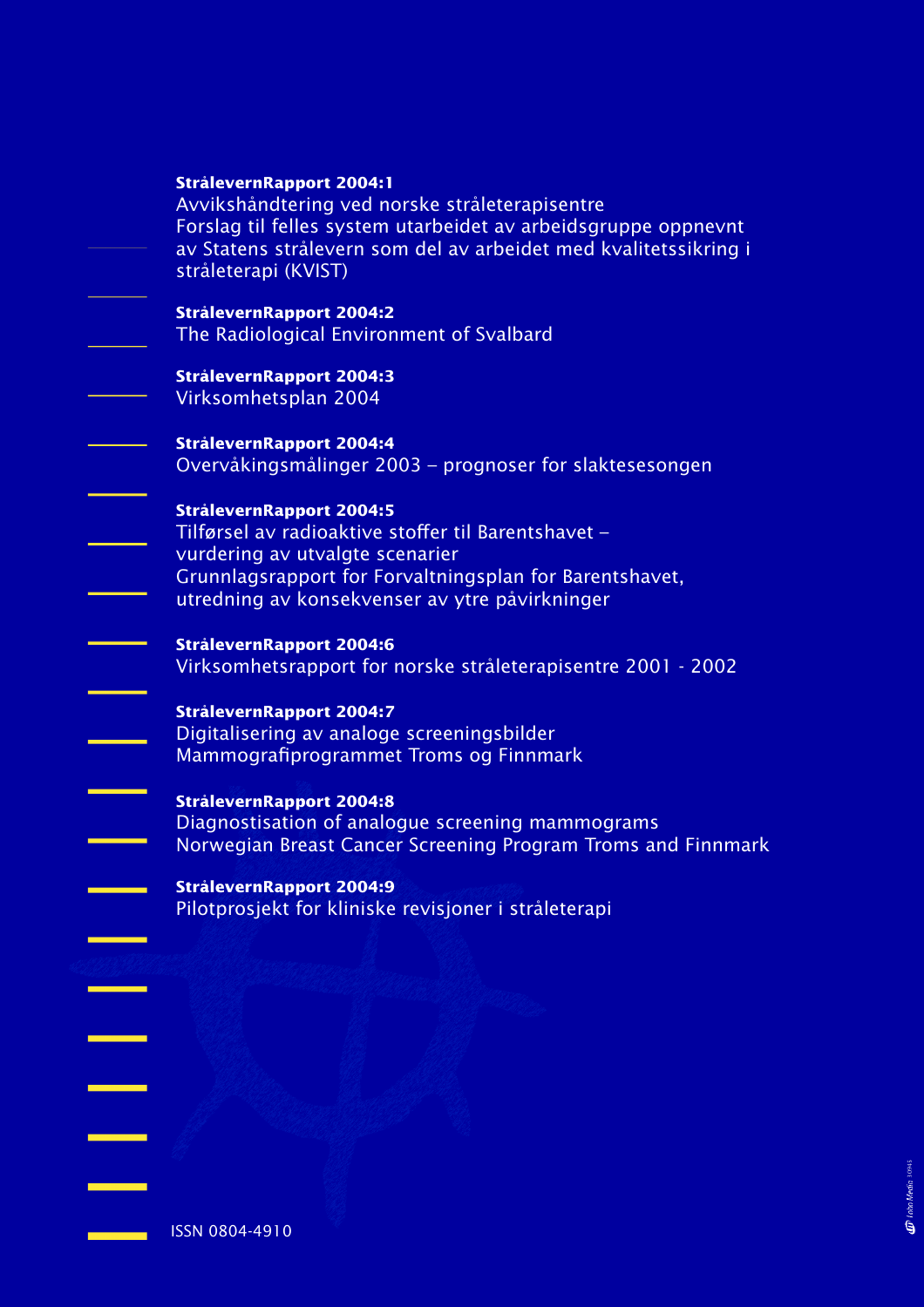**StrålevernRapport 2004:1**
Avvikshåndtering ved norske stråleterapisentre
Forslag til felles system utarbeidet av arbeidsgruppe oppnevnt av Statens strålevern som del av arbeidet med kvalitetssikring i stråleterapi (KVIST)

**StrålevernRapport 2004:2**
The Radiological Environment of Svalbard

**StrålevernRapport 2004:3**
Virksomhetsplan 2004

**StrålevernRapport 2004:4**
Overvåkingsmålinger 2003 – prognoser for slaktesesongen

**StrålevernRapport 2004:5**
Tilførsel av radioaktive stoffer til Barentshavet – vurdering av utvalgte scenarier
Grunnlagsrapport for Forvaltningsplan for Barentshavet, utredning av konsekvenser av ytre påvirkninger

**StrålevernRapport 2004:6**
Virksomhetsrapport for norske stråleterapisentre 2001 - 2002

**StrålevernRapport 2004:7**
Digitalisering av analoge screeningsbilder
Mammografiprogrammet Troms og Finnmark

**StrålevernRapport 2004:8**
Diagnostisation of analogue screening mammograms
Norwegian Breast Cancer Screening Program Troms and Finnmark

**StrålevernRapport 2004:9**
Pilotprosjekt for kliniske revisjoner i stråleterapi

ISSN 0804-4910